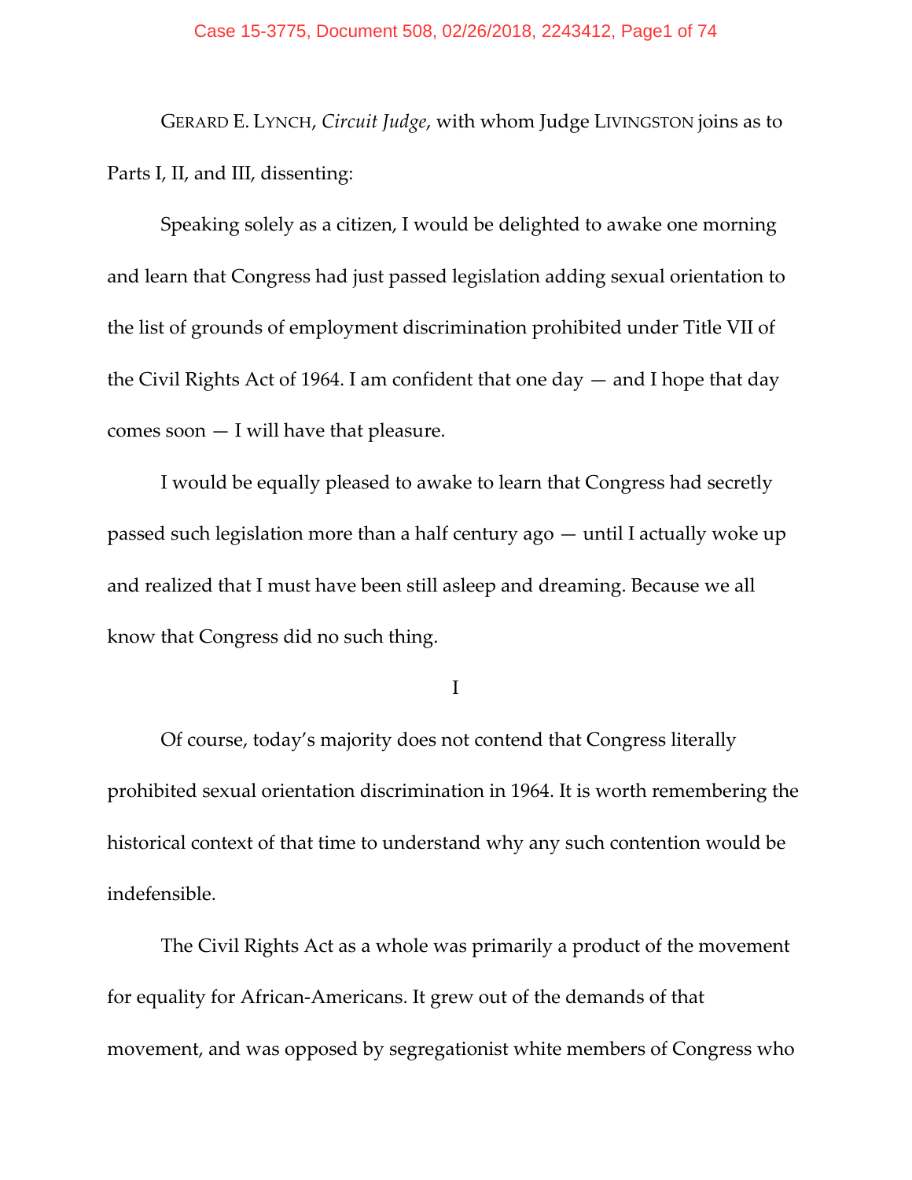GERARD E. LYNCH, *Circuit Judge*, with whom Judge LIVINGSTON joins as to Parts I, II, and III, dissenting:

Speaking solely as a citizen, I would be delighted to awake one morning and learn that Congress had just passed legislation adding sexual orientation to the list of grounds of employment discrimination prohibited under Title VII of the Civil Rights Act of 1964. I am confident that one day — and I hope that day comes soon — I will have that pleasure.

I would be equally pleased to awake to learn that Congress had secretly passed such legislation more than a half century ago — until I actually woke up and realized that I must have been still asleep and dreaming. Because we all know that Congress did no such thing.

## I

Of course, today's majority does not contend that Congress literally prohibited sexual orientation discrimination in 1964. It is worth remembering the historical context of that time to understand why any such contention would be indefensible.

The Civil Rights Act as a whole was primarily a product of the movement for equality for African-Americans. It grew out of the demands of that movement, and was opposed by segregationist white members of Congress who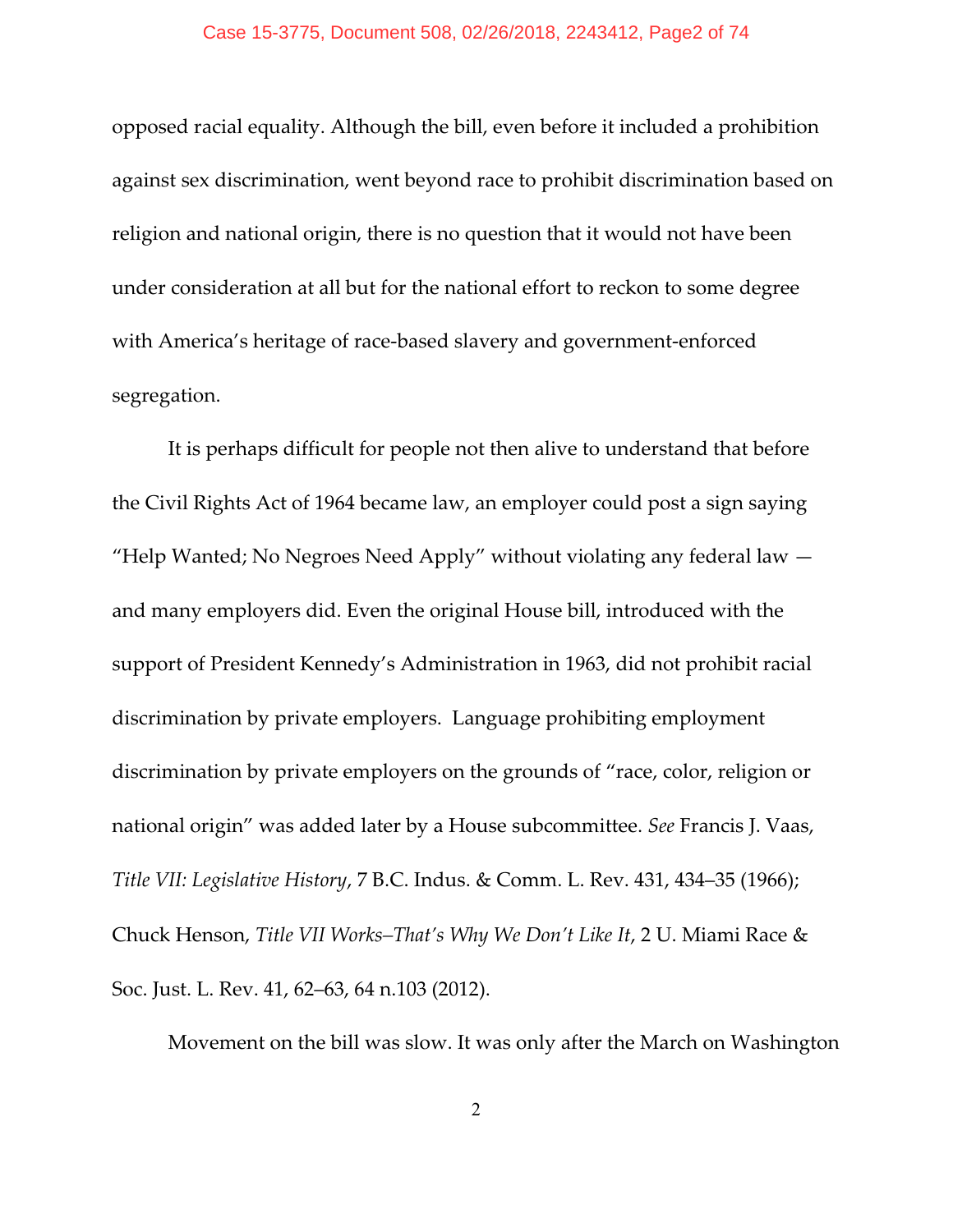opposed racial equality. Although the bill, even before it included a prohibition against sex discrimination, went beyond race to prohibit discrimination based on religion and national origin, there is no question that it would not have been under consideration at all but for the national effort to reckon to some degree with America's heritage of race-based slavery and government-enforced segregation.

It is perhaps difficult for people not then alive to understand that before the Civil Rights Act of 1964 became law, an employer could post a sign saying "Help Wanted; No Negroes Need Apply" without violating any federal law — and many employers did. Even the original House bill, introduced with the support of President Kennedy's Administration in 1963, did not prohibit racial discrimination by private employers. Language prohibiting employment discrimination by private employers on the grounds of "race, color, religion or national origin" was added later by a House subcommittee. *See* Francis J. Vaas, *Title VII: Legislative History*, 7 B.C. Indus. & Comm. L. Rev. 431, 434–35 (1966); Chuck Henson, *Title VII Works–That's Why We Don't Like It*, 2 U. Miami Race & Soc. Just. L. Rev. 41, 62–63, 64 n.103 (2012).

Movement on the bill was slow. It was only after the March on Washington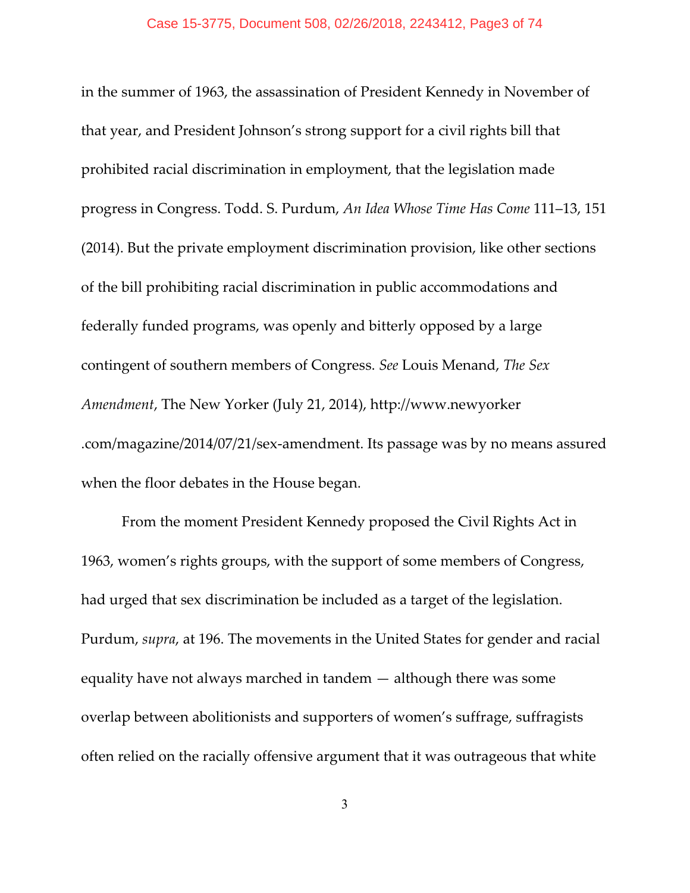in the summer of 1963, the assassination of President Kennedy in November of that year, and President Johnson's strong support for a civil rights bill that prohibited racial discrimination in employment, that the legislation made progress in Congress. Todd. S. Purdum, *An Idea Whose Time Has Come* 111–13, 151 (2014). But the private employment discrimination provision, like other sections of the bill prohibiting racial discrimination in public accommodations and federally funded programs, was openly and bitterly opposed by a large contingent of southern members of Congress. *See* Louis Menand, *The Sex Amendment*, The New Yorker (July 21, 2014), http://www.newyorker.com/magazine/2014/07/21/sex-amendment. Its passage was by no means assured when the floor debates in the House began.

From the moment President Kennedy proposed the Civil Rights Act in 1963, women's rights groups, with the support of some members of Congress, had urged that sex discrimination be included as a target of the legislation. Purdum, *supra*, at 196. The movements in the United States for gender and racial equality have not always marched in tandem — although there was some overlap between abolitionists and supporters of women's suffrage, suffragists often relied on the racially offensive argument that it was outrageous that white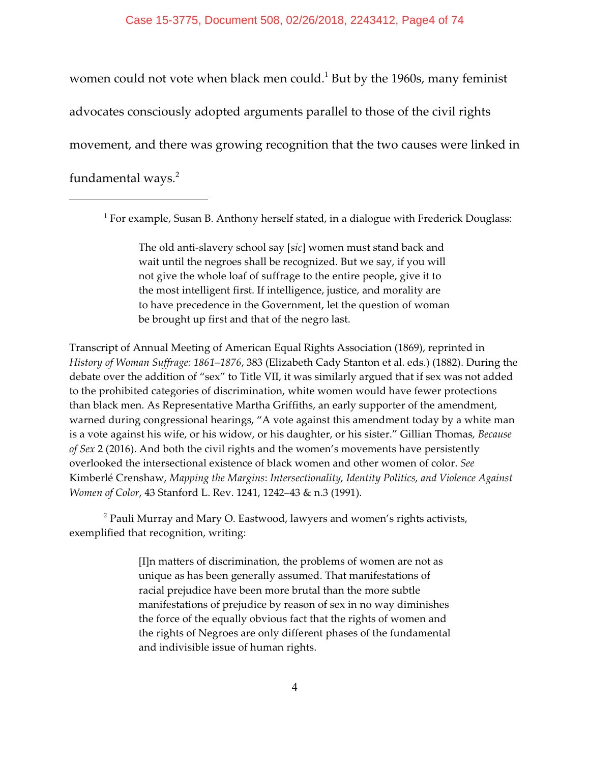women could not vote when black men could.[1] But by the 1960s, many feminist advocates consciously adopted arguments parallel to those of the civil rights movement, and there was growing recognition that the two causes were linked in fundamental ways.[2]

---

[1] For example, Susan B. Anthony herself stated, in a dialogue with Frederick Douglass:

> The old anti-slavery school say [*sic*] women must stand back and wait until the negroes shall be recognized. But we say, if you will not give the whole loaf of suffrage to the entire people, give it to the most intelligent first. If intelligence, justice, and morality are to have precedence in the Government, let the question of woman be brought up first and that of the negro last.

Transcript of Annual Meeting of American Equal Rights Association (1869), reprinted in *History of Woman Suffrage: 1861–1876*, 383 (Elizabeth Cady Stanton et al. eds.) (1882). During the debate over the addition of "sex" to Title VII, it was similarly argued that if sex was not added to the prohibited categories of discrimination, white women would have fewer protections than black men. As Representative Martha Griffiths, an early supporter of the amendment, warned during congressional hearings, "A vote against this amendment today by a white man is a vote against his wife, or his widow, or his daughter, or his sister." Gillian Thomas, *Because of Sex* 2 (2016). And both the civil rights and the women's movements have persistently overlooked the intersectional existence of black women and other women of color. *See* Kimberlé Crenshaw, *Mapping the Margins*: *Intersectionality, Identity Politics, and Violence Against Women of Color*, 43 Stanford L. Rev. 1241, 1242–43 & n.3 (1991).

[2] Pauli Murray and Mary O. Eastwood, lawyers and women's rights activists, exemplified that recognition, writing:

> [I]n matters of discrimination, the problems of women are not as unique as has been generally assumed. That manifestations of racial prejudice have been more brutal than the more subtle manifestations of prejudice by reason of sex in no way diminishes the force of the equally obvious fact that the rights of women and the rights of Negroes are only different phases of the fundamental and indivisible issue of human rights.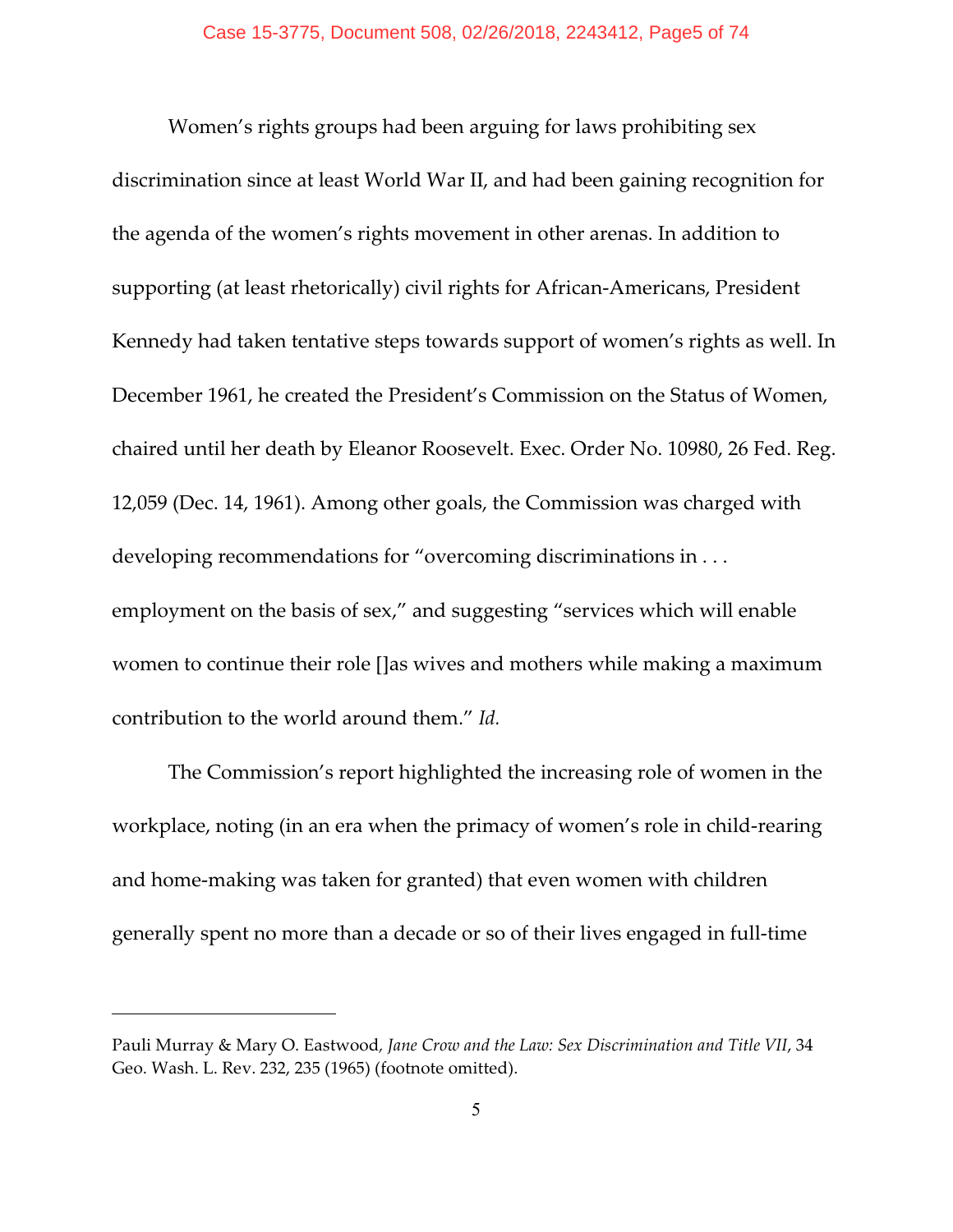Women's rights groups had been arguing for laws prohibiting sex discrimination since at least World War II, and had been gaining recognition for the agenda of the women's rights movement in other arenas. In addition to supporting (at least rhetorically) civil rights for African-Americans, President Kennedy had taken tentative steps towards support of women's rights as well. In December 1961, he created the President's Commission on the Status of Women, chaired until her death by Eleanor Roosevelt. Exec. Order No. 10980, 26 Fed. Reg. 12,059 (Dec. 14, 1961). Among other goals, the Commission was charged with developing recommendations for "overcoming discriminations in . . . employment on the basis of sex," and suggesting "services which will enable women to continue their role []as wives and mothers while making a maximum contribution to the world around them." *Id.*

The Commission's report highlighted the increasing role of women in the workplace, noting (in an era when the primacy of women's role in child-rearing and home-making was taken for granted) that even women with children generally spent no more than a decade or so of their lives engaged in full-time

---

Pauli Murray & Mary O. Eastwood, *Jane Crow and the Law: Sex Discrimination and Title VII*, 34 Geo. Wash. L. Rev. 232, 235 (1965) (footnote omitted).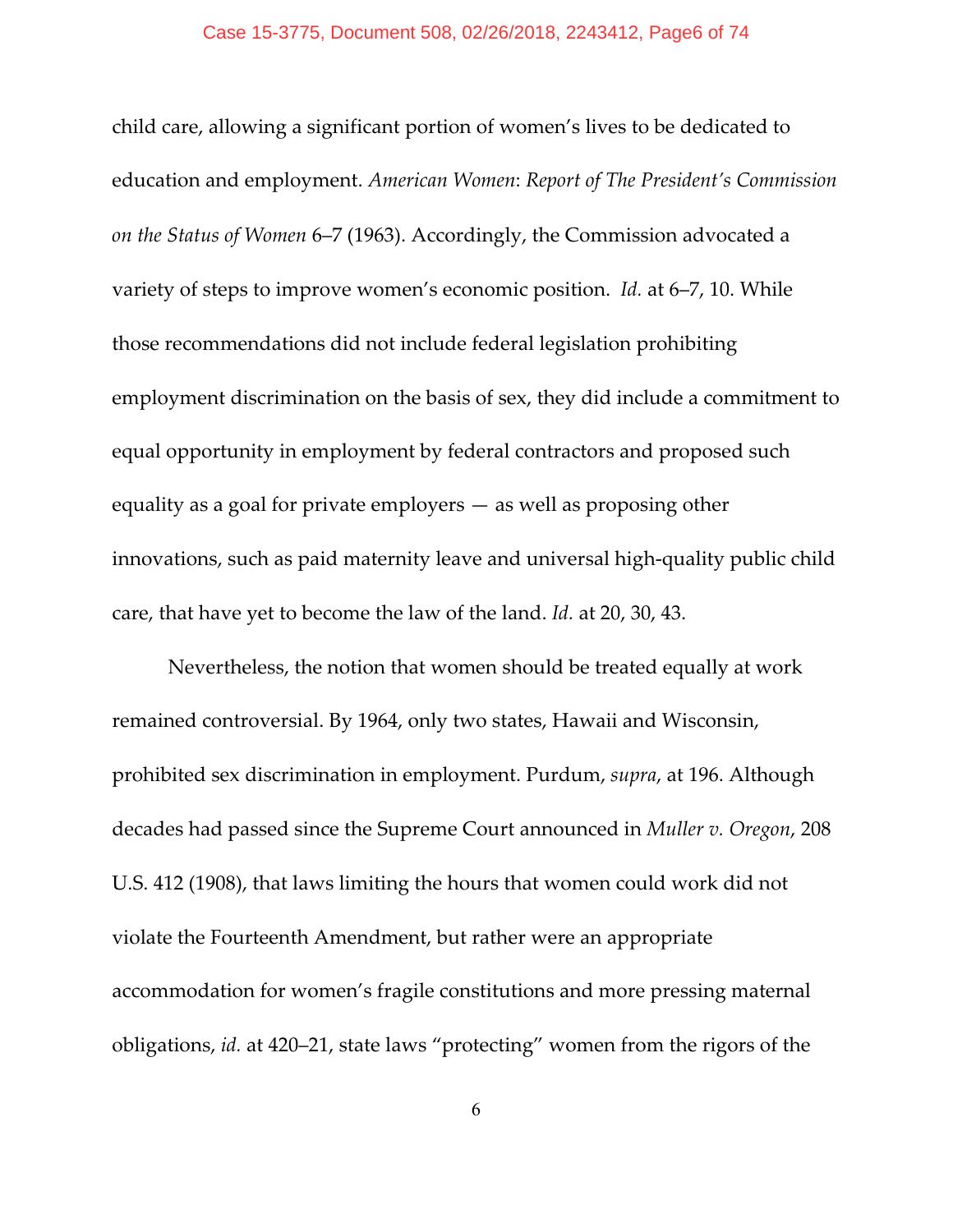child care, allowing a significant portion of women's lives to be dedicated to education and employment. *American Women*: *Report of The President's Commission on the Status of Women* 6–7 (1963). Accordingly, the Commission advocated a variety of steps to improve women's economic position. *Id.* at 6–7, 10. While those recommendations did not include federal legislation prohibiting employment discrimination on the basis of sex, they did include a commitment to equal opportunity in employment by federal contractors and proposed such equality as a goal for private employers — as well as proposing other innovations, such as paid maternity leave and universal high-quality public child care, that have yet to become the law of the land. *Id.* at 20, 30, 43.

Nevertheless, the notion that women should be treated equally at work remained controversial. By 1964, only two states, Hawaii and Wisconsin, prohibited sex discrimination in employment. Purdum, *supra*, at 196. Although decades had passed since the Supreme Court announced in *Muller v. Oregon*, 208 U.S. 412 (1908), that laws limiting the hours that women could work did not violate the Fourteenth Amendment, but rather were an appropriate accommodation for women's fragile constitutions and more pressing maternal obligations, *id.* at 420–21, state laws "protecting" women from the rigors of the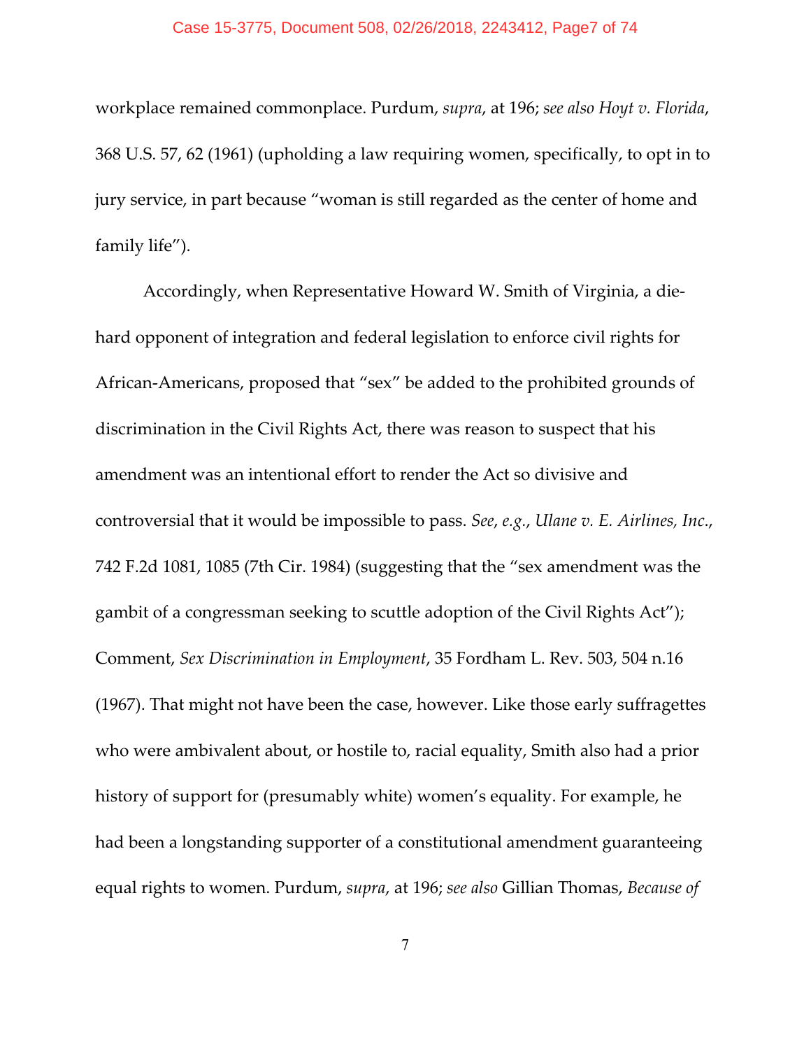workplace remained commonplace. Purdum, *supra*, at 196; *see also Hoyt v. Florida*, 368 U.S. 57, 62 (1961) (upholding a law requiring women, specifically, to opt in to jury service, in part because "woman is still regarded as the center of home and family life").

Accordingly, when Representative Howard W. Smith of Virginia, a die-hard opponent of integration and federal legislation to enforce civil rights for African-Americans, proposed that "sex" be added to the prohibited grounds of discrimination in the Civil Rights Act, there was reason to suspect that his amendment was an intentional effort to render the Act so divisive and controversial that it would be impossible to pass. *See, e.g.*, *Ulane v. E. Airlines, Inc.*, 742 F.2d 1081, 1085 (7th Cir. 1984) (suggesting that the "sex amendment was the gambit of a congressman seeking to scuttle adoption of the Civil Rights Act"); Comment, *Sex Discrimination in Employment*, 35 Fordham L. Rev. 503, 504 n.16 (1967). That might not have been the case, however. Like those early suffragettes who were ambivalent about, or hostile to, racial equality, Smith also had a prior history of support for (presumably white) women's equality. For example, he had been a longstanding supporter of a constitutional amendment guaranteeing equal rights to women. Purdum, *supra*, at 196; *see also* Gillian Thomas, *Because of*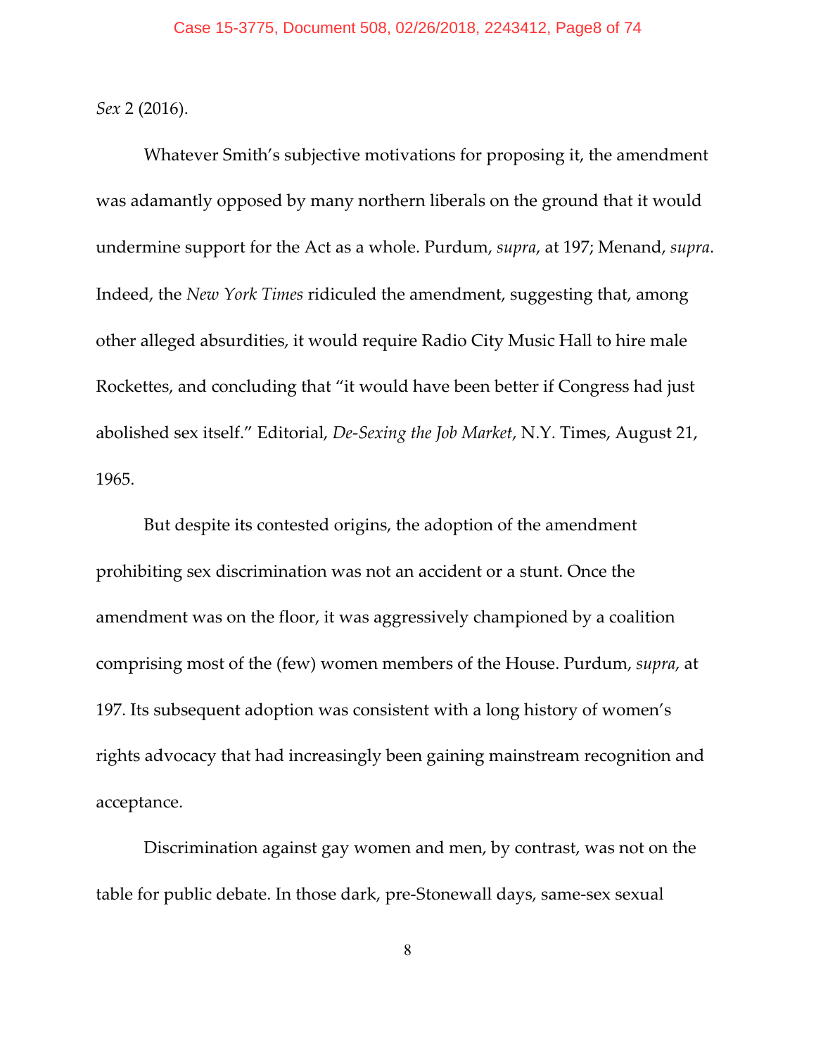*Sex* 2 (2016).

Whatever Smith's subjective motivations for proposing it, the amendment was adamantly opposed by many northern liberals on the ground that it would undermine support for the Act as a whole. Purdum, *supra*, at 197; Menand, *supra*. Indeed, the *New York Times* ridiculed the amendment, suggesting that, among other alleged absurdities, it would require Radio City Music Hall to hire male Rockettes, and concluding that "it would have been better if Congress had just abolished sex itself." Editorial, *De-Sexing the Job Market*, N.Y. Times, August 21, 1965.

But despite its contested origins, the adoption of the amendment prohibiting sex discrimination was not an accident or a stunt. Once the amendment was on the floor, it was aggressively championed by a coalition comprising most of the (few) women members of the House. Purdum, *supra*, at 197. Its subsequent adoption was consistent with a long history of women's rights advocacy that had increasingly been gaining mainstream recognition and acceptance.

Discrimination against gay women and men, by contrast, was not on the table for public debate. In those dark, pre-Stonewall days, same-sex sexual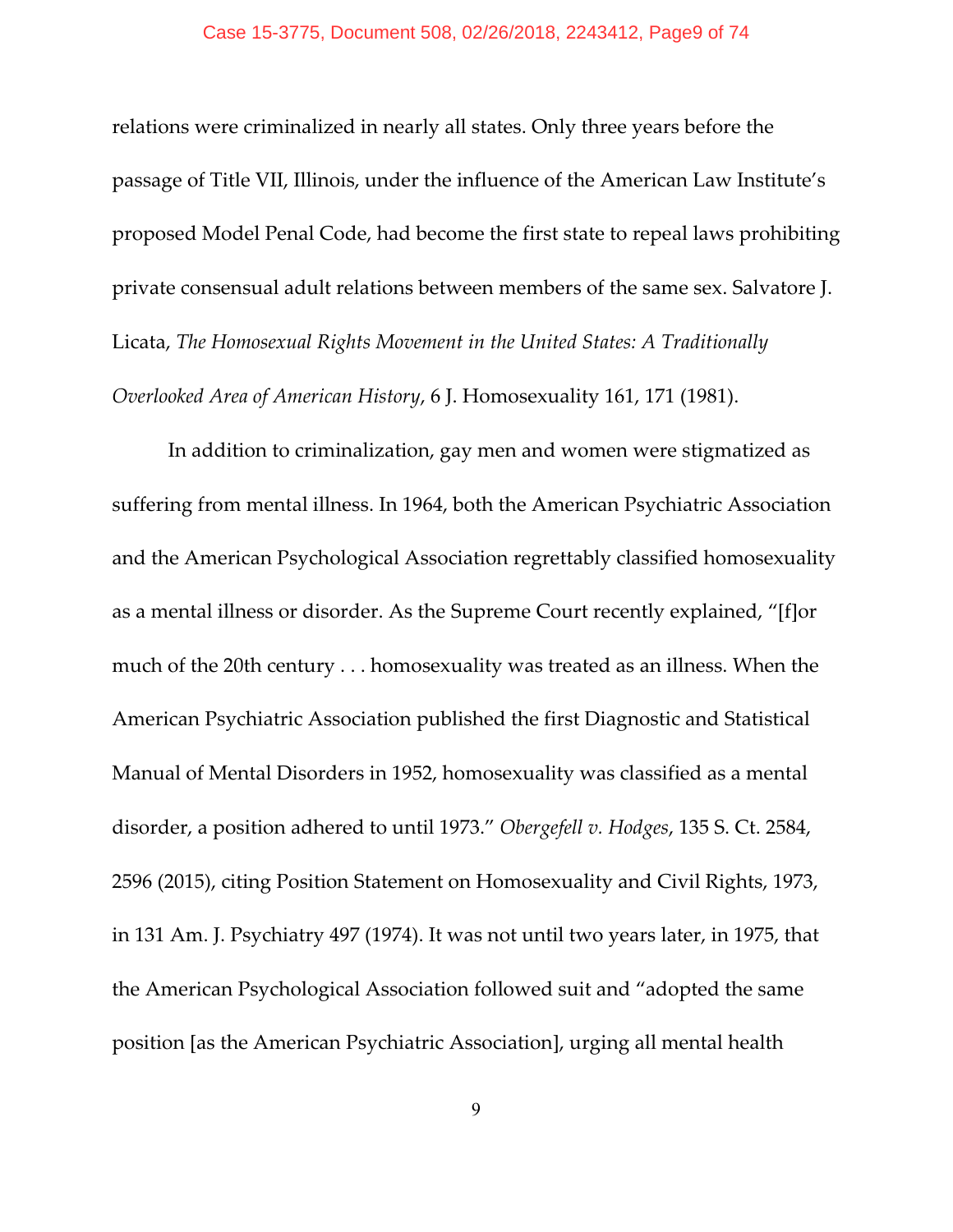relations were criminalized in nearly all states. Only three years before the passage of Title VII, Illinois, under the influence of the American Law Institute's proposed Model Penal Code, had become the first state to repeal laws prohibiting private consensual adult relations between members of the same sex. Salvatore J. Licata, *The Homosexual Rights Movement in the United States: A Traditionally Overlooked Area of American History*, 6 J. Homosexuality 161, 171 (1981).

In addition to criminalization, gay men and women were stigmatized as suffering from mental illness. In 1964, both the American Psychiatric Association and the American Psychological Association regrettably classified homosexuality as a mental illness or disorder. As the Supreme Court recently explained, "[f]or much of the 20th century . . . homosexuality was treated as an illness. When the American Psychiatric Association published the first Diagnostic and Statistical Manual of Mental Disorders in 1952, homosexuality was classified as a mental disorder, a position adhered to until 1973." *Obergefell v. Hodges*, 135 S. Ct. 2584, 2596 (2015), citing Position Statement on Homosexuality and Civil Rights, 1973, in 131 Am. J. Psychiatry 497 (1974). It was not until two years later, in 1975, that the American Psychological Association followed suit and "adopted the same position [as the American Psychiatric Association], urging all mental health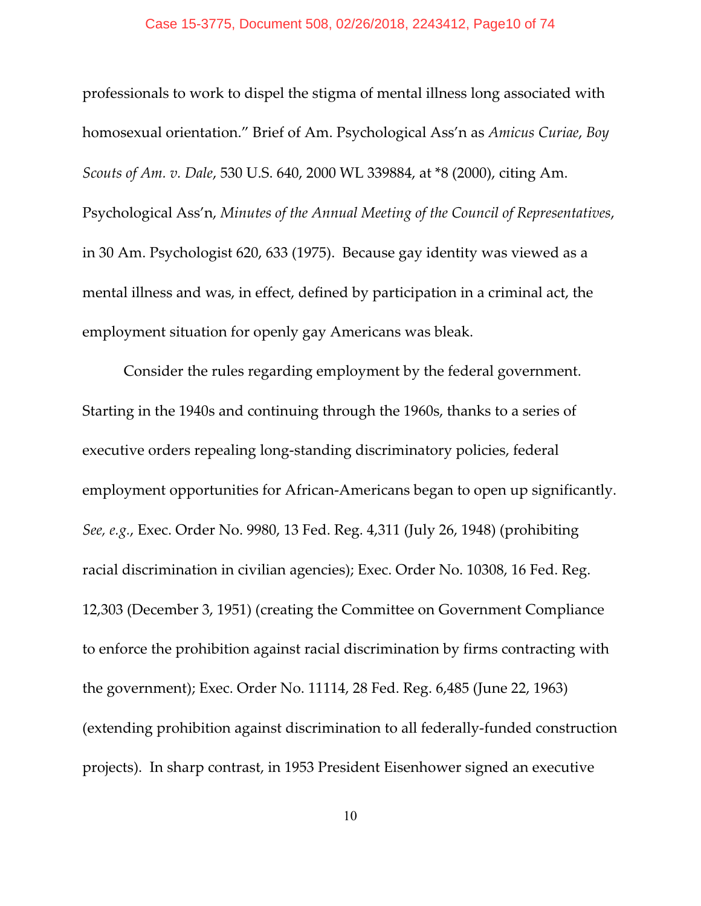professionals to work to dispel the stigma of mental illness long associated with homosexual orientation." Brief of Am. Psychological Ass'n as *Amicus Curiae*, *Boy Scouts of Am. v. Dale*, 530 U.S. 640, 2000 WL 339884, at *8 (2000), citing Am. Psychological Ass'n, *Minutes of the Annual Meeting of the Council of Representatives*, in 30 Am. Psychologist 620, 633 (1975). Because gay identity was viewed as a mental illness and was, in effect, defined by participation in a criminal act, the employment situation for openly gay Americans was bleak.

Consider the rules regarding employment by the federal government. Starting in the 1940s and continuing through the 1960s, thanks to a series of executive orders repealing long-standing discriminatory policies, federal employment opportunities for African-Americans began to open up significantly. *See, e.g.*, Exec. Order No. 9980, 13 Fed. Reg. 4,311 (July 26, 1948) (prohibiting racial discrimination in civilian agencies); Exec. Order No. 10308, 16 Fed. Reg. 12,303 (December 3, 1951) (creating the Committee on Government Compliance to enforce the prohibition against racial discrimination by firms contracting with the government); Exec. Order No. 11114, 28 Fed. Reg. 6,485 (June 22, 1963) (extending prohibition against discrimination to all federally-funded construction projects). In sharp contrast, in 1953 President Eisenhower signed an executive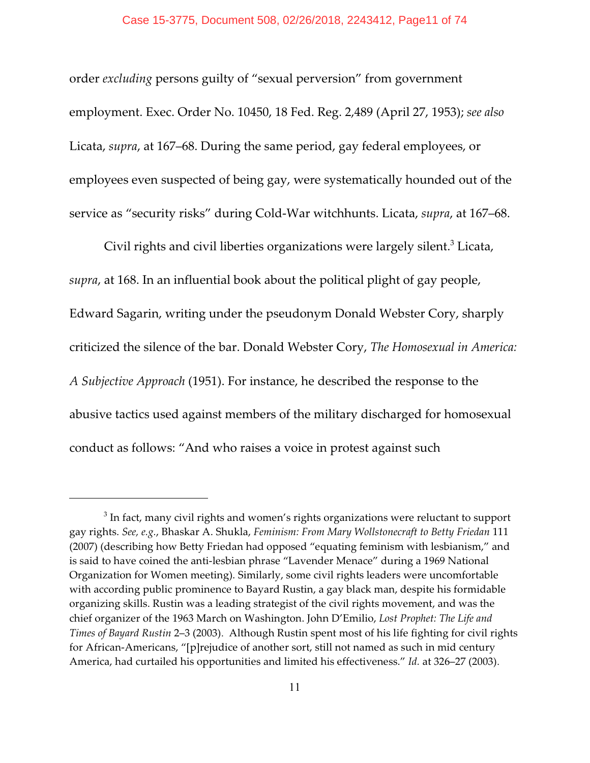order *excluding* persons guilty of "sexual perversion" from government employment. Exec. Order No. 10450, 18 Fed. Reg. 2,489 (April 27, 1953); *see also* Licata, *supra*, at 167–68. During the same period, gay federal employees, or employees even suspected of being gay, were systematically hounded out of the service as "security risks" during Cold-War witchhunts. Licata, *supra*, at 167–68.

Civil rights and civil liberties organizations were largely silent.[3] Licata, *supra*, at 168. In an influential book about the political plight of gay people, Edward Sagarin, writing under the pseudonym Donald Webster Cory, sharply criticized the silence of the bar. Donald Webster Cory, *The Homosexual in America: A Subjective Approach* (1951). For instance, he described the response to the abusive tactics used against members of the military discharged for homosexual conduct as follows: "And who raises a voice in protest against such

---

[3] In fact, many civil rights and women's rights organizations were reluctant to support gay rights. *See, e.g.*, Bhaskar A. Shukla, *Feminism: From Mary Wollstonecraft to Betty Friedan* 111 (2007) (describing how Betty Friedan had opposed "equating feminism with lesbianism," and is said to have coined the anti-lesbian phrase "Lavender Menace" during a 1969 National Organization for Women meeting). Similarly, some civil rights leaders were uncomfortable with according public prominence to Bayard Rustin, a gay black man, despite his formidable organizing skills. Rustin was a leading strategist of the civil rights movement, and was the chief organizer of the 1963 March on Washington. John D'Emilio, *Lost Prophet: The Life and Times of Bayard Rustin* 2–3 (2003). Although Rustin spent most of his life fighting for civil rights for African-Americans, "[p]rejudice of another sort, still not named as such in mid century America, had curtailed his opportunities and limited his effectiveness." *Id.* at 326–27 (2003).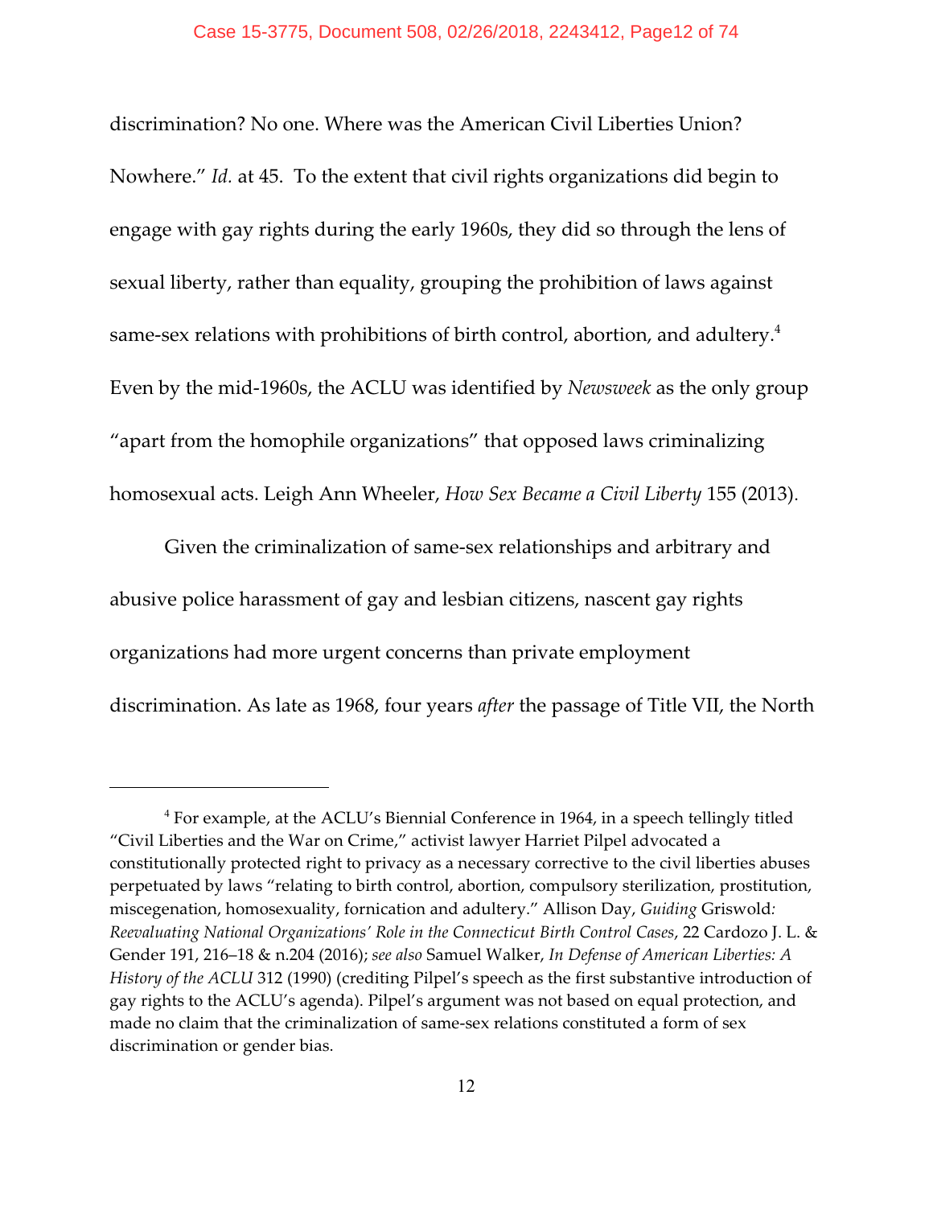discrimination? No one. Where was the American Civil Liberties Union? Nowhere." *Id.* at 45. To the extent that civil rights organizations did begin to engage with gay rights during the early 1960s, they did so through the lens of sexual liberty, rather than equality, grouping the prohibition of laws against same-sex relations with prohibitions of birth control, abortion, and adultery.[4] Even by the mid-1960s, the ACLU was identified by *Newsweek* as the only group "apart from the homophile organizations" that opposed laws criminalizing homosexual acts. Leigh Ann Wheeler, *How Sex Became a Civil Liberty* 155 (2013).

Given the criminalization of same-sex relationships and arbitrary and abusive police harassment of gay and lesbian citizens, nascent gay rights organizations had more urgent concerns than private employment discrimination. As late as 1968, four years *after* the passage of Title VII, the North

---

[4] For example, at the ACLU's Biennial Conference in 1964, in a speech tellingly titled "Civil Liberties and the War on Crime," activist lawyer Harriet Pilpel advocated a constitutionally protected right to privacy as a necessary corrective to the civil liberties abuses perpetuated by laws "relating to birth control, abortion, compulsory sterilization, prostitution, miscegenation, homosexuality, fornication and adultery." Allison Day, *Guiding* Griswold*: Reevaluating National Organizations' Role in the Connecticut Birth Control Cases*, 22 Cardozo J. L. & Gender 191, 216–18 & n.204 (2016); *see also* Samuel Walker, *In Defense of American Liberties: A History of the ACLU* 312 (1990) (crediting Pilpel's speech as the first substantive introduction of gay rights to the ACLU's agenda). Pilpel's argument was not based on equal protection, and made no claim that the criminalization of same-sex relations constituted a form of sex discrimination or gender bias.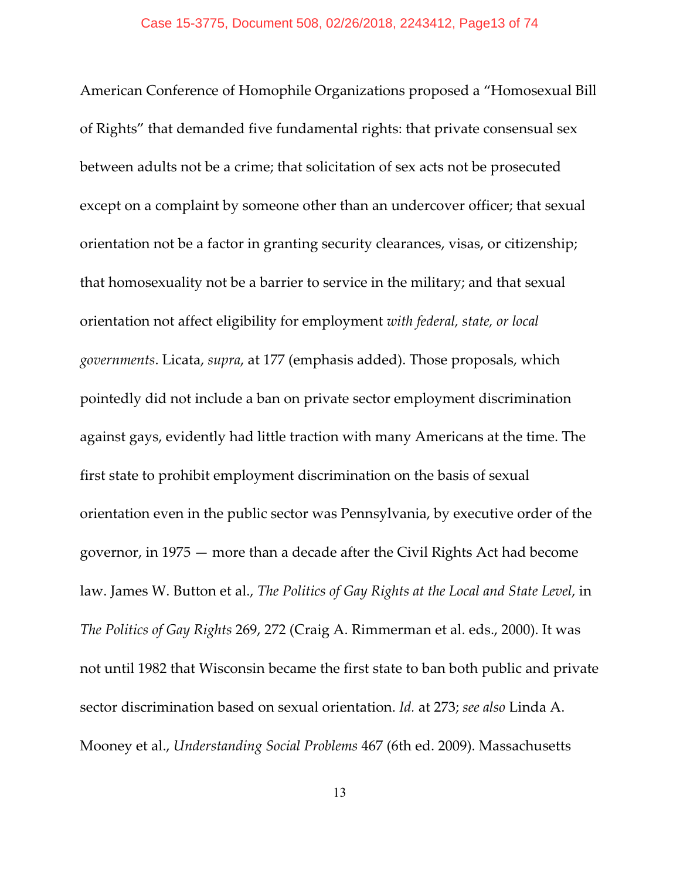American Conference of Homophile Organizations proposed a "Homosexual Bill of Rights" that demanded five fundamental rights: that private consensual sex between adults not be a crime; that solicitation of sex acts not be prosecuted except on a complaint by someone other than an undercover officer; that sexual orientation not be a factor in granting security clearances, visas, or citizenship; that homosexuality not be a barrier to service in the military; and that sexual orientation not affect eligibility for employment *with federal, state, or local governments*. Licata, *supra*, at 177 (emphasis added). Those proposals, which pointedly did not include a ban on private sector employment discrimination against gays, evidently had little traction with many Americans at the time. The first state to prohibit employment discrimination on the basis of sexual orientation even in the public sector was Pennsylvania, by executive order of the governor, in 1975 — more than a decade after the Civil Rights Act had become law. James W. Button et al., *The Politics of Gay Rights at the Local and State Level*, in *The Politics of Gay Rights* 269, 272 (Craig A. Rimmerman et al. eds., 2000). It was not until 1982 that Wisconsin became the first state to ban both public and private sector discrimination based on sexual orientation. *Id.* at 273; *see also* Linda A. Mooney et al., *Understanding Social Problems* 467 (6th ed. 2009). Massachusetts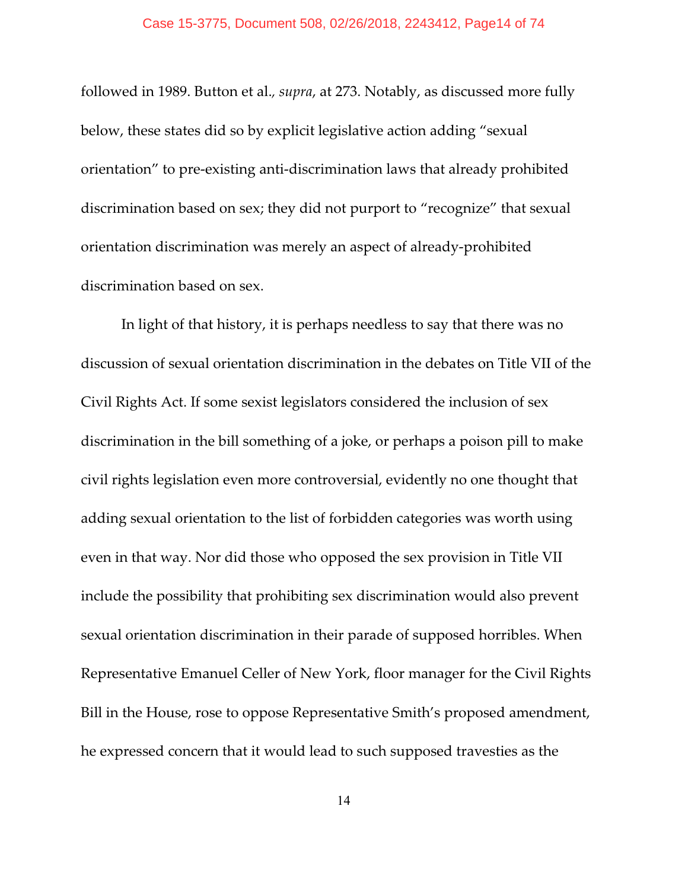followed in 1989. Button et al., *supra*, at 273. Notably, as discussed more fully below, these states did so by explicit legislative action adding "sexual orientation" to pre-existing anti-discrimination laws that already prohibited discrimination based on sex; they did not purport to "recognize" that sexual orientation discrimination was merely an aspect of already-prohibited discrimination based on sex.

In light of that history, it is perhaps needless to say that there was no discussion of sexual orientation discrimination in the debates on Title VII of the Civil Rights Act. If some sexist legislators considered the inclusion of sex discrimination in the bill something of a joke, or perhaps a poison pill to make civil rights legislation even more controversial, evidently no one thought that adding sexual orientation to the list of forbidden categories was worth using even in that way. Nor did those who opposed the sex provision in Title VII include the possibility that prohibiting sex discrimination would also prevent sexual orientation discrimination in their parade of supposed horribles. When Representative Emanuel Celler of New York, floor manager for the Civil Rights Bill in the House, rose to oppose Representative Smith's proposed amendment, he expressed concern that it would lead to such supposed travesties as the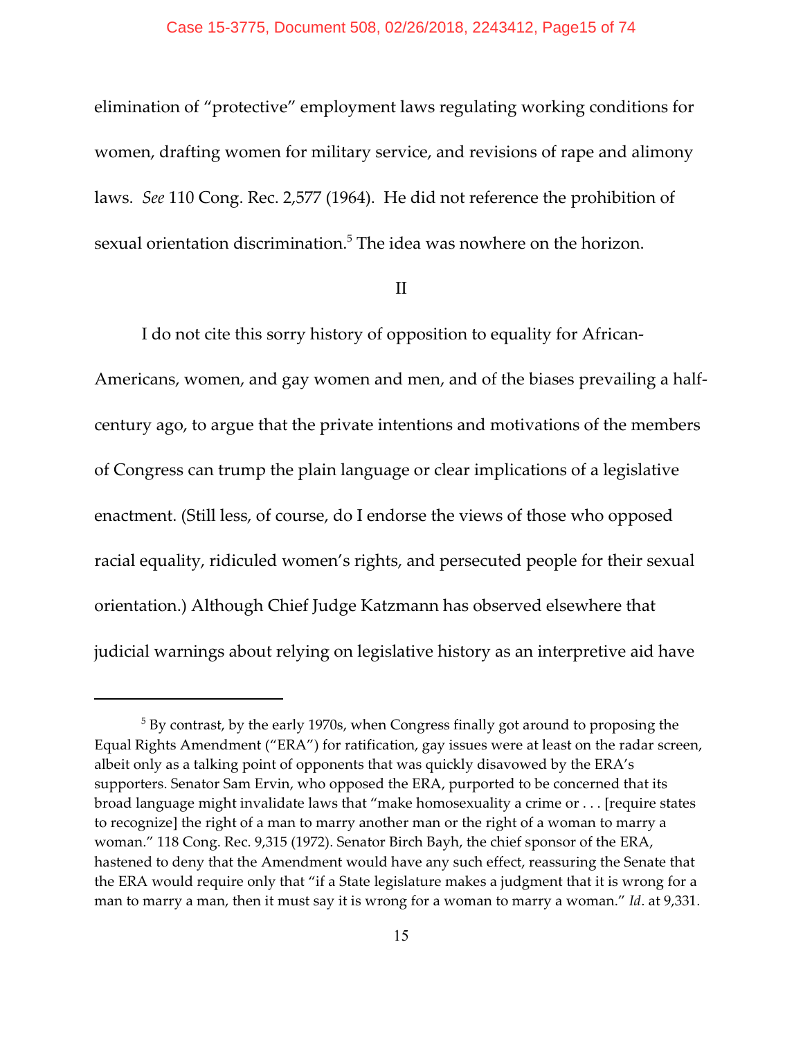elimination of "protective" employment laws regulating working conditions for women, drafting women for military service, and revisions of rape and alimony laws. *See* 110 Cong. Rec. 2,577 (1964). He did not reference the prohibition of sexual orientation discrimination.[5] The idea was nowhere on the horizon.

## II

I do not cite this sorry history of opposition to equality for African-Americans, women, and gay women and men, and of the biases prevailing a half-century ago, to argue that the private intentions and motivations of the members of Congress can trump the plain language or clear implications of a legislative enactment. (Still less, of course, do I endorse the views of those who opposed racial equality, ridiculed women's rights, and persecuted people for their sexual orientation.) Although Chief Judge Katzmann has observed elsewhere that judicial warnings about relying on legislative history as an interpretive aid have

---

[5] By contrast, by the early 1970s, when Congress finally got around to proposing the Equal Rights Amendment ("ERA") for ratification, gay issues were at least on the radar screen, albeit only as a talking point of opponents that was quickly disavowed by the ERA's supporters. Senator Sam Ervin, who opposed the ERA, purported to be concerned that its broad language might invalidate laws that "make homosexuality a crime or . . . [require states to recognize] the right of a man to marry another man or the right of a woman to marry a woman." 118 Cong. Rec. 9,315 (1972). Senator Birch Bayh, the chief sponsor of the ERA, hastened to deny that the Amendment would have any such effect, reassuring the Senate that the ERA would require only that "if a State legislature makes a judgment that it is wrong for a man to marry a man, then it must say it is wrong for a woman to marry a woman." *Id*. at 9,331.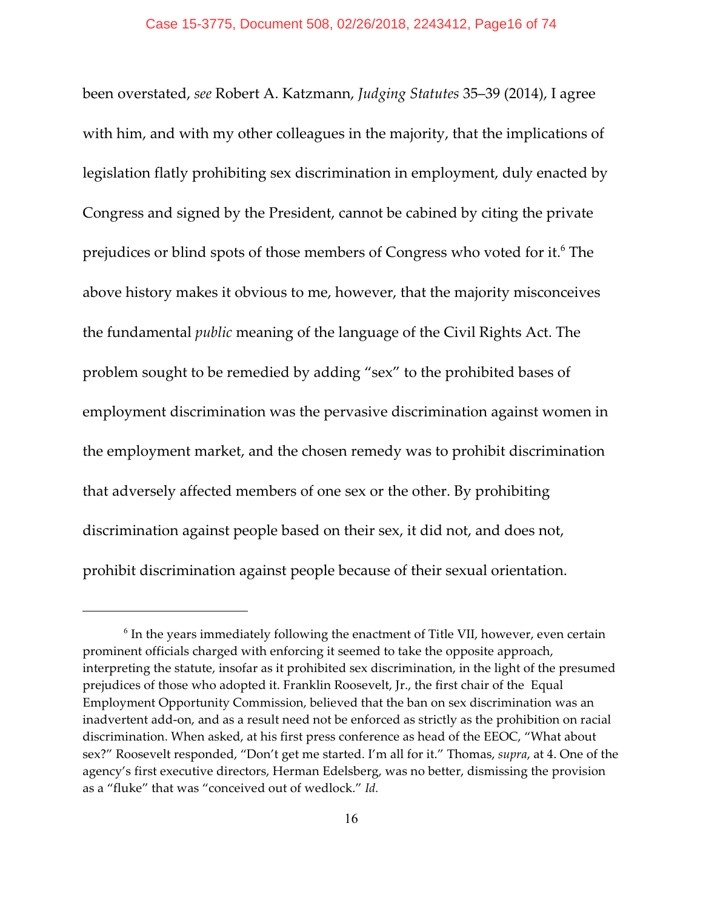been overstated, *see* Robert A. Katzmann, *Judging Statutes* 35–39 (2014), I agree with him, and with my other colleagues in the majority, that the implications of legislation flatly prohibiting sex discrimination in employment, duly enacted by Congress and signed by the President, cannot be cabined by citing the private prejudices or blind spots of those members of Congress who voted for it.[6] The above history makes it obvious to me, however, that the majority misconceives the fundamental *public* meaning of the language of the Civil Rights Act. The problem sought to be remedied by adding "sex" to the prohibited bases of employment discrimination was the pervasive discrimination against women in the employment market, and the chosen remedy was to prohibit discrimination that adversely affected members of one sex or the other. By prohibiting discrimination against people based on their sex, it did not, and does not, prohibit discrimination against people because of their sexual orientation.

---

[6] In the years immediately following the enactment of Title VII, however, even certain prominent officials charged with enforcing it seemed to take the opposite approach, interpreting the statute, insofar as it prohibited sex discrimination, in the light of the presumed prejudices of those who adopted it. Franklin Roosevelt, Jr., the first chair of the Equal Employment Opportunity Commission, believed that the ban on sex discrimination was an inadvertent add-on, and as a result need not be enforced as strictly as the prohibition on racial discrimination. When asked, at his first press conference as head of the EEOC, "What about sex?" Roosevelt responded, "Don't get me started. I'm all for it." Thomas, *supra*, at 4. One of the agency's first executive directors, Herman Edelsberg, was no better, dismissing the provision as a "fluke" that was "conceived out of wedlock." *Id.*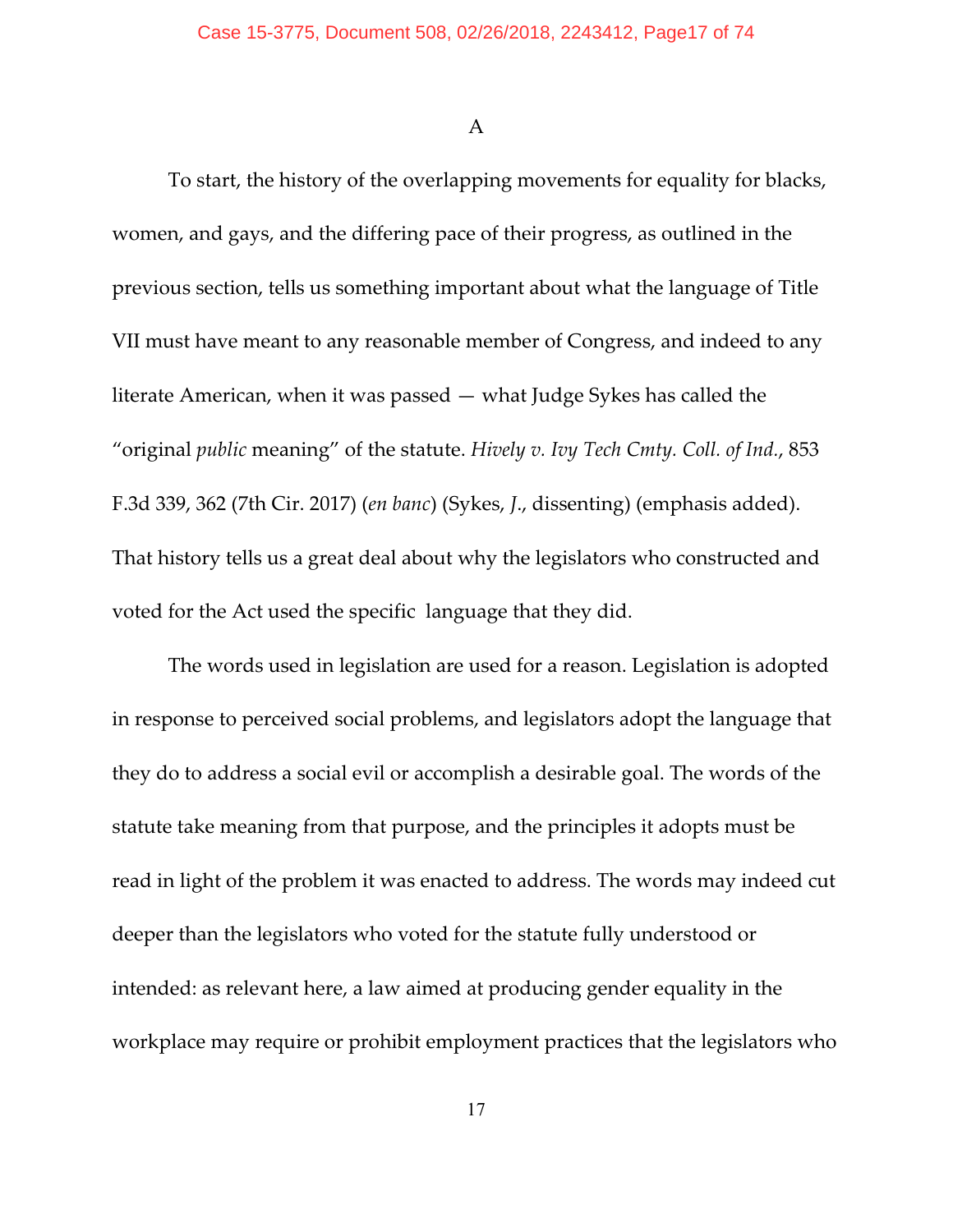A

To start, the history of the overlapping movements for equality for blacks, women, and gays, and the differing pace of their progress, as outlined in the previous section, tells us something important about what the language of Title VII must have meant to any reasonable member of Congress, and indeed to any literate American, when it was passed — what Judge Sykes has called the "original *public* meaning" of the statute. *Hively v. Ivy Tech Cmty. Coll. of Ind.*, 853 F.3d 339, 362 (7th Cir. 2017) (*en banc*) (Sykes, *J*., dissenting) (emphasis added). That history tells us a great deal about why the legislators who constructed and voted for the Act used the specific language that they did.

The words used in legislation are used for a reason. Legislation is adopted in response to perceived social problems, and legislators adopt the language that they do to address a social evil or accomplish a desirable goal. The words of the statute take meaning from that purpose, and the principles it adopts must be read in light of the problem it was enacted to address. The words may indeed cut deeper than the legislators who voted for the statute fully understood or intended: as relevant here, a law aimed at producing gender equality in the workplace may require or prohibit employment practices that the legislators who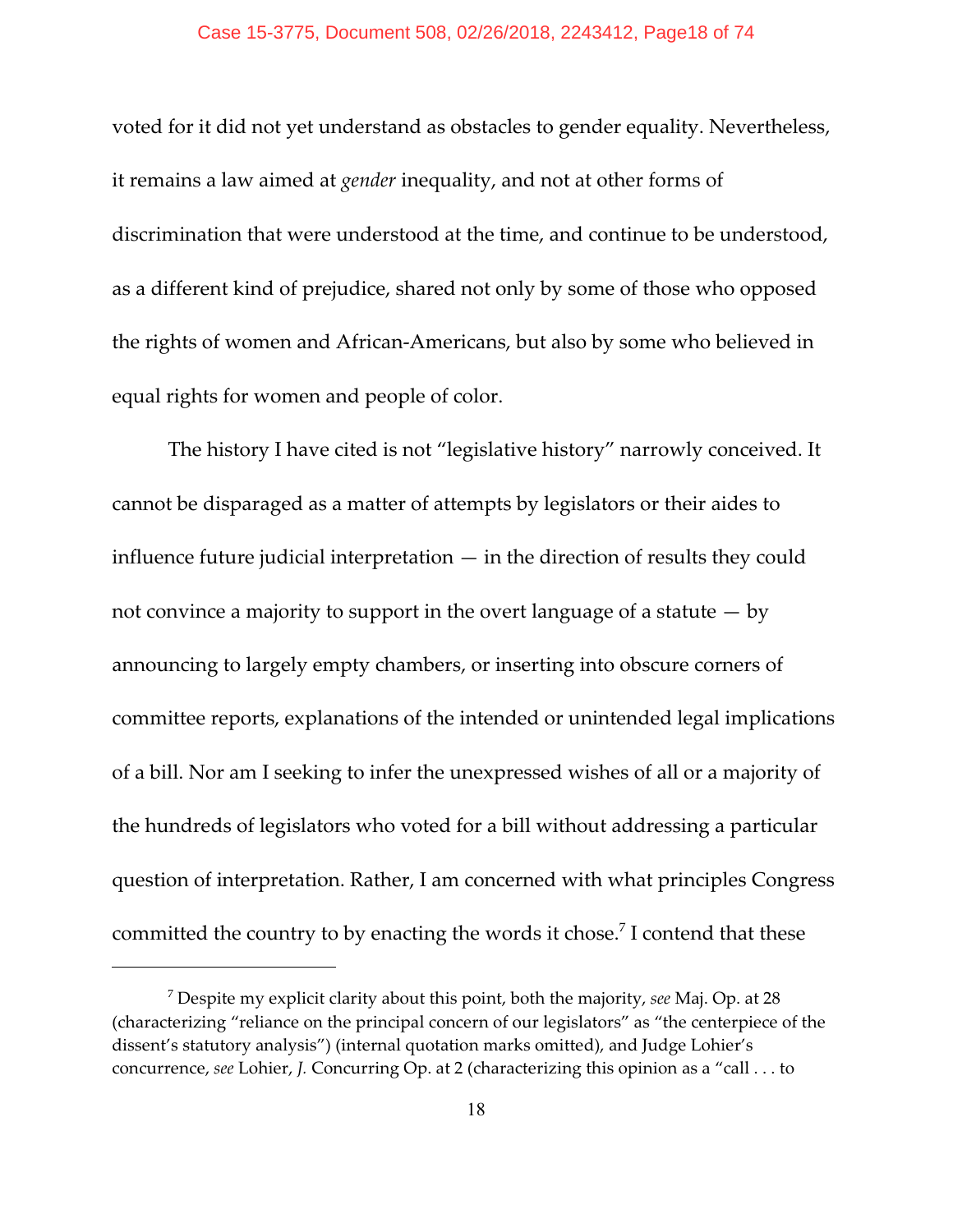voted for it did not yet understand as obstacles to gender equality. Nevertheless, it remains a law aimed at *gender* inequality, and not at other forms of discrimination that were understood at the time, and continue to be understood, as a different kind of prejudice, shared not only by some of those who opposed the rights of women and African-Americans, but also by some who believed in equal rights for women and people of color.

The history I have cited is not "legislative history" narrowly conceived. It cannot be disparaged as a matter of attempts by legislators or their aides to influence future judicial interpretation — in the direction of results they could not convince a majority to support in the overt language of a statute — by announcing to largely empty chambers, or inserting into obscure corners of committee reports, explanations of the intended or unintended legal implications of a bill. Nor am I seeking to infer the unexpressed wishes of all or a majority of the hundreds of legislators who voted for a bill without addressing a particular question of interpretation. Rather, I am concerned with what principles Congress committed the country to by enacting the words it chose.[7] I contend that these

---

[7] Despite my explicit clarity about this point, both the majority, *see* Maj. Op. at 28 (characterizing "reliance on the principal concern of our legislators" as "the centerpiece of the dissent's statutory analysis") (internal quotation marks omitted), and Judge Lohier's concurrence, *see* Lohier, *J.* Concurring Op. at 2 (characterizing this opinion as a "call . . . to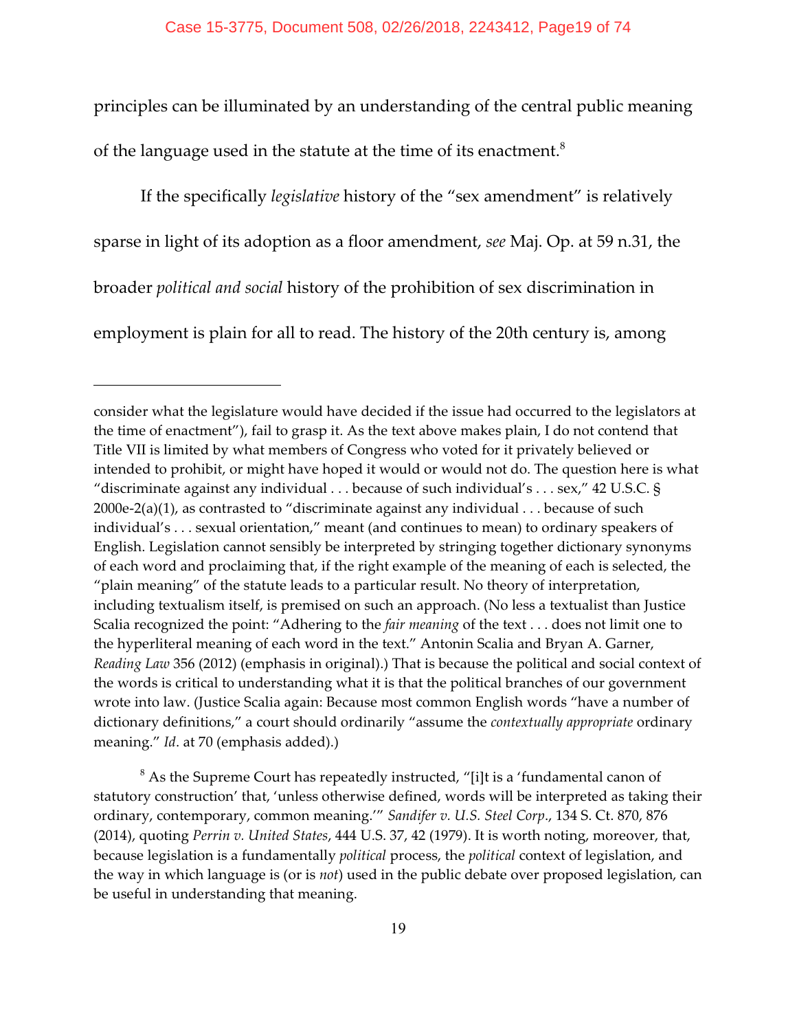principles can be illuminated by an understanding of the central public meaning of the language used in the statute at the time of its enactment.[8]

If the specifically *legislative* history of the "sex amendment" is relatively sparse in light of its adoption as a floor amendment, *see* Maj. Op. at 59 n.31, the broader *political and social* history of the prohibition of sex discrimination in employment is plain for all to read. The history of the 20th century is, among

---

consider what the legislature would have decided if the issue had occurred to the legislators at the time of enactment"), fail to grasp it. As the text above makes plain, I do not contend that Title VII is limited by what members of Congress who voted for it privately believed or intended to prohibit, or might have hoped it would or would not do. The question here is what "discriminate against any individual . . . because of such individual's . . . sex," 42 U.S.C. § 2000e-2(a)(1), as contrasted to "discriminate against any individual . . . because of such individual's . . . sexual orientation," meant (and continues to mean) to ordinary speakers of English. Legislation cannot sensibly be interpreted by stringing together dictionary synonyms of each word and proclaiming that, if the right example of the meaning of each is selected, the "plain meaning" of the statute leads to a particular result. No theory of interpretation, including textualism itself, is premised on such an approach. (No less a textualist than Justice Scalia recognized the point: "Adhering to the *fair meaning* of the text . . . does not limit one to the hyperliteral meaning of each word in the text." Antonin Scalia and Bryan A. Garner, *Reading Law* 356 (2012) (emphasis in original).) That is because the political and social context of the words is critical to understanding what it is that the political branches of our government wrote into law. (Justice Scalia again: Because most common English words "have a number of dictionary definitions," a court should ordinarily "assume the *contextually appropriate* ordinary meaning." *Id*. at 70 (emphasis added).)

[8] As the Supreme Court has repeatedly instructed, "[i]t is a 'fundamental canon of statutory construction' that, 'unless otherwise defined, words will be interpreted as taking their ordinary, contemporary, common meaning.'" *Sandifer v. U.S. Steel Corp*., 134 S. Ct. 870, 876 (2014), quoting *Perrin v. United States*, 444 U.S. 37, 42 (1979). It is worth noting, moreover, that, because legislation is a fundamentally *political* process, the *political* context of legislation, and the way in which language is (or is *not*) used in the public debate over proposed legislation, can be useful in understanding that meaning.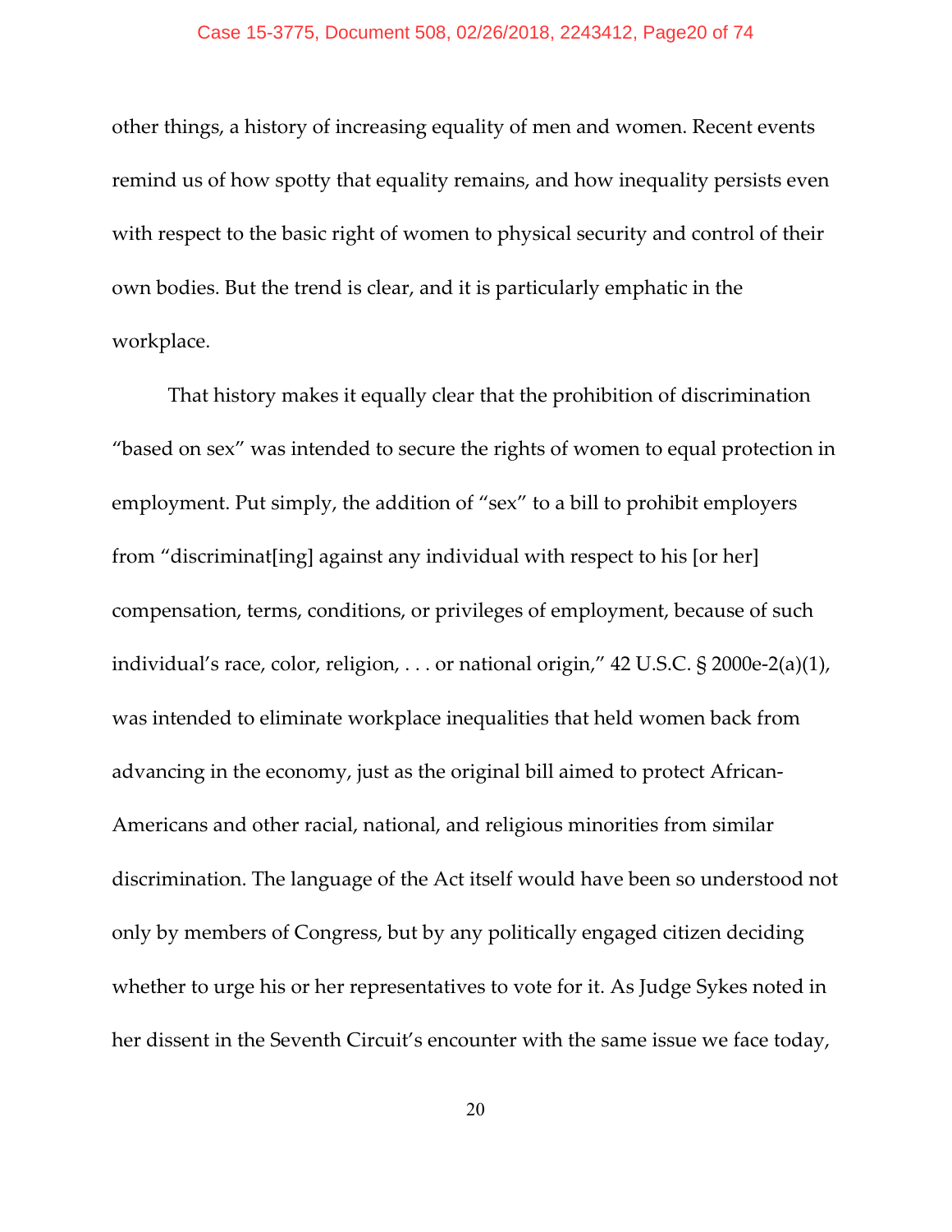other things, a history of increasing equality of men and women. Recent events remind us of how spotty that equality remains, and how inequality persists even with respect to the basic right of women to physical security and control of their own bodies. But the trend is clear, and it is particularly emphatic in the workplace.

That history makes it equally clear that the prohibition of discrimination "based on sex" was intended to secure the rights of women to equal protection in employment. Put simply, the addition of "sex" to a bill to prohibit employers from "discriminat[ing] against any individual with respect to his [or her] compensation, terms, conditions, or privileges of employment, because of such individual's race, color, religion, . . . or national origin," 42 U.S.C. § 2000e-2(a)(1), was intended to eliminate workplace inequalities that held women back from advancing in the economy, just as the original bill aimed to protect African-Americans and other racial, national, and religious minorities from similar discrimination. The language of the Act itself would have been so understood not only by members of Congress, but by any politically engaged citizen deciding whether to urge his or her representatives to vote for it. As Judge Sykes noted in her dissent in the Seventh Circuit's encounter with the same issue we face today,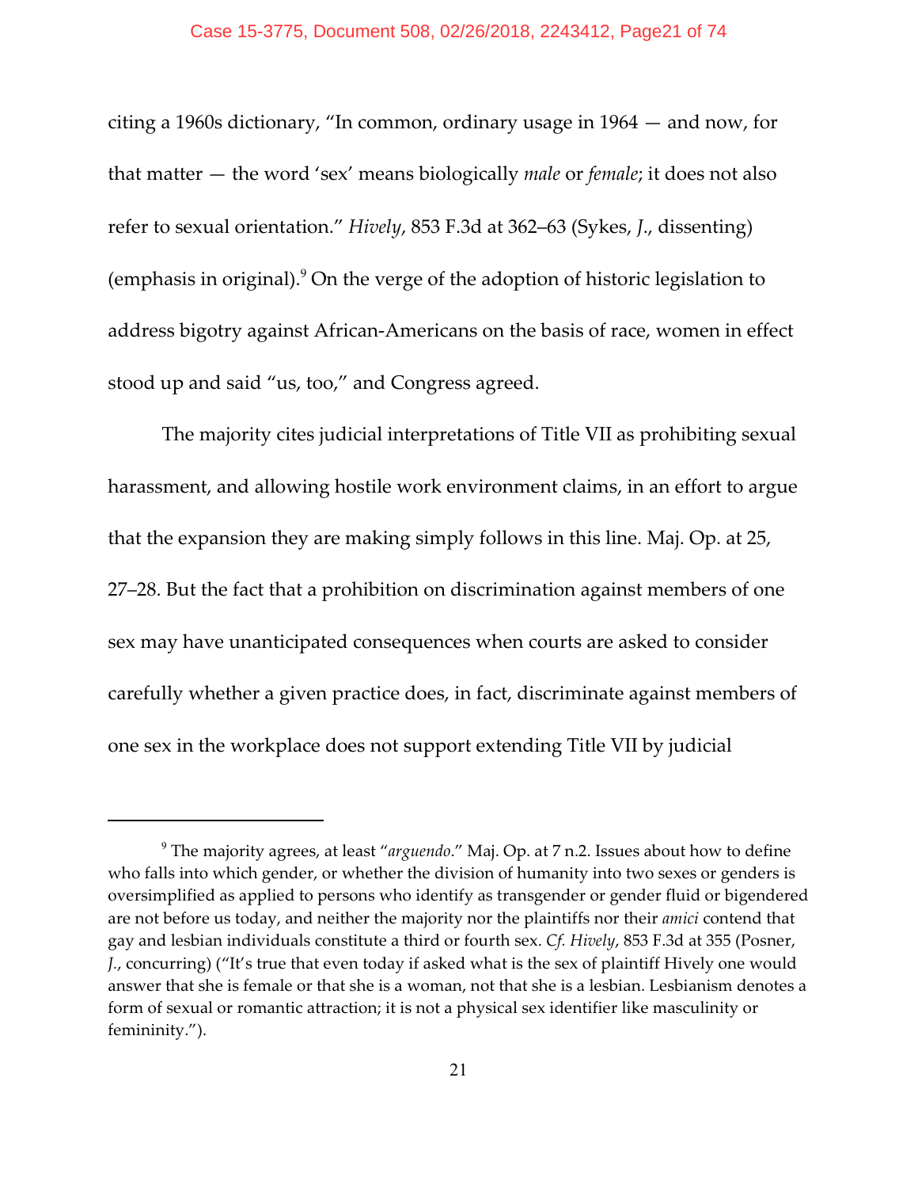citing a 1960s dictionary, "In common, ordinary usage in 1964 — and now, for that matter — the word 'sex' means biologically *male* or *female*; it does not also refer to sexual orientation." *Hively*, 853 F.3d at 362–63 (Sykes, *J.*, dissenting) (emphasis in original).[9] On the verge of the adoption of historic legislation to address bigotry against African-Americans on the basis of race, women in effect stood up and said "us, too," and Congress agreed.

The majority cites judicial interpretations of Title VII as prohibiting sexual harassment, and allowing hostile work environment claims, in an effort to argue that the expansion they are making simply follows in this line. Maj. Op. at 25, 27–28. But the fact that a prohibition on discrimination against members of one sex may have unanticipated consequences when courts are asked to consider carefully whether a given practice does, in fact, discriminate against members of one sex in the workplace does not support extending Title VII by judicial

---

[9] The majority agrees, at least "*arguendo*." Maj. Op. at 7 n.2. Issues about how to define who falls into which gender, or whether the division of humanity into two sexes or genders is oversimplified as applied to persons who identify as transgender or gender fluid or bigendered are not before us today, and neither the majority nor the plaintiffs nor their *amici* contend that gay and lesbian individuals constitute a third or fourth sex. *Cf. Hively*, 853 F.3d at 355 (Posner, *J.*, concurring) ("It's true that even today if asked what is the sex of plaintiff Hively one would answer that she is female or that she is a woman, not that she is a lesbian. Lesbianism denotes a form of sexual or romantic attraction; it is not a physical sex identifier like masculinity or femininity.").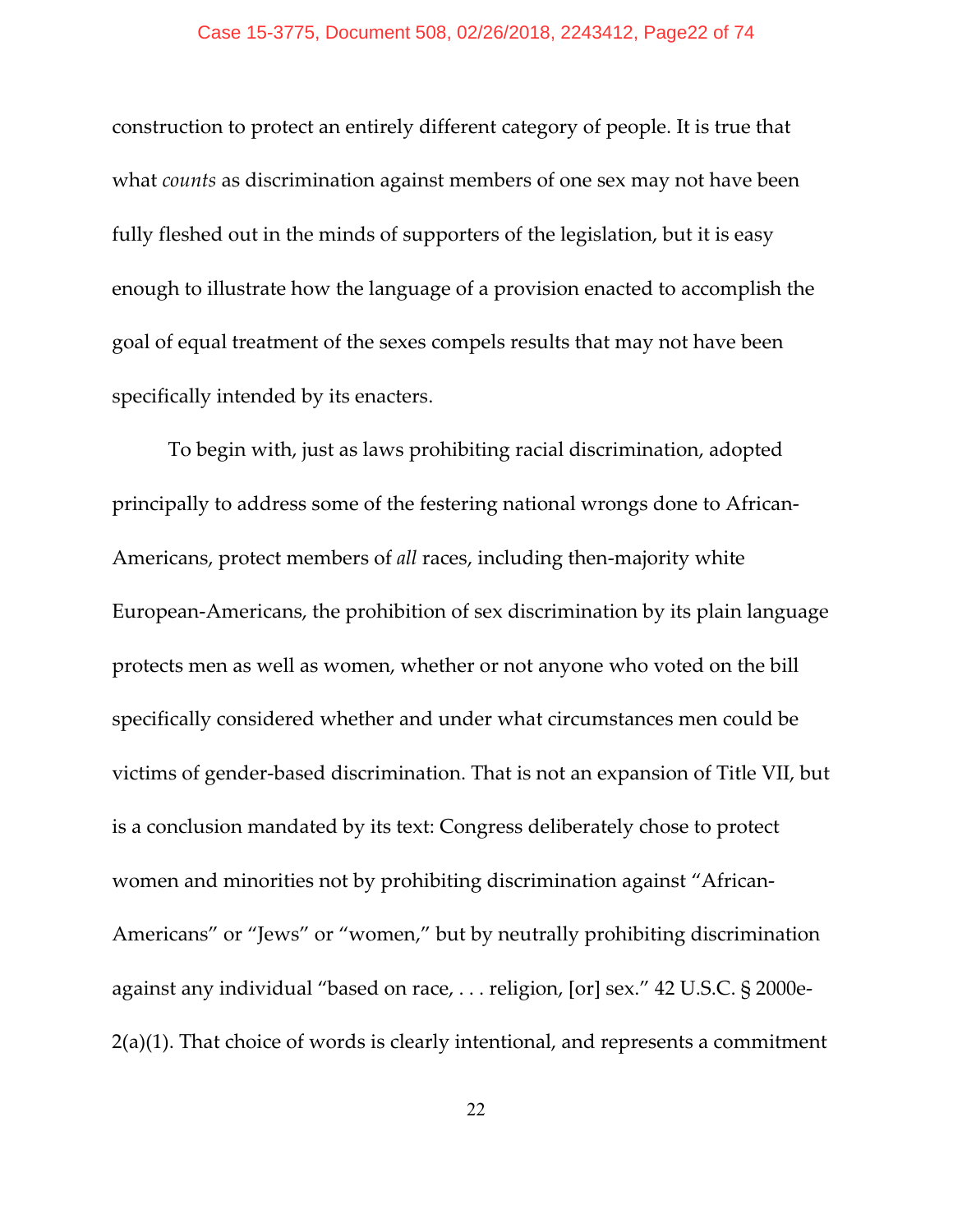construction to protect an entirely different category of people. It is true that what *counts* as discrimination against members of one sex may not have been fully fleshed out in the minds of supporters of the legislation, but it is easy enough to illustrate how the language of a provision enacted to accomplish the goal of equal treatment of the sexes compels results that may not have been specifically intended by its enacters.

To begin with, just as laws prohibiting racial discrimination, adopted principally to address some of the festering national wrongs done to African-Americans, protect members of *all* races, including then-majority white European-Americans, the prohibition of sex discrimination by its plain language protects men as well as women, whether or not anyone who voted on the bill specifically considered whether and under what circumstances men could be victims of gender-based discrimination. That is not an expansion of Title VII, but is a conclusion mandated by its text: Congress deliberately chose to protect women and minorities not by prohibiting discrimination against "African-Americans" or "Jews" or "women," but by neutrally prohibiting discrimination against any individual "based on race, . . . religion, [or] sex." 42 U.S.C. § 2000e-2(a)(1). That choice of words is clearly intentional, and represents a commitment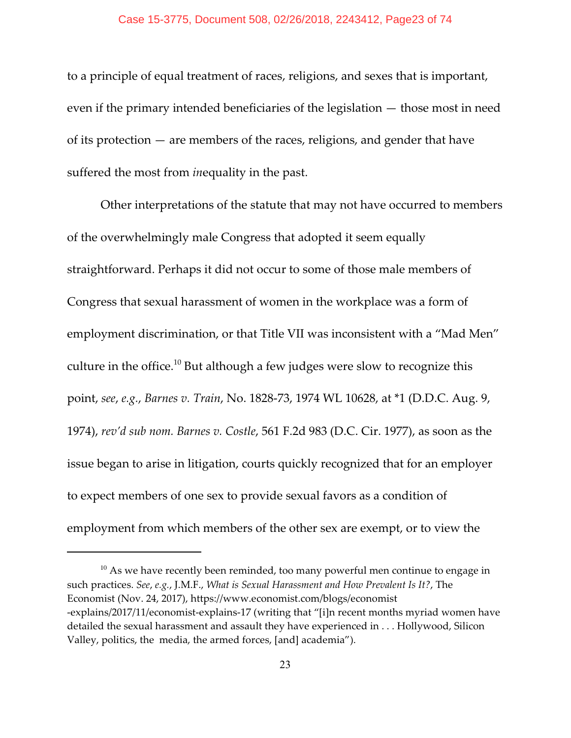to a principle of equal treatment of races, religions, and sexes that is important, even if the primary intended beneficiaries of the legislation — those most in need of its protection — are members of the races, religions, and gender that have suffered the most from *in*equality in the past.

Other interpretations of the statute that may not have occurred to members of the overwhelmingly male Congress that adopted it seem equally straightforward. Perhaps it did not occur to some of those male members of Congress that sexual harassment of women in the workplace was a form of employment discrimination, or that Title VII was inconsistent with a "Mad Men" culture in the office.[10] But although a few judges were slow to recognize this point, *see*, *e.g.*, *Barnes v. Train*, No. 1828-73, 1974 WL 10628, at *1 (D.D.C. Aug. 9, 1974), *rev'd sub nom. Barnes v. Costle*, 561 F.2d 983 (D.C. Cir. 1977), as soon as the issue began to arise in litigation, courts quickly recognized that for an employer to expect members of one sex to provide sexual favors as a condition of employment from which members of the other sex are exempt, or to view the

---

[10] As we have recently been reminded, too many powerful men continue to engage in such practices. *See*, *e.g.*, J.M.F., *What is Sexual Harassment and How Prevalent Is It?*, The Economist (Nov. 24, 2017), https://www.economist.com/blogs/economist-explains/2017/11/economist-explains-17 (writing that "[i]n recent months myriad women have detailed the sexual harassment and assault they have experienced in . . . Hollywood, Silicon Valley, politics, the media, the armed forces, [and] academia").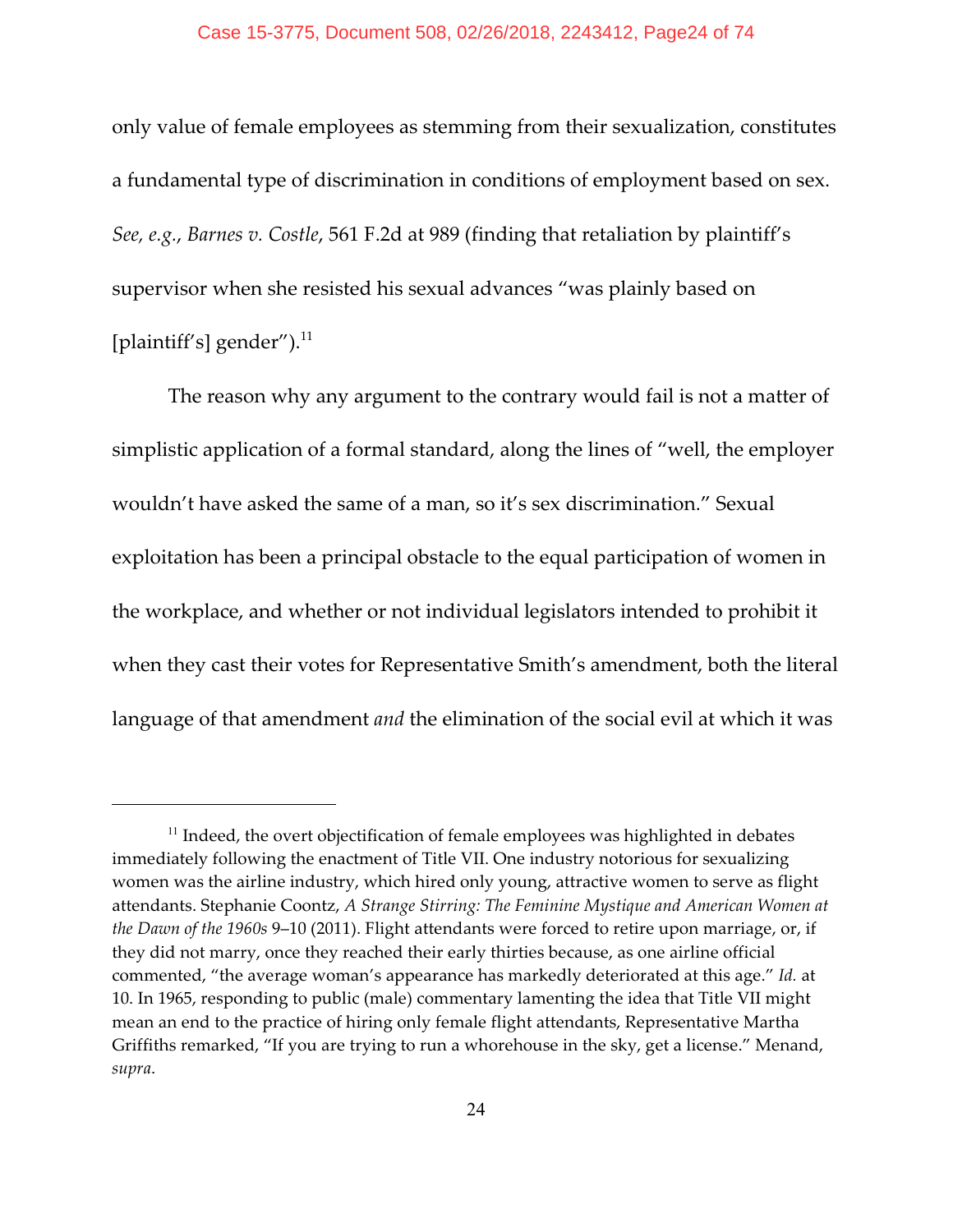only value of female employees as stemming from their sexualization, constitutes a fundamental type of discrimination in conditions of employment based on sex. *See, e.g.*, *Barnes v. Costle*, 561 F.2d at 989 (finding that retaliation by plaintiff's supervisor when she resisted his sexual advances "was plainly based on [plaintiff's] gender").[11]

The reason why any argument to the contrary would fail is not a matter of simplistic application of a formal standard, along the lines of "well, the employer wouldn't have asked the same of a man, so it's sex discrimination." Sexual exploitation has been a principal obstacle to the equal participation of women in the workplace, and whether or not individual legislators intended to prohibit it when they cast their votes for Representative Smith's amendment, both the literal language of that amendment *and* the elimination of the social evil at which it was

---

[11] Indeed, the overt objectification of female employees was highlighted in debates immediately following the enactment of Title VII. One industry notorious for sexualizing women was the airline industry, which hired only young, attractive women to serve as flight attendants. Stephanie Coontz, *A Strange Stirring: The Feminine Mystique and American Women at the Dawn of the 1960s* 9–10 (2011). Flight attendants were forced to retire upon marriage, or, if they did not marry, once they reached their early thirties because, as one airline official commented, "the average woman's appearance has markedly deteriorated at this age." *Id.* at 10. In 1965, responding to public (male) commentary lamenting the idea that Title VII might mean an end to the practice of hiring only female flight attendants, Representative Martha Griffiths remarked, "If you are trying to run a whorehouse in the sky, get a license." Menand, *supra*.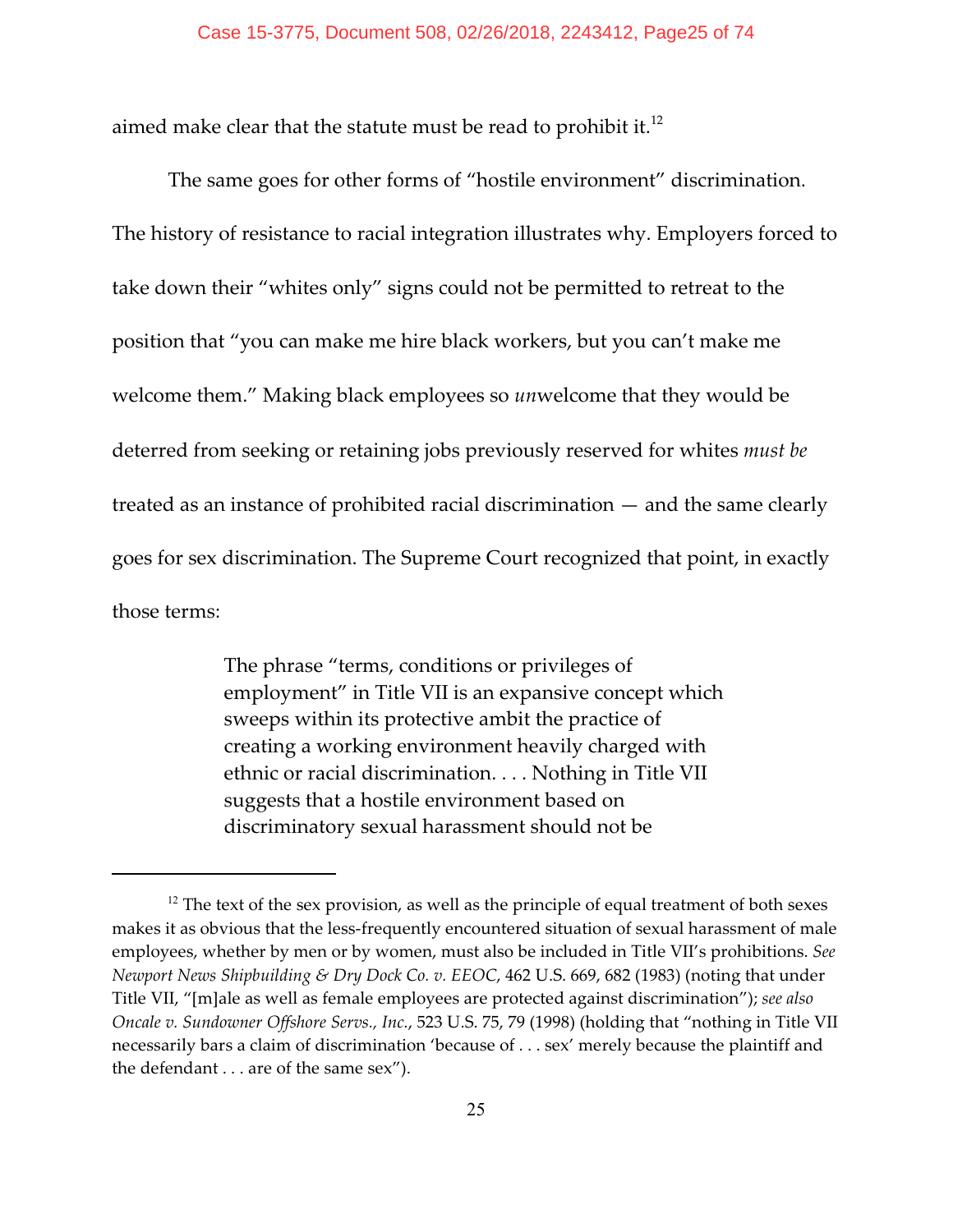aimed make clear that the statute must be read to prohibit it.[12]

The same goes for other forms of "hostile environment" discrimination. The history of resistance to racial integration illustrates why. Employers forced to take down their "whites only" signs could not be permitted to retreat to the position that "you can make me hire black workers, but you can't make me welcome them." Making black employees so *un*welcome that they would be deterred from seeking or retaining jobs previously reserved for whites *must be* treated as an instance of prohibited racial discrimination — and the same clearly goes for sex discrimination. The Supreme Court recognized that point, in exactly those terms:

> The phrase "terms, conditions or privileges of employment" in Title VII is an expansive concept which sweeps within its protective ambit the practice of creating a working environment heavily charged with ethnic or racial discrimination. . . . Nothing in Title VII suggests that a hostile environment based on discriminatory sexual harassment should not be

---

[12] The text of the sex provision, as well as the principle of equal treatment of both sexes makes it as obvious that the less-frequently encountered situation of sexual harassment of male employees, whether by men or by women, must also be included in Title VII's prohibitions. *See Newport News Shipbuilding & Dry Dock Co. v. EEOC*, 462 U.S. 669, 682 (1983) (noting that under Title VII, "[m]ale as well as female employees are protected against discrimination"); *see also Oncale v. Sundowner Offshore Servs., Inc.*, 523 U.S. 75, 79 (1998) (holding that "nothing in Title VII necessarily bars a claim of discrimination 'because of . . . sex' merely because the plaintiff and the defendant . . . are of the same sex").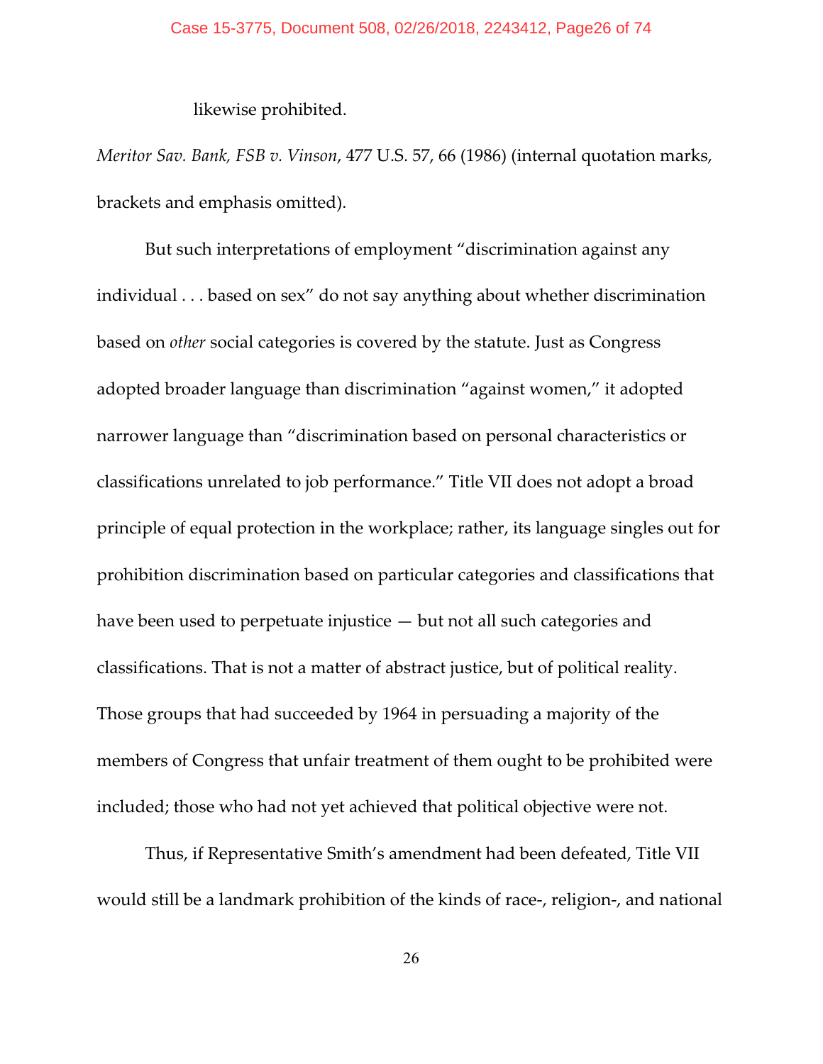likewise prohibited.

*Meritor Sav. Bank, FSB v. Vinson*, 477 U.S. 57, 66 (1986) (internal quotation marks, brackets and emphasis omitted).

But such interpretations of employment "discrimination against any individual . . . based on sex" do not say anything about whether discrimination based on *other* social categories is covered by the statute. Just as Congress adopted broader language than discrimination "against women," it adopted narrower language than "discrimination based on personal characteristics or classifications unrelated to job performance." Title VII does not adopt a broad principle of equal protection in the workplace; rather, its language singles out for prohibition discrimination based on particular categories and classifications that have been used to perpetuate injustice — but not all such categories and classifications. That is not a matter of abstract justice, but of political reality. Those groups that had succeeded by 1964 in persuading a majority of the members of Congress that unfair treatment of them ought to be prohibited were included; those who had not yet achieved that political objective were not.

Thus, if Representative Smith's amendment had been defeated, Title VII would still be a landmark prohibition of the kinds of race-, religion-, and national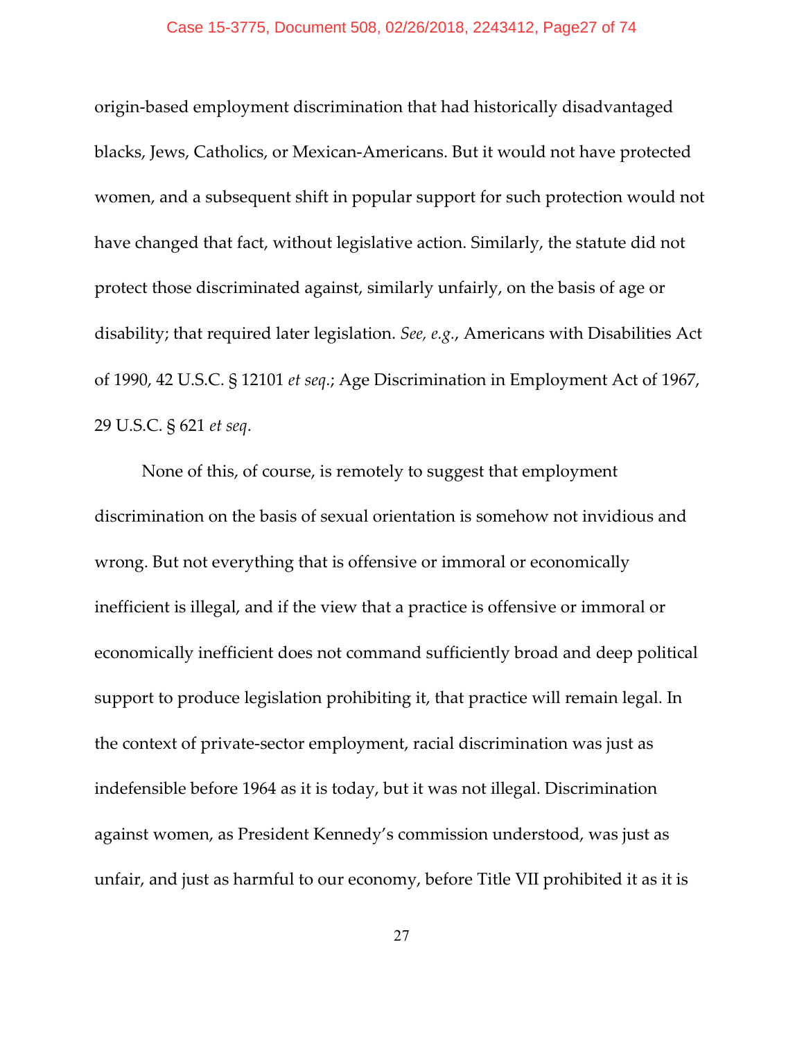origin-based employment discrimination that had historically disadvantaged blacks, Jews, Catholics, or Mexican-Americans. But it would not have protected women, and a subsequent shift in popular support for such protection would not have changed that fact, without legislative action. Similarly, the statute did not protect those discriminated against, similarly unfairly, on the basis of age or disability; that required later legislation. *See, e.g.*, Americans with Disabilities Act of 1990, 42 U.S.C. § 12101 *et seq*.; Age Discrimination in Employment Act of 1967, 29 U.S.C. § 621 *et seq*.

None of this, of course, is remotely to suggest that employment discrimination on the basis of sexual orientation is somehow not invidious and wrong. But not everything that is offensive or immoral or economically inefficient is illegal, and if the view that a practice is offensive or immoral or economically inefficient does not command sufficiently broad and deep political support to produce legislation prohibiting it, that practice will remain legal. In the context of private-sector employment, racial discrimination was just as indefensible before 1964 as it is today, but it was not illegal. Discrimination against women, as President Kennedy's commission understood, was just as unfair, and just as harmful to our economy, before Title VII prohibited it as it is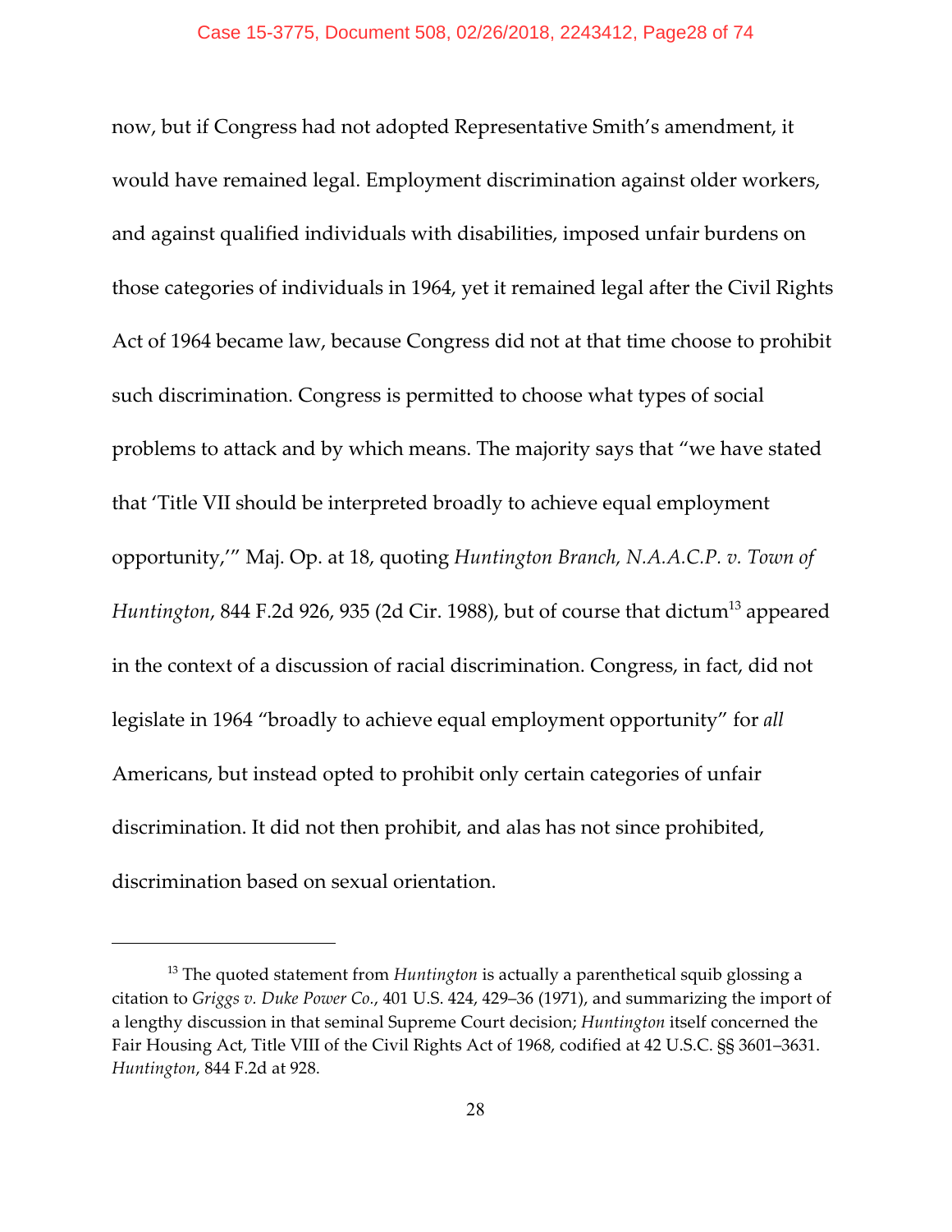now, but if Congress had not adopted Representative Smith's amendment, it would have remained legal. Employment discrimination against older workers, and against qualified individuals with disabilities, imposed unfair burdens on those categories of individuals in 1964, yet it remained legal after the Civil Rights Act of 1964 became law, because Congress did not at that time choose to prohibit such discrimination. Congress is permitted to choose what types of social problems to attack and by which means. The majority says that "we have stated that 'Title VII should be interpreted broadly to achieve equal employment opportunity,'" Maj. Op. at 18, quoting *Huntington Branch, N.A.A.C.P. v. Town of Huntington*, 844 F.2d 926, 935 (2d Cir. 1988), but of course that dictum[13] appeared in the context of a discussion of racial discrimination. Congress, in fact, did not legislate in 1964 "broadly to achieve equal employment opportunity" for *all* Americans, but instead opted to prohibit only certain categories of unfair discrimination. It did not then prohibit, and alas has not since prohibited, discrimination based on sexual orientation.

---

[13] The quoted statement from *Huntington* is actually a parenthetical squib glossing a citation to *Griggs v. Duke Power Co.*, 401 U.S. 424, 429–36 (1971), and summarizing the import of a lengthy discussion in that seminal Supreme Court decision; *Huntington* itself concerned the Fair Housing Act, Title VIII of the Civil Rights Act of 1968, codified at 42 U.S.C. §§ 3601–3631. *Huntington*, 844 F.2d at 928.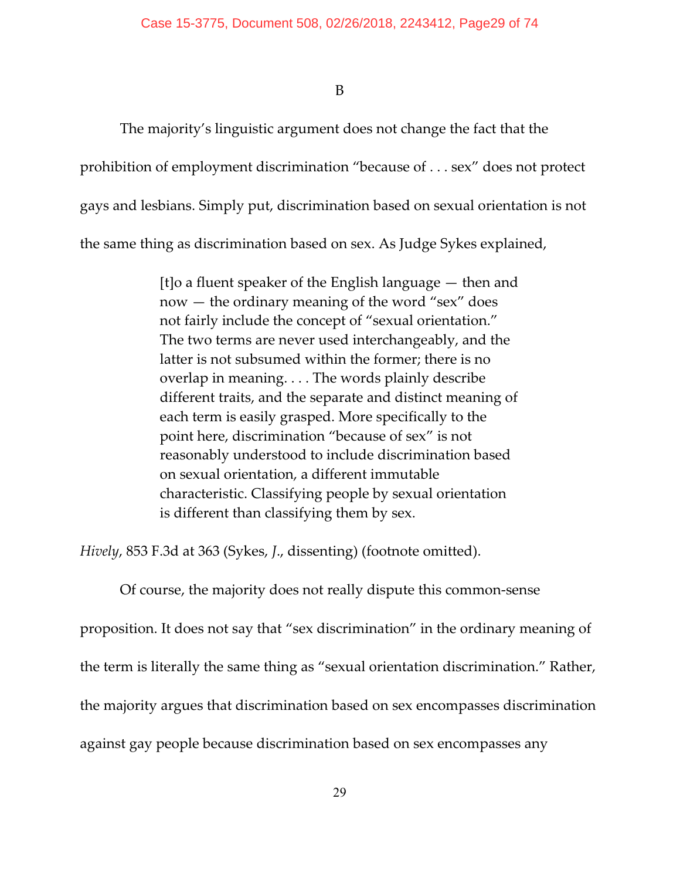B

The majority's linguistic argument does not change the fact that the prohibition of employment discrimination "because of . . . sex" does not protect gays and lesbians. Simply put, discrimination based on sexual orientation is not the same thing as discrimination based on sex. As Judge Sykes explained,

> [t]o a fluent speaker of the English language — then and now — the ordinary meaning of the word "sex" does not fairly include the concept of "sexual orientation." The two terms are never used interchangeably, and the latter is not subsumed within the former; there is no overlap in meaning. . . . The words plainly describe different traits, and the separate and distinct meaning of each term is easily grasped. More specifically to the point here, discrimination "because of sex" is not reasonably understood to include discrimination based on sexual orientation, a different immutable characteristic. Classifying people by sexual orientation is different than classifying them by sex.

*Hively*, 853 F.3d at 363 (Sykes, *J.*, dissenting) (footnote omitted).

Of course, the majority does not really dispute this common-sense proposition. It does not say that "sex discrimination" in the ordinary meaning of the term is literally the same thing as "sexual orientation discrimination." Rather, the majority argues that discrimination based on sex encompasses discrimination against gay people because discrimination based on sex encompasses any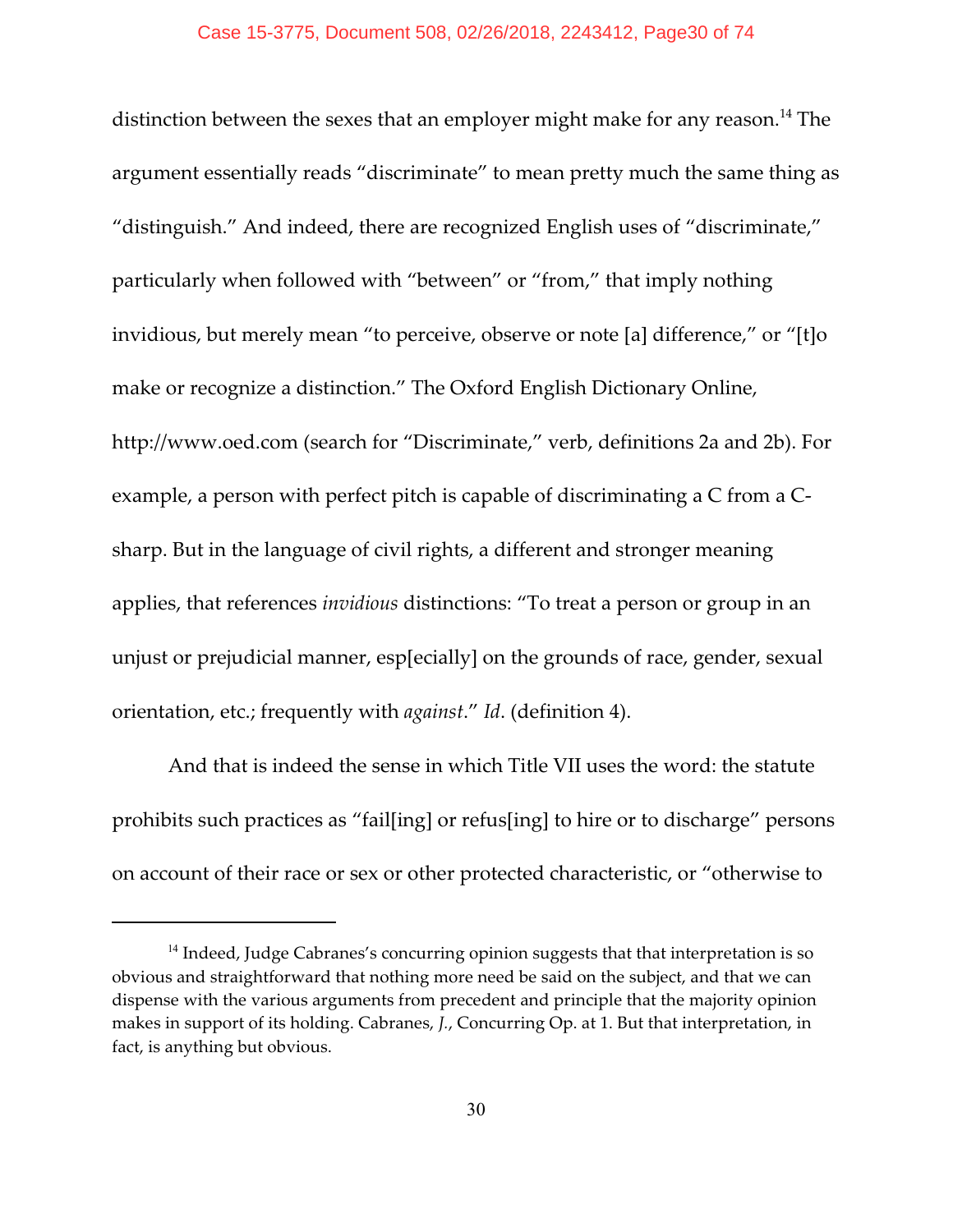distinction between the sexes that an employer might make for any reason.[14] The argument essentially reads "discriminate" to mean pretty much the same thing as "distinguish." And indeed, there are recognized English uses of "discriminate," particularly when followed with "between" or "from," that imply nothing invidious, but merely mean "to perceive, observe or note [a] difference," or "[t]o make or recognize a distinction." The Oxford English Dictionary Online, http://www.oed.com (search for "Discriminate," verb, definitions 2a and 2b). For example, a person with perfect pitch is capable of discriminating a C from a C-sharp. But in the language of civil rights, a different and stronger meaning applies, that references *invidious* distinctions: "To treat a person or group in an unjust or prejudicial manner, esp[ecially] on the grounds of race, gender, sexual orientation, etc.; frequently with *against*." *Id*. (definition 4).

And that is indeed the sense in which Title VII uses the word: the statute prohibits such practices as "fail[ing] or refus[ing] to hire or to discharge" persons on account of their race or sex or other protected characteristic, or "otherwise to

---

[14] Indeed, Judge Cabranes's concurring opinion suggests that that interpretation is so obvious and straightforward that nothing more need be said on the subject, and that we can dispense with the various arguments from precedent and principle that the majority opinion makes in support of its holding. Cabranes, *J.*, Concurring Op. at 1. But that interpretation, in fact, is anything but obvious.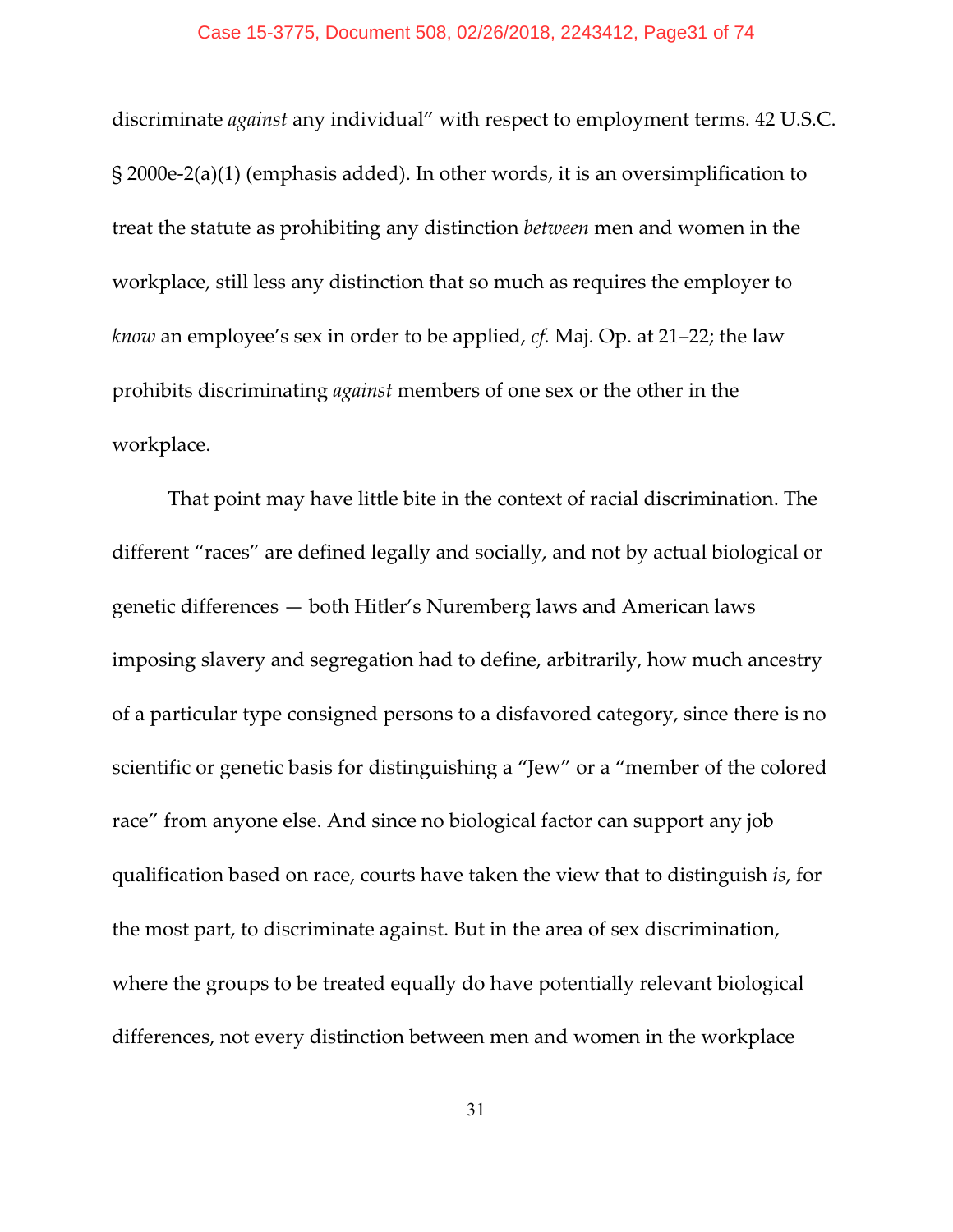discriminate *against* any individual" with respect to employment terms. 42 U.S.C. § 2000e-2(a)(1) (emphasis added). In other words, it is an oversimplification to treat the statute as prohibiting any distinction *between* men and women in the workplace, still less any distinction that so much as requires the employer to *know* an employee's sex in order to be applied, *cf.* Maj. Op. at 21–22; the law prohibits discriminating *against* members of one sex or the other in the workplace.

That point may have little bite in the context of racial discrimination. The different "races" are defined legally and socially, and not by actual biological or genetic differences — both Hitler's Nuremberg laws and American laws imposing slavery and segregation had to define, arbitrarily, how much ancestry of a particular type consigned persons to a disfavored category, since there is no scientific or genetic basis for distinguishing a "Jew" or a "member of the colored race" from anyone else. And since no biological factor can support any job qualification based on race, courts have taken the view that to distinguish *is*, for the most part, to discriminate against. But in the area of sex discrimination, where the groups to be treated equally do have potentially relevant biological differences, not every distinction between men and women in the workplace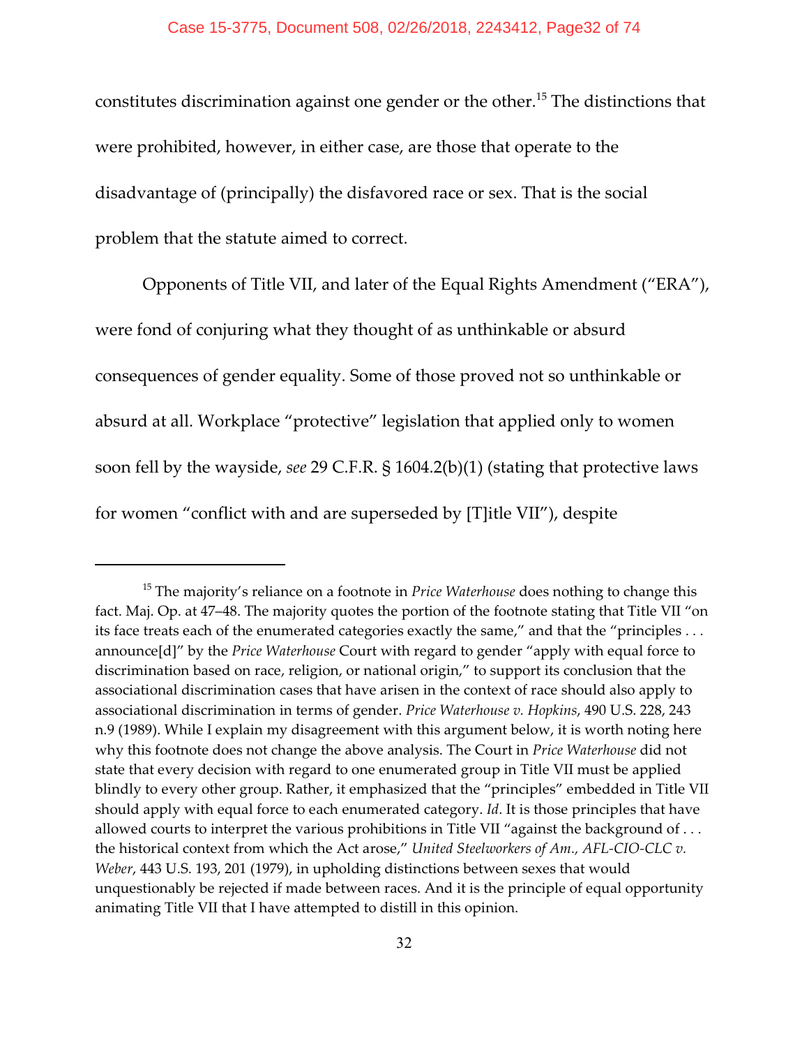constitutes discrimination against one gender or the other.[15] The distinctions that were prohibited, however, in either case, are those that operate to the disadvantage of (principally) the disfavored race or sex. That is the social problem that the statute aimed to correct.

Opponents of Title VII, and later of the Equal Rights Amendment ("ERA"), were fond of conjuring what they thought of as unthinkable or absurd consequences of gender equality. Some of those proved not so unthinkable or absurd at all. Workplace "protective" legislation that applied only to women soon fell by the wayside, *see* 29 C.F.R. § 1604.2(b)(1) (stating that protective laws for women "conflict with and are superseded by [T]itle VII"), despite

---

[15] The majority's reliance on a footnote in *Price Waterhouse* does nothing to change this fact. Maj. Op. at 47–48. The majority quotes the portion of the footnote stating that Title VII "on its face treats each of the enumerated categories exactly the same," and that the "principles . . . announce[d]" by the *Price Waterhouse* Court with regard to gender "apply with equal force to discrimination based on race, religion, or national origin," to support its conclusion that the associational discrimination cases that have arisen in the context of race should also apply to associational discrimination in terms of gender. *Price Waterhouse v. Hopkins*, 490 U.S. 228, 243 n.9 (1989). While I explain my disagreement with this argument below, it is worth noting here why this footnote does not change the above analysis. The Court in *Price Waterhouse* did not state that every decision with regard to one enumerated group in Title VII must be applied blindly to every other group. Rather, it emphasized that the "principles" embedded in Title VII should apply with equal force to each enumerated category. *Id*. It is those principles that have allowed courts to interpret the various prohibitions in Title VII "against the background of . . . the historical context from which the Act arose," *United Steelworkers of Am., AFL-CIO-CLC v. Weber*, 443 U.S. 193, 201 (1979), in upholding distinctions between sexes that would unquestionably be rejected if made between races. And it is the principle of equal opportunity animating Title VII that I have attempted to distill in this opinion.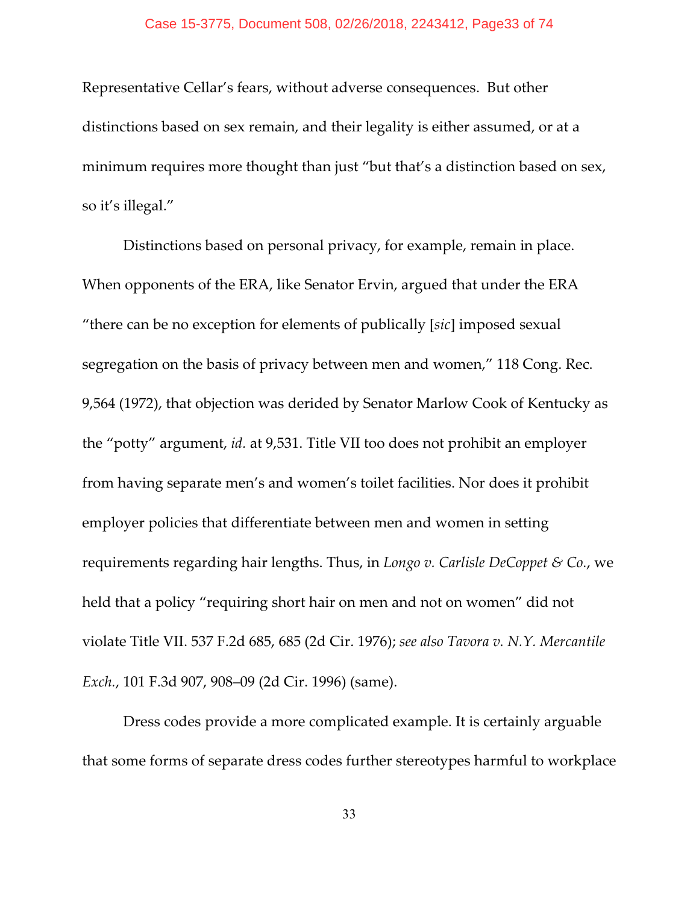Representative Cellar's fears, without adverse consequences. But other distinctions based on sex remain, and their legality is either assumed, or at a minimum requires more thought than just "but that's a distinction based on sex, so it's illegal."

Distinctions based on personal privacy, for example, remain in place. When opponents of the ERA, like Senator Ervin, argued that under the ERA "there can be no exception for elements of publically [*sic*] imposed sexual segregation on the basis of privacy between men and women," 118 Cong. Rec. 9,564 (1972), that objection was derided by Senator Marlow Cook of Kentucky as the "potty" argument, *id.* at 9,531. Title VII too does not prohibit an employer from having separate men's and women's toilet facilities. Nor does it prohibit employer policies that differentiate between men and women in setting requirements regarding hair lengths. Thus, in *Longo v. Carlisle DeCoppet & Co.*, we held that a policy "requiring short hair on men and not on women" did not violate Title VII. 537 F.2d 685, 685 (2d Cir. 1976); *see also Tavora v. N.Y. Mercantile Exch.*, 101 F.3d 907, 908–09 (2d Cir. 1996) (same).

Dress codes provide a more complicated example. It is certainly arguable that some forms of separate dress codes further stereotypes harmful to workplace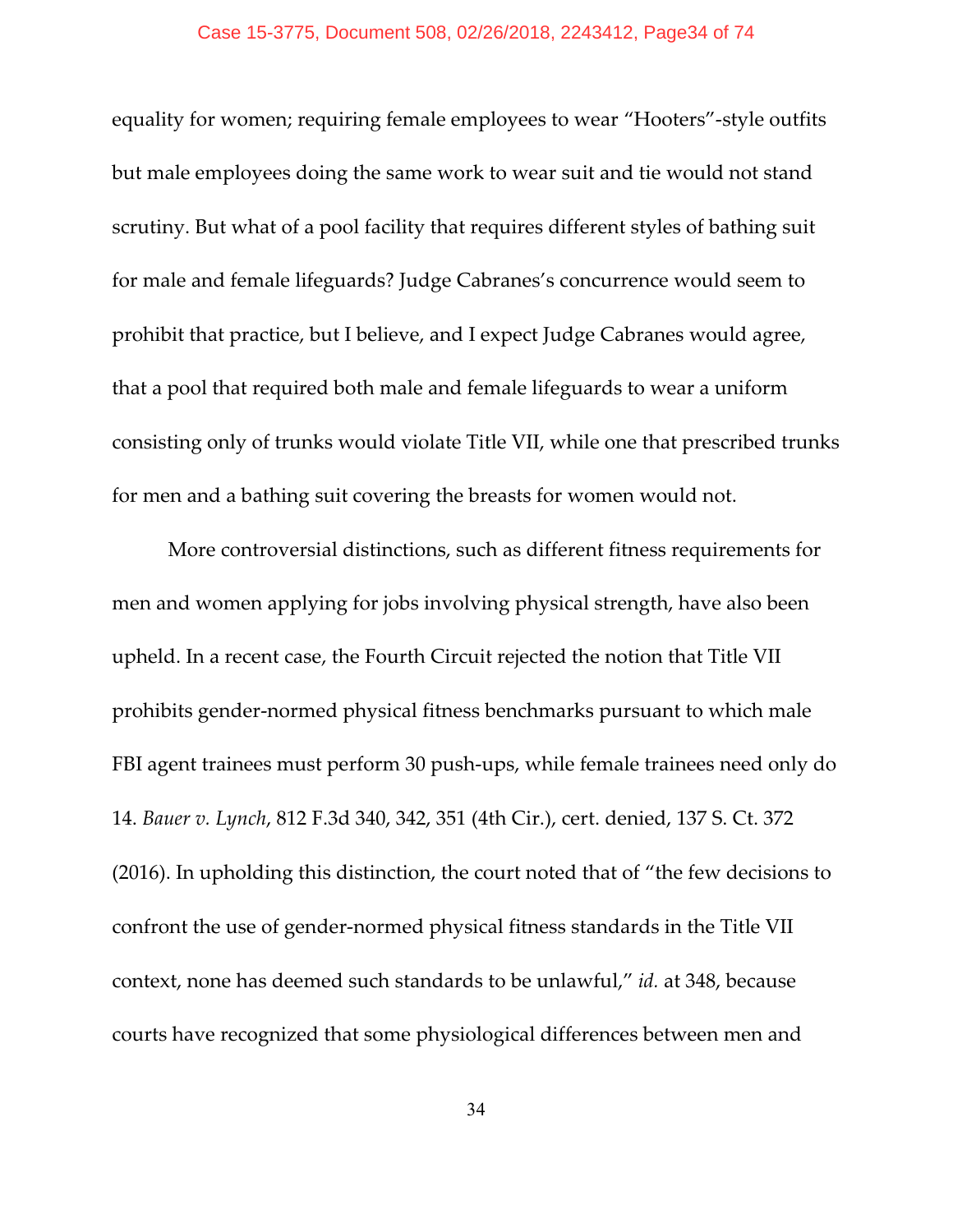equality for women; requiring female employees to wear "Hooters"-style outfits but male employees doing the same work to wear suit and tie would not stand scrutiny. But what of a pool facility that requires different styles of bathing suit for male and female lifeguards? Judge Cabranes's concurrence would seem to prohibit that practice, but I believe, and I expect Judge Cabranes would agree, that a pool that required both male and female lifeguards to wear a uniform consisting only of trunks would violate Title VII, while one that prescribed trunks for men and a bathing suit covering the breasts for women would not.

More controversial distinctions, such as different fitness requirements for men and women applying for jobs involving physical strength, have also been upheld. In a recent case, the Fourth Circuit rejected the notion that Title VII prohibits gender-normed physical fitness benchmarks pursuant to which male FBI agent trainees must perform 30 push-ups, while female trainees need only do 14. *Bauer v. Lynch*, 812 F.3d 340, 342, 351 (4th Cir.), cert. denied, 137 S. Ct. 372 (2016). In upholding this distinction, the court noted that of "the few decisions to confront the use of gender-normed physical fitness standards in the Title VII context, none has deemed such standards to be unlawful," *id.* at 348, because courts have recognized that some physiological differences between men and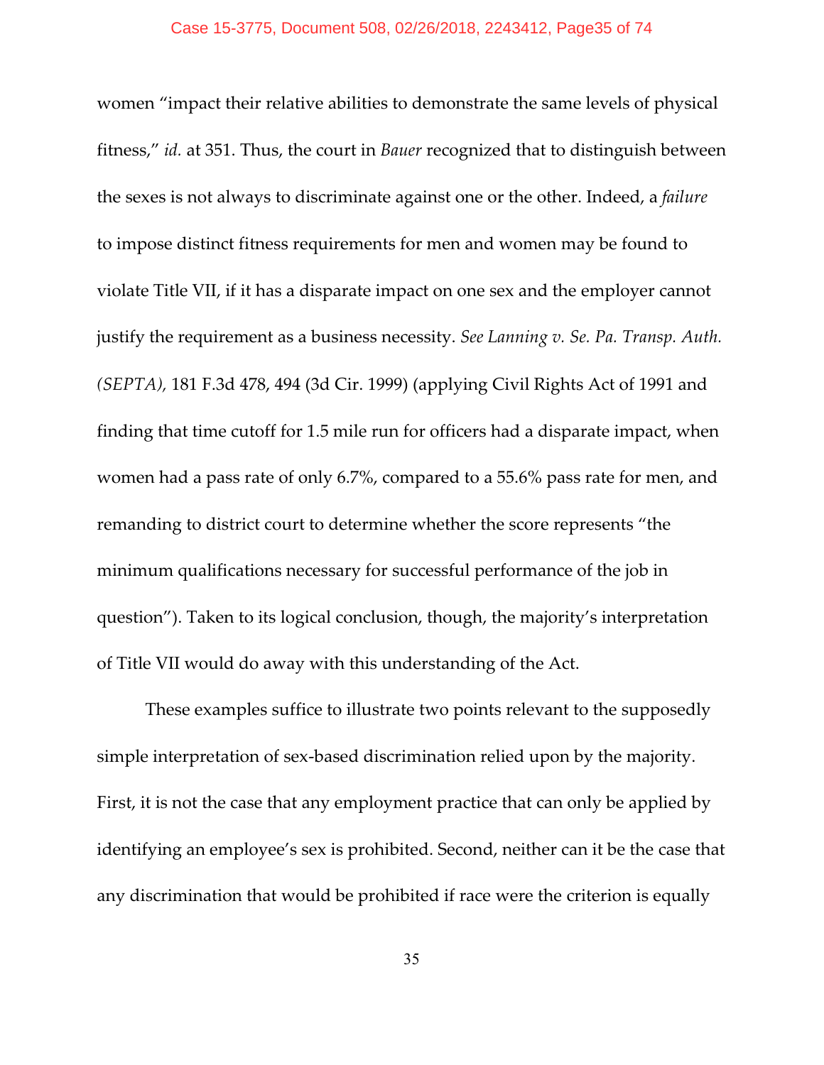women "impact their relative abilities to demonstrate the same levels of physical fitness," *id.* at 351. Thus, the court in *Bauer* recognized that to distinguish between the sexes is not always to discriminate against one or the other. Indeed, a *failure* to impose distinct fitness requirements for men and women may be found to violate Title VII, if it has a disparate impact on one sex and the employer cannot justify the requirement as a business necessity. *See Lanning v. Se. Pa. Transp. Auth. (SEPTA)*, 181 F.3d 478, 494 (3d Cir. 1999) (applying Civil Rights Act of 1991 and finding that time cutoff for 1.5 mile run for officers had a disparate impact, when women had a pass rate of only 6.7%, compared to a 55.6% pass rate for men, and remanding to district court to determine whether the score represents "the minimum qualifications necessary for successful performance of the job in question"). Taken to its logical conclusion, though, the majority's interpretation of Title VII would do away with this understanding of the Act.

These examples suffice to illustrate two points relevant to the supposedly simple interpretation of sex-based discrimination relied upon by the majority. First, it is not the case that any employment practice that can only be applied by identifying an employee's sex is prohibited. Second, neither can it be the case that any discrimination that would be prohibited if race were the criterion is equally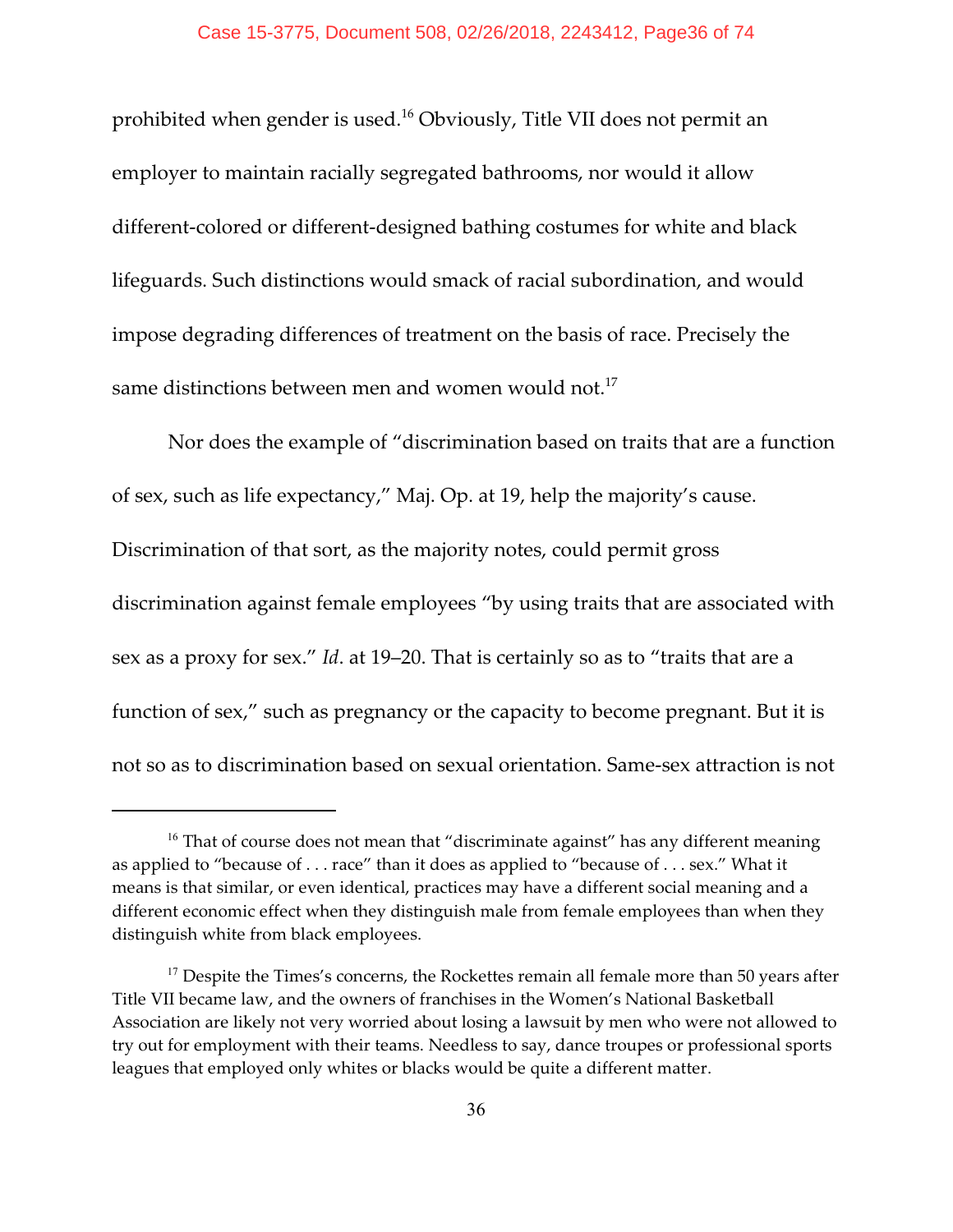prohibited when gender is used.[16] Obviously, Title VII does not permit an employer to maintain racially segregated bathrooms, nor would it allow different-colored or different-designed bathing costumes for white and black lifeguards. Such distinctions would smack of racial subordination, and would impose degrading differences of treatment on the basis of race. Precisely the same distinctions between men and women would not.[17]

Nor does the example of "discrimination based on traits that are a function of sex, such as life expectancy," Maj. Op. at 19, help the majority's cause. Discrimination of that sort, as the majority notes, could permit gross discrimination against female employees "by using traits that are associated with sex as a proxy for sex." *Id*. at 19–20. That is certainly so as to "traits that are a function of sex," such as pregnancy or the capacity to become pregnant. But it is not so as to discrimination based on sexual orientation. Same-sex attraction is not

---

[16] That of course does not mean that "discriminate against" has any different meaning as applied to "because of . . . race" than it does as applied to "because of . . . sex." What it means is that similar, or even identical, practices may have a different social meaning and a different economic effect when they distinguish male from female employees than when they distinguish white from black employees.

[17] Despite the Times's concerns, the Rockettes remain all female more than 50 years after Title VII became law, and the owners of franchises in the Women's National Basketball Association are likely not very worried about losing a lawsuit by men who were not allowed to try out for employment with their teams. Needless to say, dance troupes or professional sports leagues that employed only whites or blacks would be quite a different matter.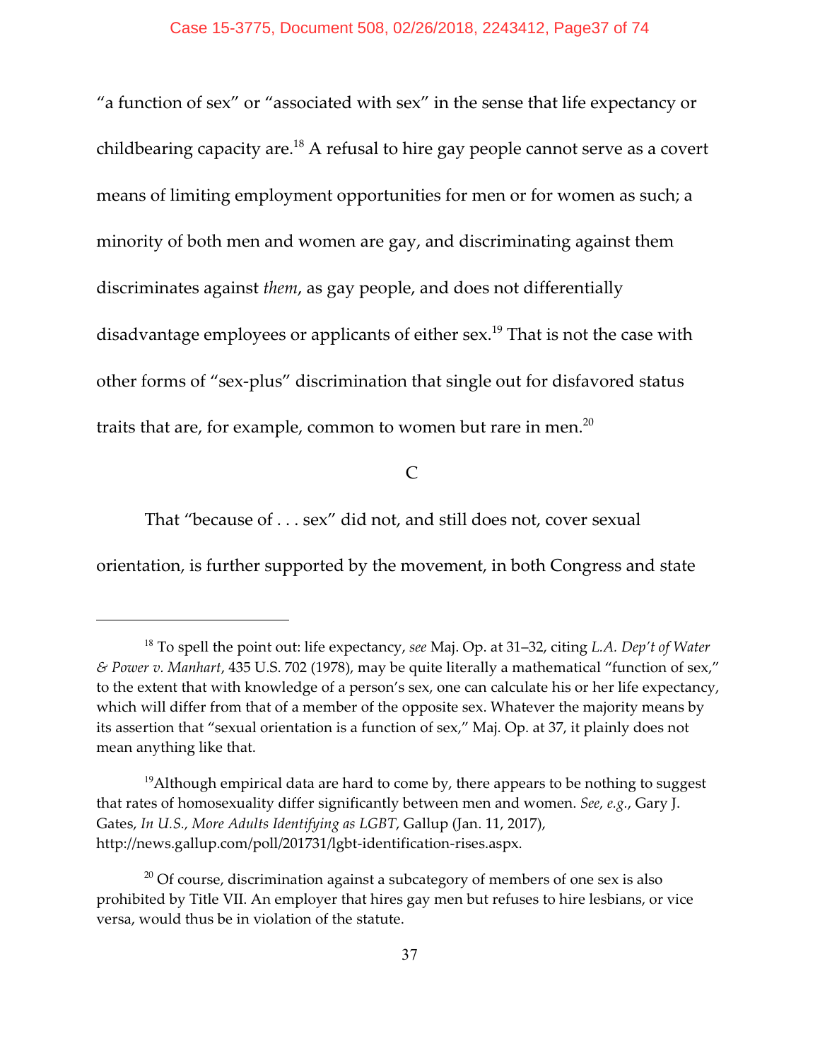"a function of sex" or "associated with sex" in the sense that life expectancy or childbearing capacity are.[18] A refusal to hire gay people cannot serve as a covert means of limiting employment opportunities for men or for women as such; a minority of both men and women are gay, and discriminating against them discriminates against *them*, as gay people, and does not differentially disadvantage employees or applicants of either sex.[19] That is not the case with other forms of "sex-plus" discrimination that single out for disfavored status traits that are, for example, common to women but rare in men.[20]

### C

That "because of . . . sex" did not, and still does not, cover sexual orientation, is further supported by the movement, in both Congress and state

---

[18] To spell the point out: life expectancy, *see* Maj. Op. at 31–32, citing *L.A. Dep't of Water & Power v. Manhart*, 435 U.S. 702 (1978), may be quite literally a mathematical "function of sex," to the extent that with knowledge of a person's sex, one can calculate his or her life expectancy, which will differ from that of a member of the opposite sex. Whatever the majority means by its assertion that "sexual orientation is a function of sex," Maj. Op. at 37, it plainly does not mean anything like that.

[19] Although empirical data are hard to come by, there appears to be nothing to suggest that rates of homosexuality differ significantly between men and women. *See, e.g.*, Gary J. Gates, *In U.S., More Adults Identifying as LGBT*, Gallup (Jan. 11, 2017), http://news.gallup.com/poll/201731/lgbt-identification-rises.aspx.

[20] Of course, discrimination against a subcategory of members of one sex is also prohibited by Title VII. An employer that hires gay men but refuses to hire lesbians, or vice versa, would thus be in violation of the statute.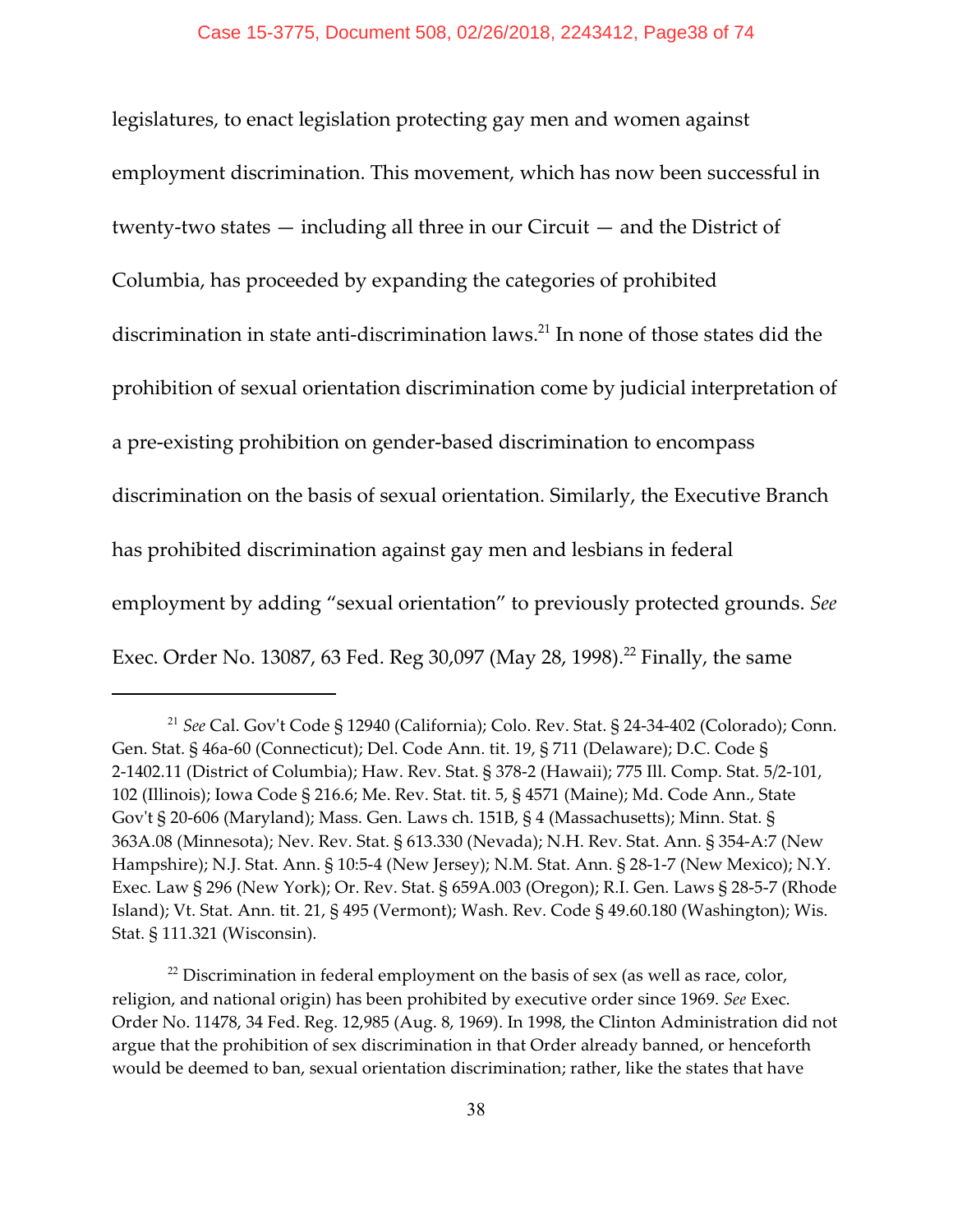legislatures, to enact legislation protecting gay men and women against employment discrimination. This movement, which has now been successful in twenty-two states — including all three in our Circuit — and the District of Columbia, has proceeded by expanding the categories of prohibited discrimination in state anti-discrimination laws.[21] In none of those states did the prohibition of sexual orientation discrimination come by judicial interpretation of a pre-existing prohibition on gender-based discrimination to encompass discrimination on the basis of sexual orientation. Similarly, the Executive Branch has prohibited discrimination against gay men and lesbians in federal employment by adding "sexual orientation" to previously protected grounds. *See* Exec. Order No. 13087, 63 Fed. Reg 30,097 (May 28, 1998).[22] Finally, the same

---

[21] *See* Cal. Gov't Code § 12940 (California); Colo. Rev. Stat. § 24-34-402 (Colorado); Conn. Gen. Stat. § 46a-60 (Connecticut); Del. Code Ann. tit. 19, § 711 (Delaware); D.C. Code § 2-1402.11 (District of Columbia); Haw. Rev. Stat. § 378-2 (Hawaii); 775 Ill. Comp. Stat. 5/2-101, 102 (Illinois); Iowa Code § 216.6; Me. Rev. Stat. tit. 5, § 4571 (Maine); Md. Code Ann., State Gov't § 20-606 (Maryland); Mass. Gen. Laws ch. 151B, § 4 (Massachusetts); Minn. Stat. § 363A.08 (Minnesota); Nev. Rev. Stat. § 613.330 (Nevada); N.H. Rev. Stat. Ann. § 354-A:7 (New Hampshire); N.J. Stat. Ann. § 10:5-4 (New Jersey); N.M. Stat. Ann. § 28-1-7 (New Mexico); N.Y. Exec. Law § 296 (New York); Or. Rev. Stat. § 659A.003 (Oregon); R.I. Gen. Laws § 28-5-7 (Rhode Island); Vt. Stat. Ann. tit. 21, § 495 (Vermont); Wash. Rev. Code § 49.60.180 (Washington); Wis. Stat. § 111.321 (Wisconsin).

[22] Discrimination in federal employment on the basis of sex (as well as race, color, religion, and national origin) has been prohibited by executive order since 1969. *See* Exec. Order No. 11478, 34 Fed. Reg. 12,985 (Aug. 8, 1969). In 1998, the Clinton Administration did not argue that the prohibition of sex discrimination in that Order already banned, or henceforth would be deemed to ban, sexual orientation discrimination; rather, like the states that have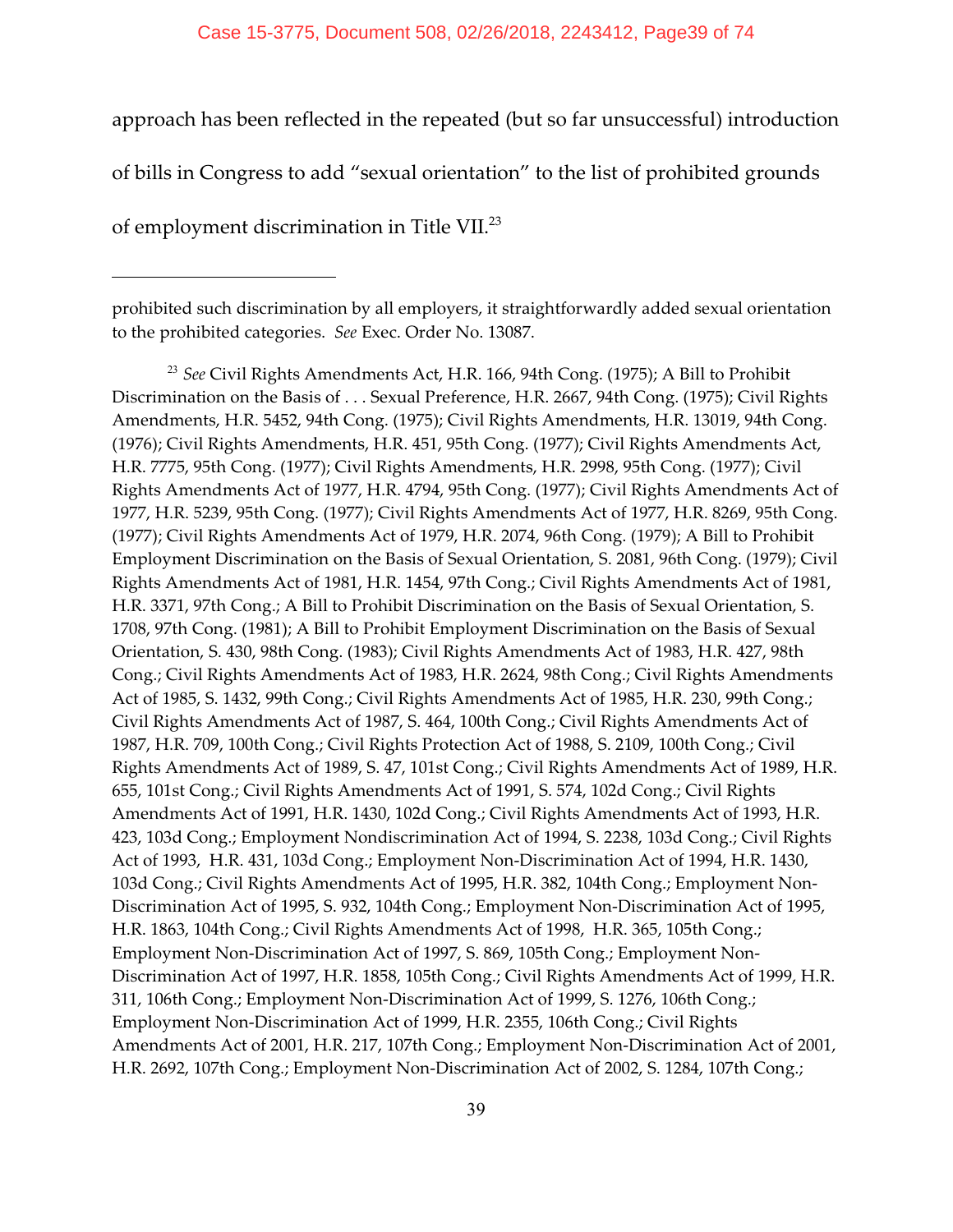approach has been reflected in the repeated (but so far unsuccessful) introduction of bills in Congress to add "sexual orientation" to the list of prohibited grounds of employment discrimination in Title VII.[23]

---

prohibited such discrimination by all employers, it straightforwardly added sexual orientation to the prohibited categories. *See* Exec. Order No. 13087.

[23] *See* Civil Rights Amendments Act, H.R. 166, 94th Cong. (1975); A Bill to Prohibit Discrimination on the Basis of . . . Sexual Preference, H.R. 2667, 94th Cong. (1975); Civil Rights Amendments, H.R. 5452, 94th Cong. (1975); Civil Rights Amendments, H.R. 13019, 94th Cong. (1976); Civil Rights Amendments, H.R. 451, 95th Cong. (1977); Civil Rights Amendments Act, H.R. 7775, 95th Cong. (1977); Civil Rights Amendments, H.R. 2998, 95th Cong. (1977); Civil Rights Amendments Act of 1977, H.R. 4794, 95th Cong. (1977); Civil Rights Amendments Act of 1977, H.R. 5239, 95th Cong. (1977); Civil Rights Amendments Act of 1977, H.R. 8269, 95th Cong. (1977); Civil Rights Amendments Act of 1979, H.R. 2074, 96th Cong. (1979); A Bill to Prohibit Employment Discrimination on the Basis of Sexual Orientation, S. 2081, 96th Cong. (1979); Civil Rights Amendments Act of 1981, H.R. 1454, 97th Cong.; Civil Rights Amendments Act of 1981, H.R. 3371, 97th Cong.; A Bill to Prohibit Discrimination on the Basis of Sexual Orientation, S. 1708, 97th Cong. (1981); A Bill to Prohibit Employment Discrimination on the Basis of Sexual Orientation, S. 430, 98th Cong. (1983); Civil Rights Amendments Act of 1983, H.R. 427, 98th Cong.; Civil Rights Amendments Act of 1983, H.R. 2624, 98th Cong.; Civil Rights Amendments Act of 1985, S. 1432, 99th Cong.; Civil Rights Amendments Act of 1985, H.R. 230, 99th Cong.; Civil Rights Amendments Act of 1987, S. 464, 100th Cong.; Civil Rights Amendments Act of 1987, H.R. 709, 100th Cong.; Civil Rights Protection Act of 1988, S. 2109, 100th Cong.; Civil Rights Amendments Act of 1989, S. 47, 101st Cong.; Civil Rights Amendments Act of 1989, H.R. 655, 101st Cong.; Civil Rights Amendments Act of 1991, S. 574, 102d Cong.; Civil Rights Amendments Act of 1991, H.R. 1430, 102d Cong.; Civil Rights Amendments Act of 1993, H.R. 423, 103d Cong.; Employment Nondiscrimination Act of 1994, S. 2238, 103d Cong.; Civil Rights Act of 1993, H.R. 431, 103d Cong.; Employment Non-Discrimination Act of 1994, H.R. 1430, 103d Cong.; Civil Rights Amendments Act of 1995, H.R. 382, 104th Cong.; Employment Non-Discrimination Act of 1995, S. 932, 104th Cong.; Employment Non-Discrimination Act of 1995, H.R. 1863, 104th Cong.; Civil Rights Amendments Act of 1998, H.R. 365, 105th Cong.; Employment Non-Discrimination Act of 1997, S. 869, 105th Cong.; Employment Non-Discrimination Act of 1997, H.R. 1858, 105th Cong.; Civil Rights Amendments Act of 1999, H.R. 311, 106th Cong.; Employment Non-Discrimination Act of 1999, S. 1276, 106th Cong.; Employment Non-Discrimination Act of 1999, H.R. 2355, 106th Cong.; Civil Rights Amendments Act of 2001, H.R. 217, 107th Cong.; Employment Non-Discrimination Act of 2001, H.R. 2692, 107th Cong.; Employment Non-Discrimination Act of 2002, S. 1284, 107th Cong.;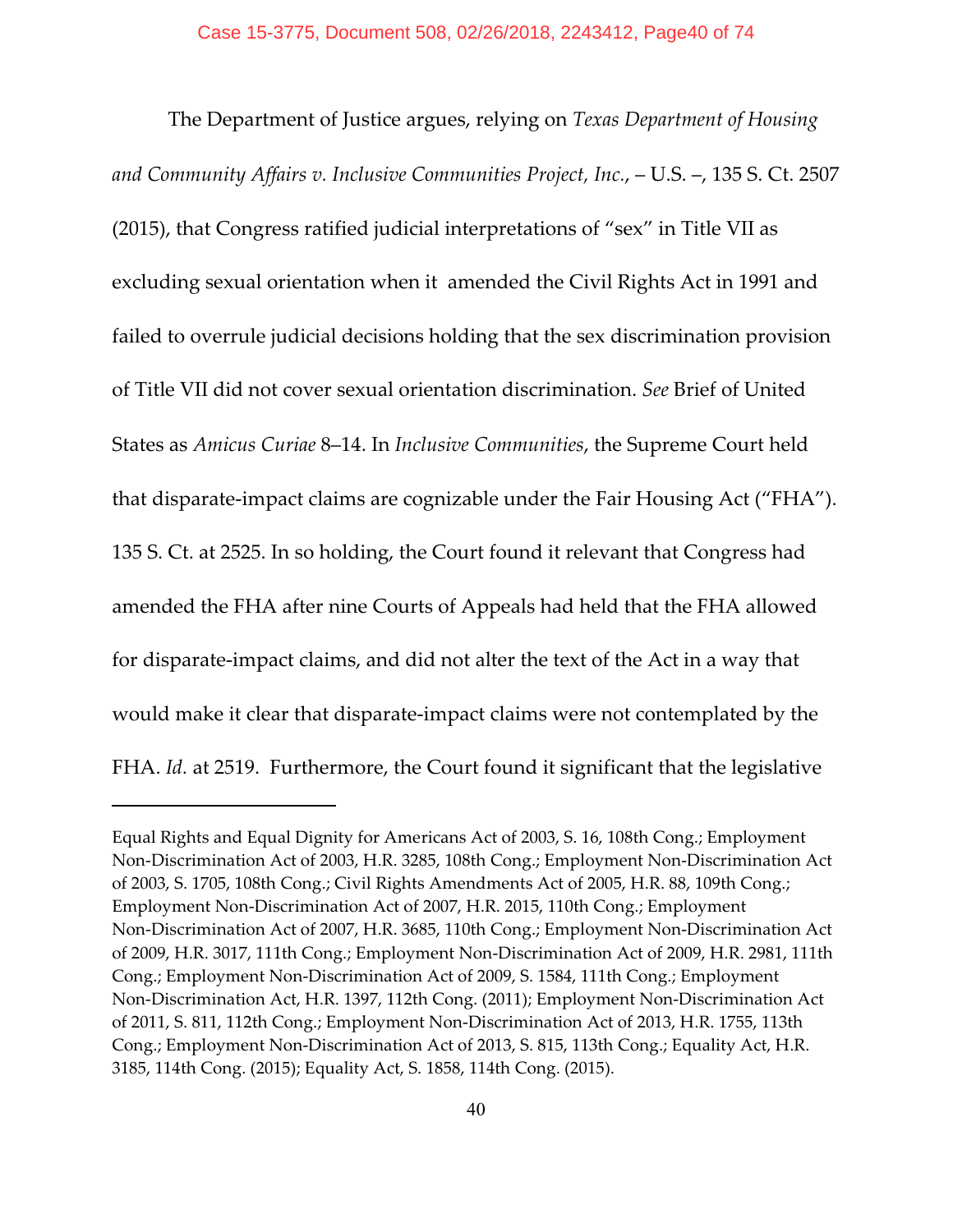The Department of Justice argues, relying on *Texas Department of Housing and Community Affairs v. Inclusive Communities Project, Inc.*, – U.S. –, 135 S. Ct. 2507 (2015), that Congress ratified judicial interpretations of "sex" in Title VII as excluding sexual orientation when it amended the Civil Rights Act in 1991 and failed to overrule judicial decisions holding that the sex discrimination provision of Title VII did not cover sexual orientation discrimination. *See* Brief of United States as *Amicus Curiae* 8–14. In *Inclusive Communities*, the Supreme Court held that disparate-impact claims are cognizable under the Fair Housing Act ("FHA"). 135 S. Ct. at 2525. In so holding, the Court found it relevant that Congress had amended the FHA after nine Courts of Appeals had held that the FHA allowed for disparate-impact claims, and did not alter the text of the Act in a way that would make it clear that disparate-impact claims were not contemplated by the FHA. *Id.* at 2519. Furthermore, the Court found it significant that the legislative

---

Equal Rights and Equal Dignity for Americans Act of 2003, S. 16, 108th Cong.; Employment Non-Discrimination Act of 2003, H.R. 3285, 108th Cong.; Employment Non-Discrimination Act of 2003, S. 1705, 108th Cong.; Civil Rights Amendments Act of 2005, H.R. 88, 109th Cong.; Employment Non-Discrimination Act of 2007, H.R. 2015, 110th Cong.; Employment Non-Discrimination Act of 2007, H.R. 3685, 110th Cong.; Employment Non-Discrimination Act of 2009, H.R. 3017, 111th Cong.; Employment Non-Discrimination Act of 2009, H.R. 2981, 111th Cong.; Employment Non-Discrimination Act of 2009, S. 1584, 111th Cong.; Employment Non-Discrimination Act, H.R. 1397, 112th Cong. (2011); Employment Non-Discrimination Act of 2011, S. 811, 112th Cong.; Employment Non-Discrimination Act of 2013, H.R. 1755, 113th Cong.; Employment Non-Discrimination Act of 2013, S. 815, 113th Cong.; Equality Act, H.R. 3185, 114th Cong. (2015); Equality Act, S. 1858, 114th Cong. (2015).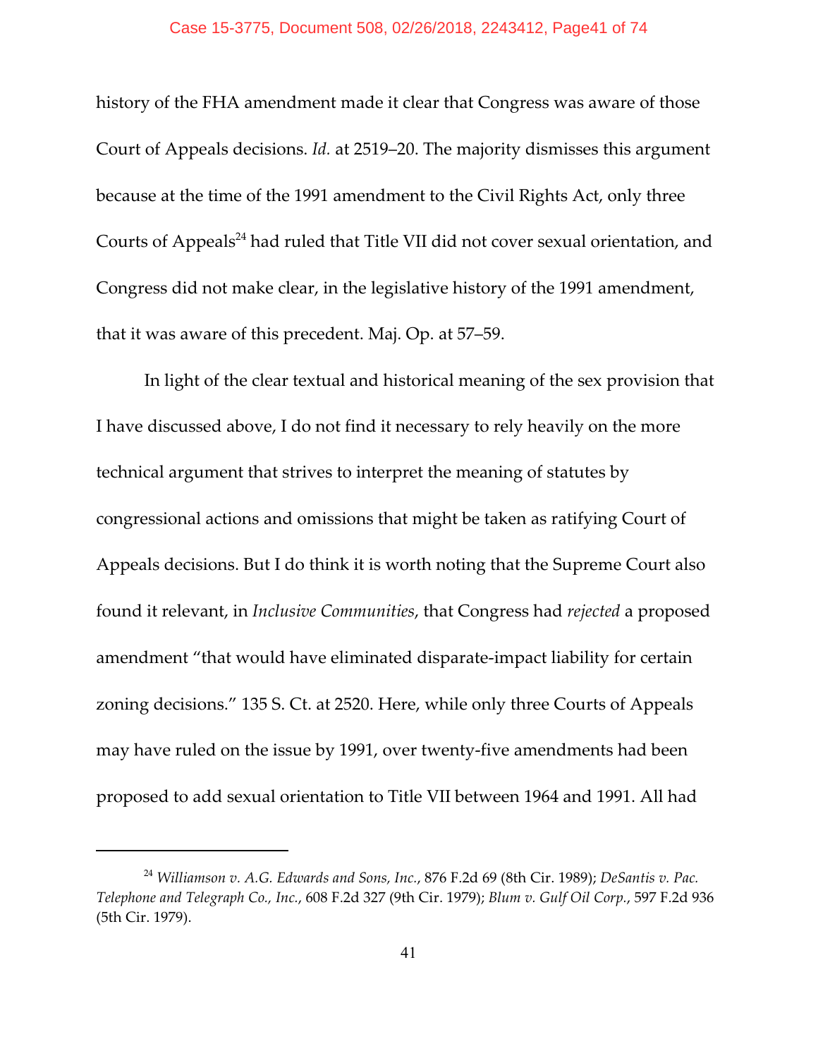history of the FHA amendment made it clear that Congress was aware of those Court of Appeals decisions. *Id.* at 2519–20. The majority dismisses this argument because at the time of the 1991 amendment to the Civil Rights Act, only three Courts of Appeals[24] had ruled that Title VII did not cover sexual orientation, and Congress did not make clear, in the legislative history of the 1991 amendment, that it was aware of this precedent. Maj. Op. at 57–59.

In light of the clear textual and historical meaning of the sex provision that I have discussed above, I do not find it necessary to rely heavily on the more technical argument that strives to interpret the meaning of statutes by congressional actions and omissions that might be taken as ratifying Court of Appeals decisions. But I do think it is worth noting that the Supreme Court also found it relevant, in *Inclusive Communities*, that Congress had *rejected* a proposed amendment "that would have eliminated disparate-impact liability for certain zoning decisions." 135 S. Ct. at 2520. Here, while only three Courts of Appeals may have ruled on the issue by 1991, over twenty-five amendments had been proposed to add sexual orientation to Title VII between 1964 and 1991. All had

---

[24] *Williamson v. A.G. Edwards and Sons, Inc.*, 876 F.2d 69 (8th Cir. 1989); *DeSantis v. Pac. Telephone and Telegraph Co., Inc.*, 608 F.2d 327 (9th Cir. 1979); *Blum v. Gulf Oil Corp.*, 597 F.2d 936 (5th Cir. 1979).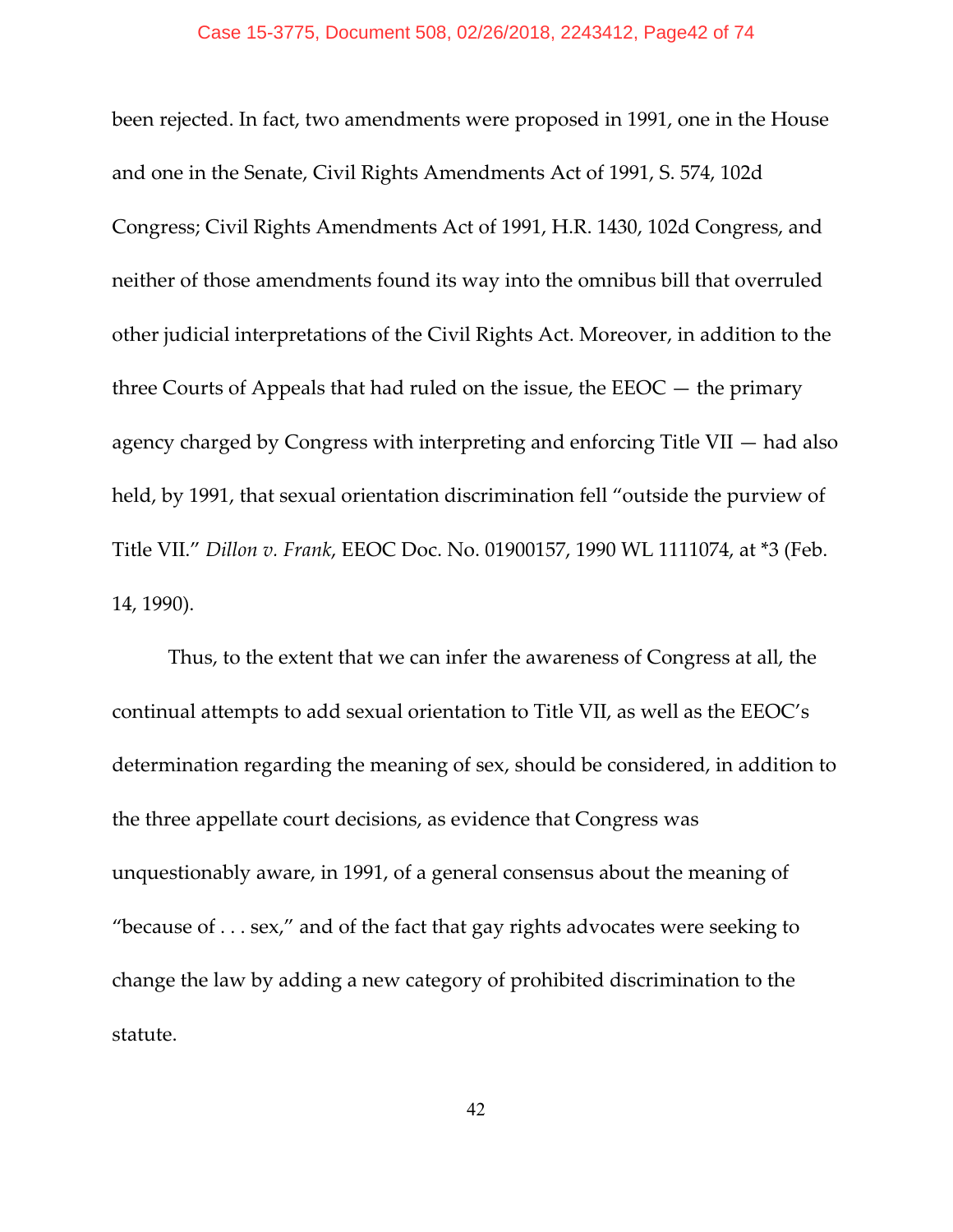been rejected. In fact, two amendments were proposed in 1991, one in the House and one in the Senate, Civil Rights Amendments Act of 1991, S. 574, 102d Congress; Civil Rights Amendments Act of 1991, H.R. 1430, 102d Congress, and neither of those amendments found its way into the omnibus bill that overruled other judicial interpretations of the Civil Rights Act. Moreover, in addition to the three Courts of Appeals that had ruled on the issue, the EEOC — the primary agency charged by Congress with interpreting and enforcing Title VII — had also held, by 1991, that sexual orientation discrimination fell "outside the purview of Title VII." *Dillon v. Frank*, EEOC Doc. No. 01900157, 1990 WL 1111074, at *3 (Feb. 14, 1990).

Thus, to the extent that we can infer the awareness of Congress at all, the continual attempts to add sexual orientation to Title VII, as well as the EEOC's determination regarding the meaning of sex, should be considered, in addition to the three appellate court decisions, as evidence that Congress was unquestionably aware, in 1991, of a general consensus about the meaning of "because of . . . sex," and of the fact that gay rights advocates were seeking to change the law by adding a new category of prohibited discrimination to the statute.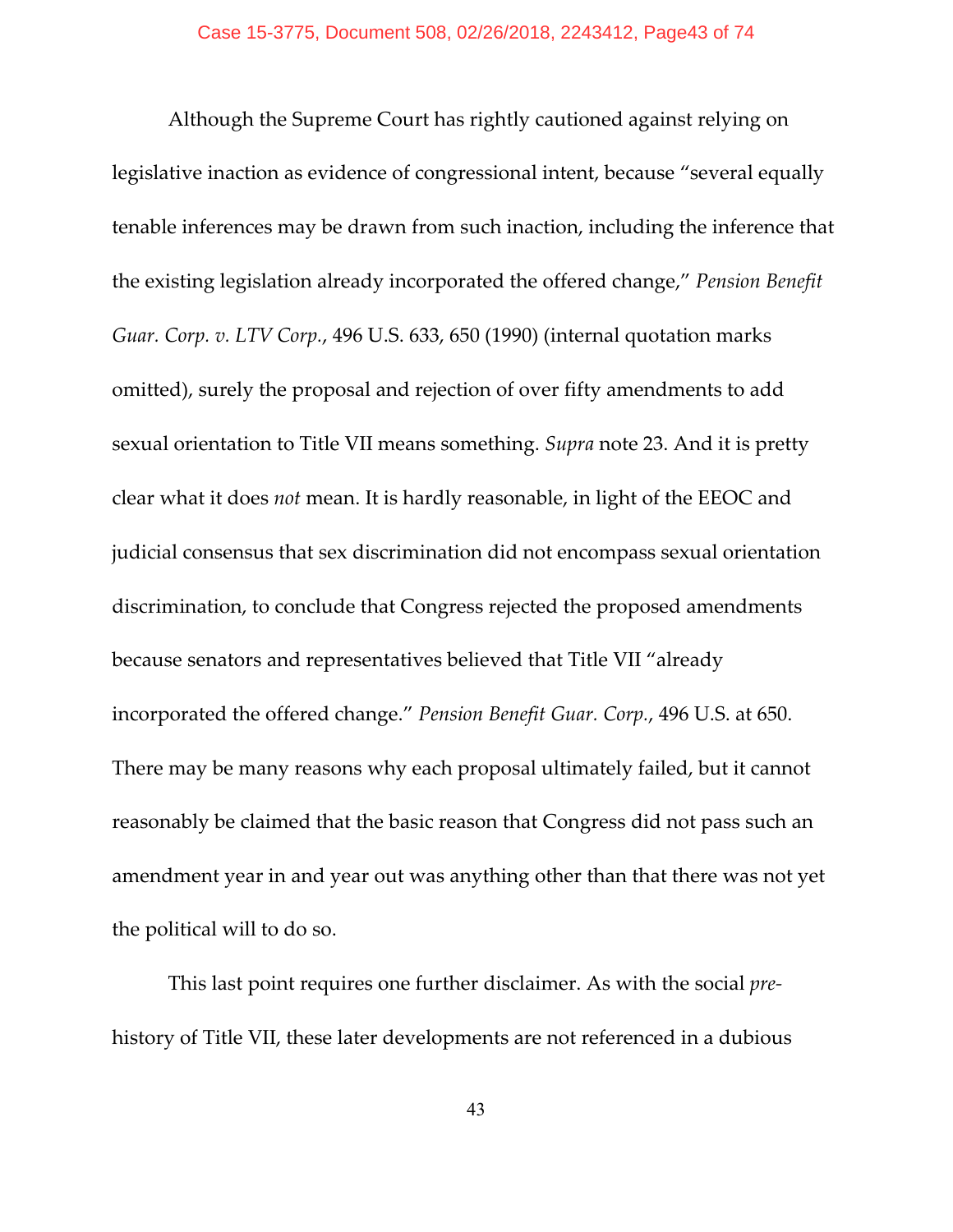Although the Supreme Court has rightly cautioned against relying on legislative inaction as evidence of congressional intent, because "several equally tenable inferences may be drawn from such inaction, including the inference that the existing legislation already incorporated the offered change," *Pension Benefit Guar. Corp. v. LTV Corp.*, 496 U.S. 633, 650 (1990) (internal quotation marks omitted), surely the proposal and rejection of over fifty amendments to add sexual orientation to Title VII means something. *Supra* note 23. And it is pretty clear what it does *not* mean. It is hardly reasonable, in light of the EEOC and judicial consensus that sex discrimination did not encompass sexual orientation discrimination, to conclude that Congress rejected the proposed amendments because senators and representatives believed that Title VII "already incorporated the offered change." *Pension Benefit Guar. Corp.*, 496 U.S. at 650. There may be many reasons why each proposal ultimately failed, but it cannot reasonably be claimed that the basic reason that Congress did not pass such an amendment year in and year out was anything other than that there was not yet the political will to do so.

This last point requires one further disclaimer. As with the social *pre*-history of Title VII, these later developments are not referenced in a dubious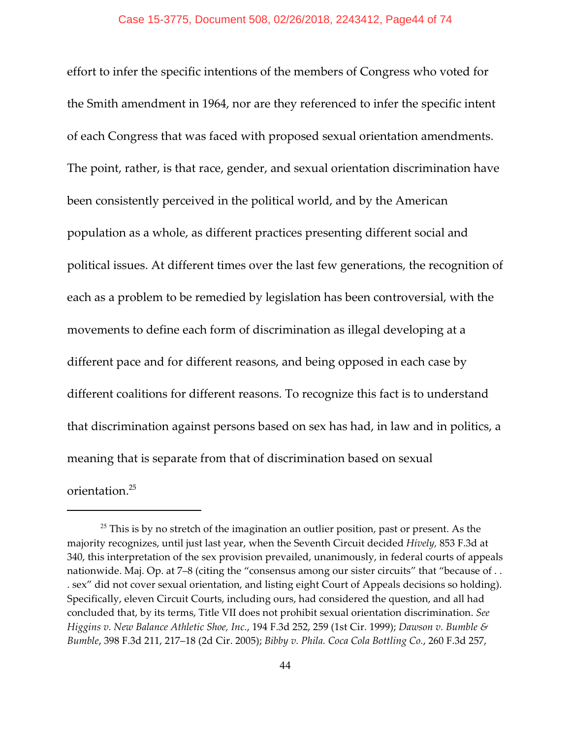effort to infer the specific intentions of the members of Congress who voted for the Smith amendment in 1964, nor are they referenced to infer the specific intent of each Congress that was faced with proposed sexual orientation amendments. The point, rather, is that race, gender, and sexual orientation discrimination have been consistently perceived in the political world, and by the American population as a whole, as different practices presenting different social and political issues. At different times over the last few generations, the recognition of each as a problem to be remedied by legislation has been controversial, with the movements to define each form of discrimination as illegal developing at a different pace and for different reasons, and being opposed in each case by different coalitions for different reasons. To recognize this fact is to understand that discrimination against persons based on sex has had, in law and in politics, a meaning that is separate from that of discrimination based on sexual orientation.[25]

---

[25] This is by no stretch of the imagination an outlier position, past or present. As the majority recognizes, until just last year, when the Seventh Circuit decided *Hively*, 853 F.3d at 340, this interpretation of the sex provision prevailed, unanimously, in federal courts of appeals nationwide. Maj. Op. at 7–8 (citing the "consensus among our sister circuits" that "because of . . . sex" did not cover sexual orientation, and listing eight Court of Appeals decisions so holding). Specifically, eleven Circuit Courts, including ours, had considered the question, and all had concluded that, by its terms, Title VII does not prohibit sexual orientation discrimination. *See Higgins v. New Balance Athletic Shoe, Inc.*, 194 F.3d 252, 259 (1st Cir. 1999); *Dawson v. Bumble & Bumble*, 398 F.3d 211, 217–18 (2d Cir. 2005); *Bibby v. Phila. Coca Cola Bottling Co.*, 260 F.3d 257,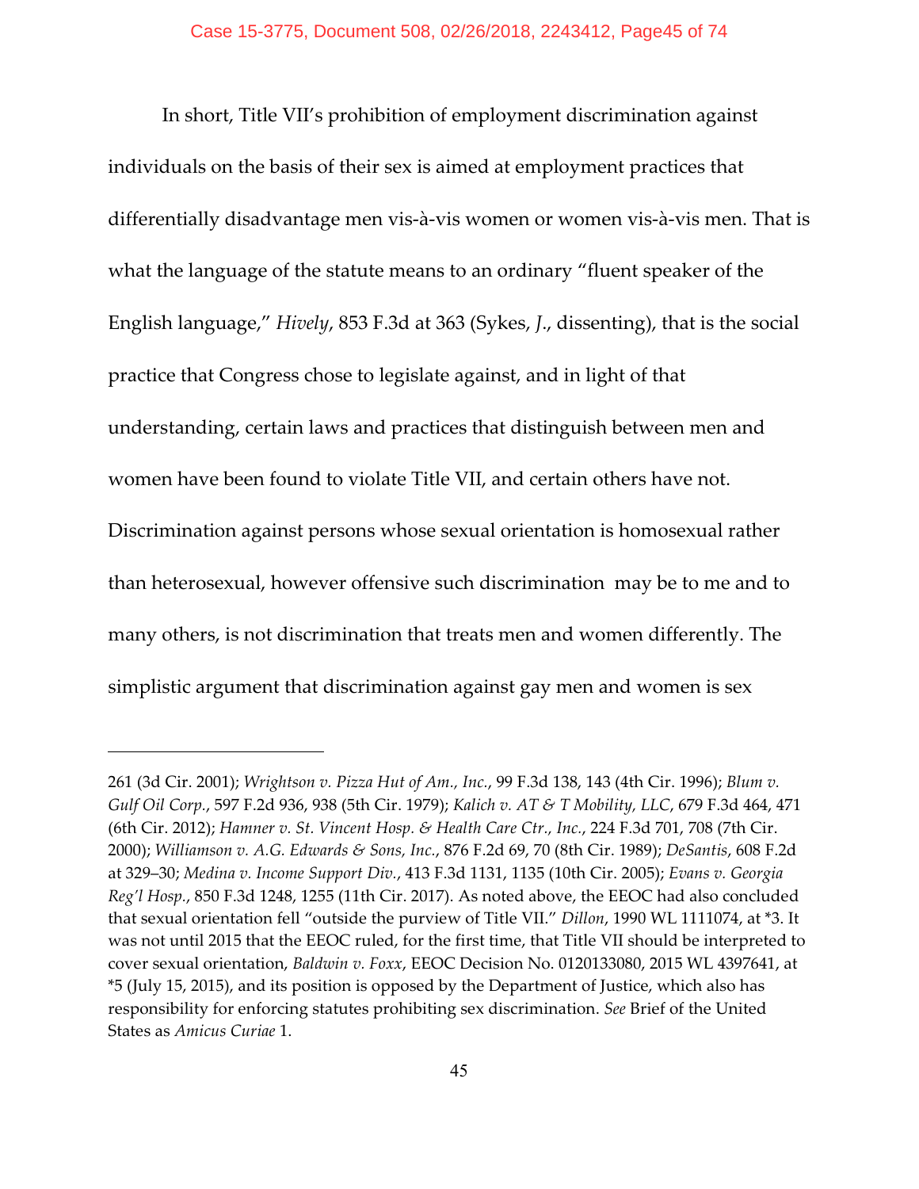In short, Title VII's prohibition of employment discrimination against individuals on the basis of their sex is aimed at employment practices that differentially disadvantage men vis-à-vis women or women vis-à-vis men. That is what the language of the statute means to an ordinary "fluent speaker of the English language," *Hively*, 853 F.3d at 363 (Sykes, *J.*, dissenting), that is the social practice that Congress chose to legislate against, and in light of that understanding, certain laws and practices that distinguish between men and women have been found to violate Title VII, and certain others have not. Discrimination against persons whose sexual orientation is homosexual rather than heterosexual, however offensive such discrimination may be to me and to many others, is not discrimination that treats men and women differently. The simplistic argument that discrimination against gay men and women is sex

---

261 (3d Cir. 2001); *Wrightson v. Pizza Hut of Am., Inc.*, 99 F.3d 138, 143 (4th Cir. 1996); *Blum v. Gulf Oil Corp.*, 597 F.2d 936, 938 (5th Cir. 1979); *Kalich v. AT & T Mobility, LLC*, 679 F.3d 464, 471 (6th Cir. 2012); *Hamner v. St. Vincent Hosp. & Health Care Ctr., Inc.*, 224 F.3d 701, 708 (7th Cir. 2000); *Williamson v. A.G. Edwards & Sons, Inc.*, 876 F.2d 69, 70 (8th Cir. 1989); *DeSantis*, 608 F.2d at 329–30; *Medina v. Income Support Div.*, 413 F.3d 1131, 1135 (10th Cir. 2005); *Evans v. Georgia Reg'l Hosp.*, 850 F.3d 1248, 1255 (11th Cir. 2017). As noted above, the EEOC had also concluded that sexual orientation fell "outside the purview of Title VII." *Dillon*, 1990 WL 1111074, at *3. It was not until 2015 that the EEOC ruled, for the first time, that Title VII should be interpreted to cover sexual orientation, *Baldwin v. Foxx*, EEOC Decision No. 0120133080, 2015 WL 4397641, at *5 (July 15, 2015), and its position is opposed by the Department of Justice, which also has responsibility for enforcing statutes prohibiting sex discrimination. *See* Brief of the United States as *Amicus Curiae* 1.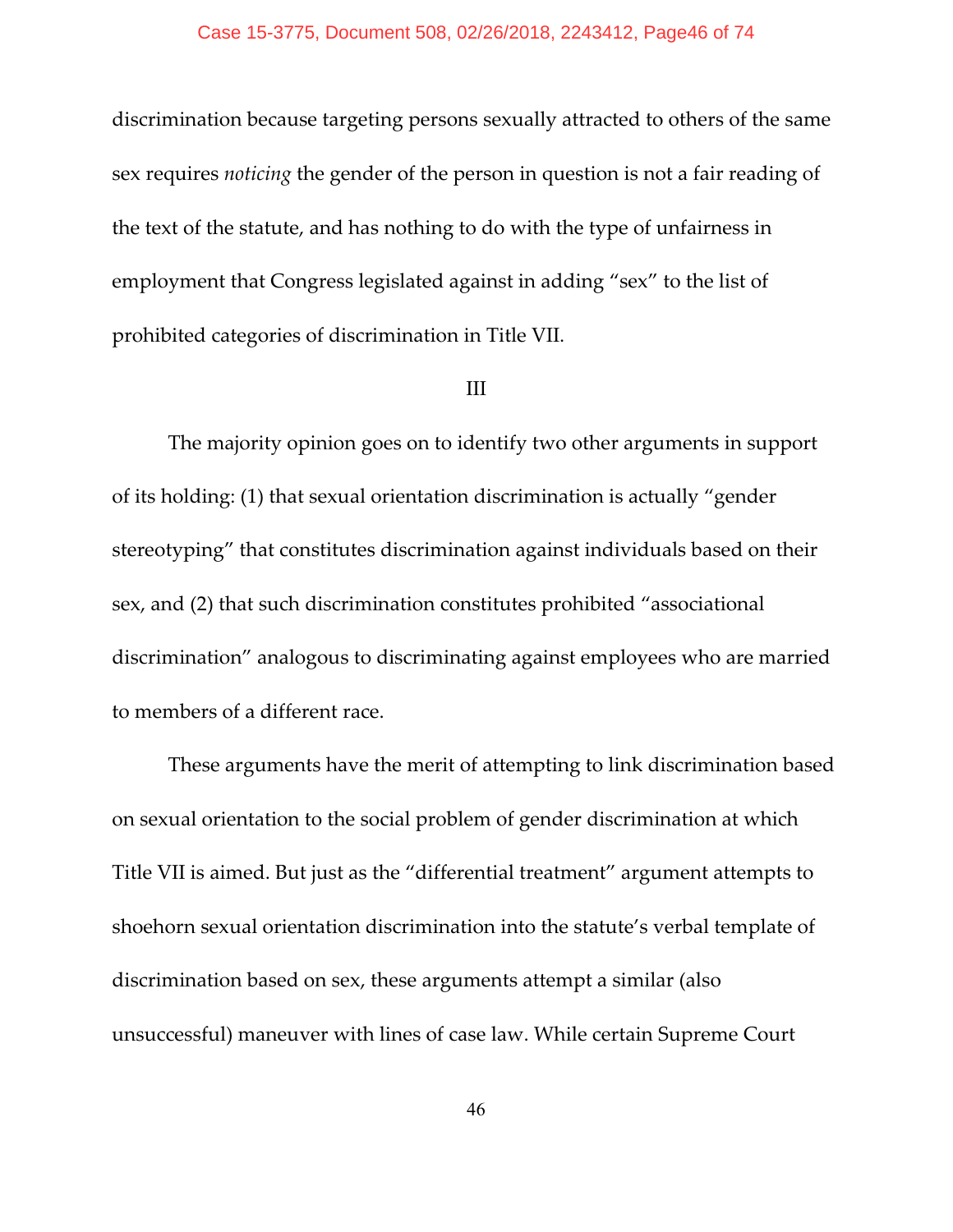discrimination because targeting persons sexually attracted to others of the same sex requires *noticing* the gender of the person in question is not a fair reading of the text of the statute, and has nothing to do with the type of unfairness in employment that Congress legislated against in adding "sex" to the list of prohibited categories of discrimination in Title VII.

III

The majority opinion goes on to identify two other arguments in support of its holding: (1) that sexual orientation discrimination is actually "gender stereotyping" that constitutes discrimination against individuals based on their sex, and (2) that such discrimination constitutes prohibited "associational discrimination" analogous to discriminating against employees who are married to members of a different race.

These arguments have the merit of attempting to link discrimination based on sexual orientation to the social problem of gender discrimination at which Title VII is aimed. But just as the "differential treatment" argument attempts to shoehorn sexual orientation discrimination into the statute's verbal template of discrimination based on sex, these arguments attempt a similar (also unsuccessful) maneuver with lines of case law. While certain Supreme Court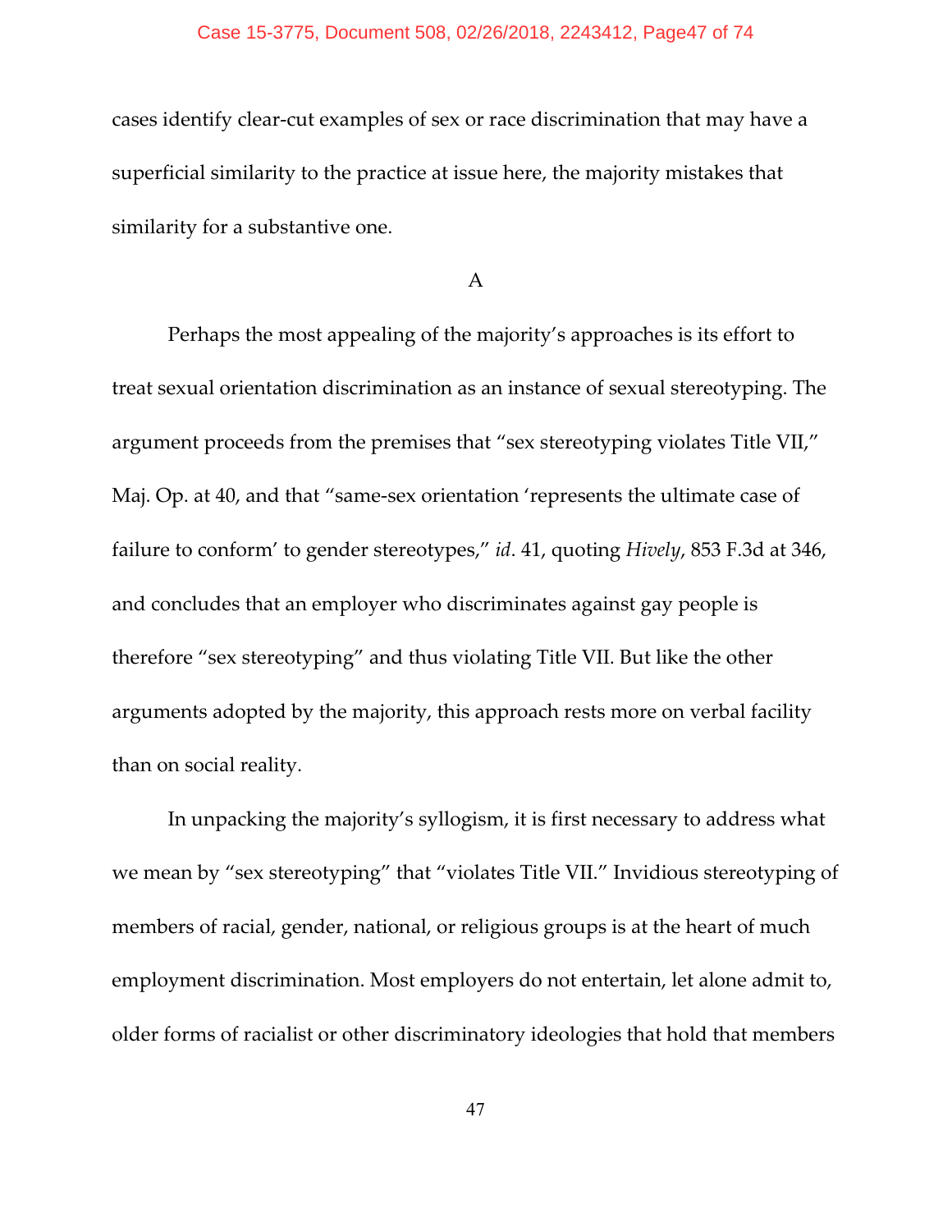cases identify clear-cut examples of sex or race discrimination that may have a superficial similarity to the practice at issue here, the majority mistakes that similarity for a substantive one.

A

Perhaps the most appealing of the majority's approaches is its effort to treat sexual orientation discrimination as an instance of sexual stereotyping. The argument proceeds from the premises that "sex stereotyping violates Title VII," Maj. Op. at 40, and that "same-sex orientation 'represents the ultimate case of failure to conform' to gender stereotypes," *id*. 41, quoting *Hively*, 853 F.3d at 346, and concludes that an employer who discriminates against gay people is therefore "sex stereotyping" and thus violating Title VII. But like the other arguments adopted by the majority, this approach rests more on verbal facility than on social reality.

In unpacking the majority's syllogism, it is first necessary to address what we mean by "sex stereotyping" that "violates Title VII." Invidious stereotyping of members of racial, gender, national, or religious groups is at the heart of much employment discrimination. Most employers do not entertain, let alone admit to, older forms of racialist or other discriminatory ideologies that hold that members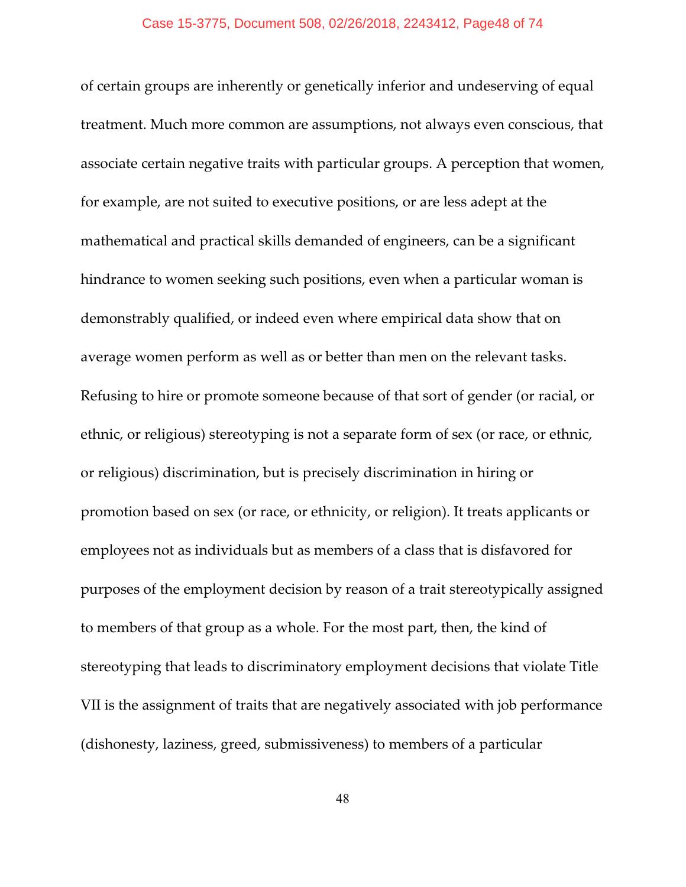of certain groups are inherently or genetically inferior and undeserving of equal treatment. Much more common are assumptions, not always even conscious, that associate certain negative traits with particular groups. A perception that women, for example, are not suited to executive positions, or are less adept at the mathematical and practical skills demanded of engineers, can be a significant hindrance to women seeking such positions, even when a particular woman is demonstrably qualified, or indeed even where empirical data show that on average women perform as well as or better than men on the relevant tasks. Refusing to hire or promote someone because of that sort of gender (or racial, or ethnic, or religious) stereotyping is not a separate form of sex (or race, or ethnic, or religious) discrimination, but is precisely discrimination in hiring or promotion based on sex (or race, or ethnicity, or religion). It treats applicants or employees not as individuals but as members of a class that is disfavored for purposes of the employment decision by reason of a trait stereotypically assigned to members of that group as a whole. For the most part, then, the kind of stereotyping that leads to discriminatory employment decisions that violate Title VII is the assignment of traits that are negatively associated with job performance (dishonesty, laziness, greed, submissiveness) to members of a particular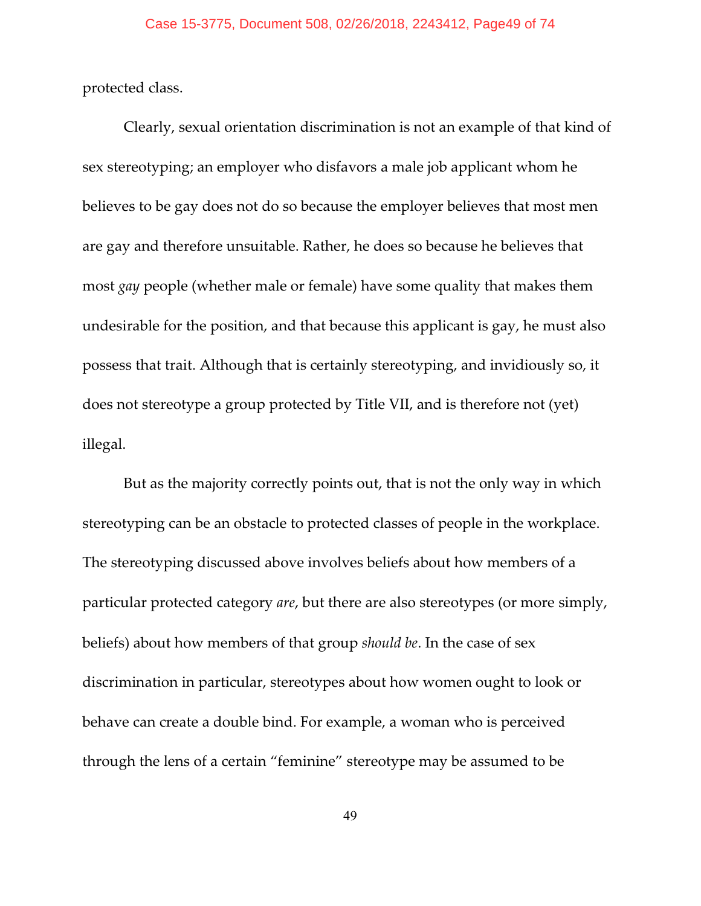protected class.

Clearly, sexual orientation discrimination is not an example of that kind of sex stereotyping; an employer who disfavors a male job applicant whom he believes to be gay does not do so because the employer believes that most men are gay and therefore unsuitable. Rather, he does so because he believes that most *gay* people (whether male or female) have some quality that makes them undesirable for the position, and that because this applicant is gay, he must also possess that trait. Although that is certainly stereotyping, and invidiously so, it does not stereotype a group protected by Title VII, and is therefore not (yet) illegal.

But as the majority correctly points out, that is not the only way in which stereotyping can be an obstacle to protected classes of people in the workplace. The stereotyping discussed above involves beliefs about how members of a particular protected category *are*, but there are also stereotypes (or more simply, beliefs) about how members of that group *should be*. In the case of sex discrimination in particular, stereotypes about how women ought to look or behave can create a double bind. For example, a woman who is perceived through the lens of a certain "feminine" stereotype may be assumed to be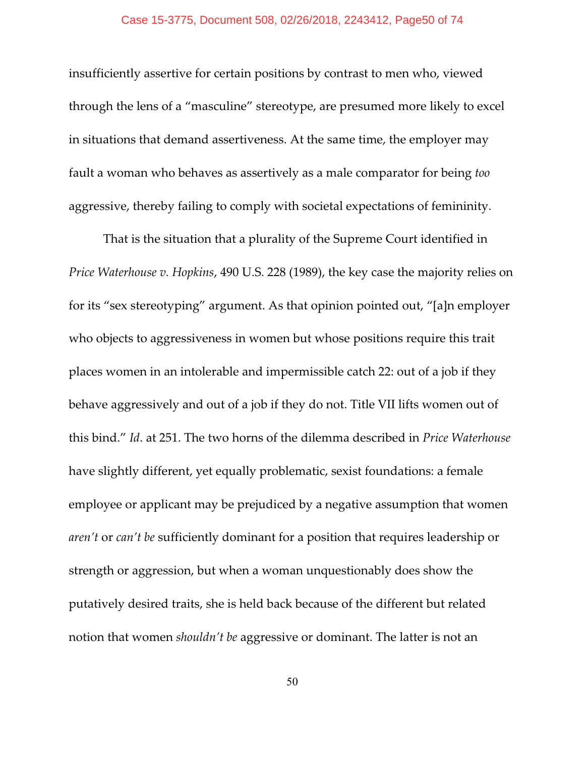insufficiently assertive for certain positions by contrast to men who, viewed through the lens of a "masculine" stereotype, are presumed more likely to excel in situations that demand assertiveness. At the same time, the employer may fault a woman who behaves as assertively as a male comparator for being *too* aggressive, thereby failing to comply with societal expectations of femininity.

That is the situation that a plurality of the Supreme Court identified in *Price Waterhouse v. Hopkins*, 490 U.S. 228 (1989), the key case the majority relies on for its "sex stereotyping" argument. As that opinion pointed out, "[a]n employer who objects to aggressiveness in women but whose positions require this trait places women in an intolerable and impermissible catch 22: out of a job if they behave aggressively and out of a job if they do not. Title VII lifts women out of this bind." *Id*. at 251. The two horns of the dilemma described in *Price Waterhouse* have slightly different, yet equally problematic, sexist foundations: a female employee or applicant may be prejudiced by a negative assumption that women *aren't* or *can't be* sufficiently dominant for a position that requires leadership or strength or aggression, but when a woman unquestionably does show the putatively desired traits, she is held back because of the different but related notion that women *shouldn't be* aggressive or dominant. The latter is not an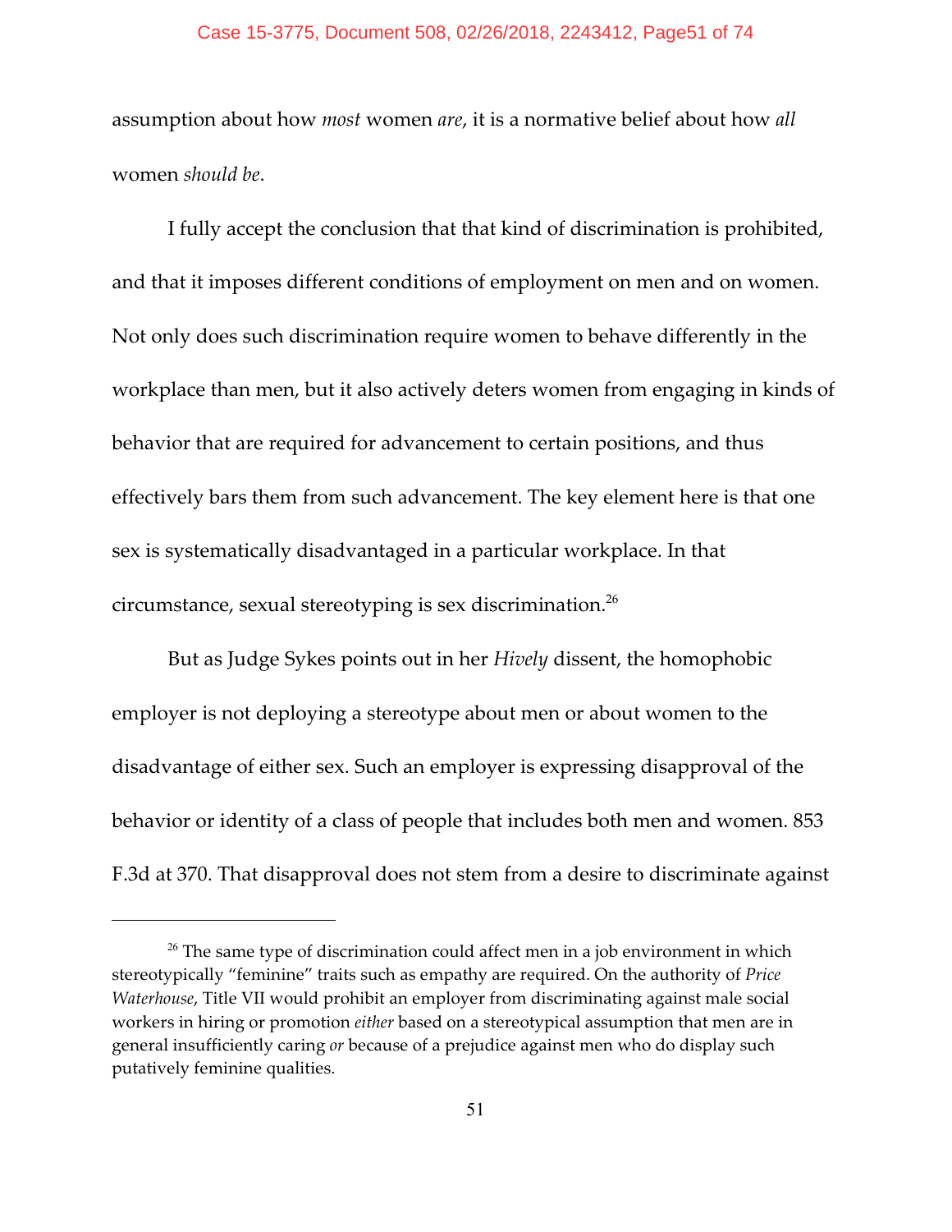assumption about how *most* women *are*, it is a normative belief about how *all* women *should be*.

I fully accept the conclusion that that kind of discrimination is prohibited, and that it imposes different conditions of employment on men and on women. Not only does such discrimination require women to behave differently in the workplace than men, but it also actively deters women from engaging in kinds of behavior that are required for advancement to certain positions, and thus effectively bars them from such advancement. The key element here is that one sex is systematically disadvantaged in a particular workplace. In that circumstance, sexual stereotyping is sex discrimination.[26]

But as Judge Sykes points out in her *Hively* dissent, the homophobic employer is not deploying a stereotype about men or about women to the disadvantage of either sex. Such an employer is expressing disapproval of the behavior or identity of a class of people that includes both men and women. 853 F.3d at 370. That disapproval does not stem from a desire to discriminate against

---

[26] The same type of discrimination could affect men in a job environment in which stereotypically "feminine" traits such as empathy are required. On the authority of *Price Waterhouse*, Title VII would prohibit an employer from discriminating against male social workers in hiring or promotion *either* based on a stereotypical assumption that men are in general insufficiently caring *or* because of a prejudice against men who do display such putatively feminine qualities.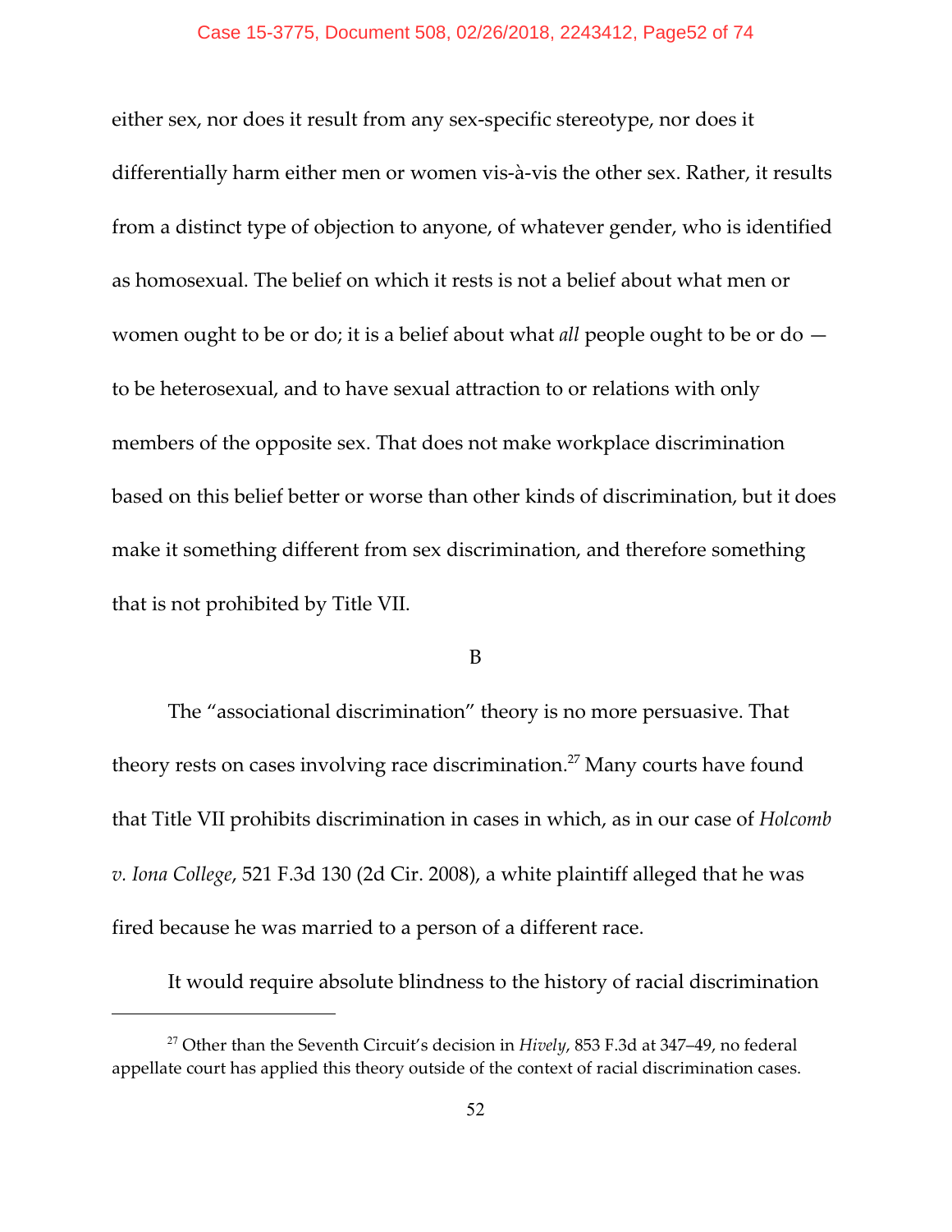either sex, nor does it result from any sex‐specific stereotype, nor does it differentially harm either men or women vis‐à‐vis the other sex. Rather, it results from a distinct type of objection to anyone, of whatever gender, who is identified as homosexual. The belief on which it rests is not a belief about what men or women ought to be or do; it is a belief about what *all* people ought to be or do — to be heterosexual, and to have sexual attraction to or relations with only members of the opposite sex. That does not make workplace discrimination based on this belief better or worse than other kinds of discrimination, but it does make it something different from sex discrimination, and therefore something that is not prohibited by Title VII.

B

The "associational discrimination" theory is no more persuasive. That theory rests on cases involving race discrimination.[27] Many courts have found that Title VII prohibits discrimination in cases in which, as in our case of *Holcomb v. Iona College*, 521 F.3d 130 (2d Cir. 2008), a white plaintiff alleged that he was fired because he was married to a person of a different race.

It would require absolute blindness to the history of racial discrimination

---

[27] Other than the Seventh Circuit's decision in *Hively*, 853 F.3d at 347–49, no federal appellate court has applied this theory outside of the context of racial discrimination cases.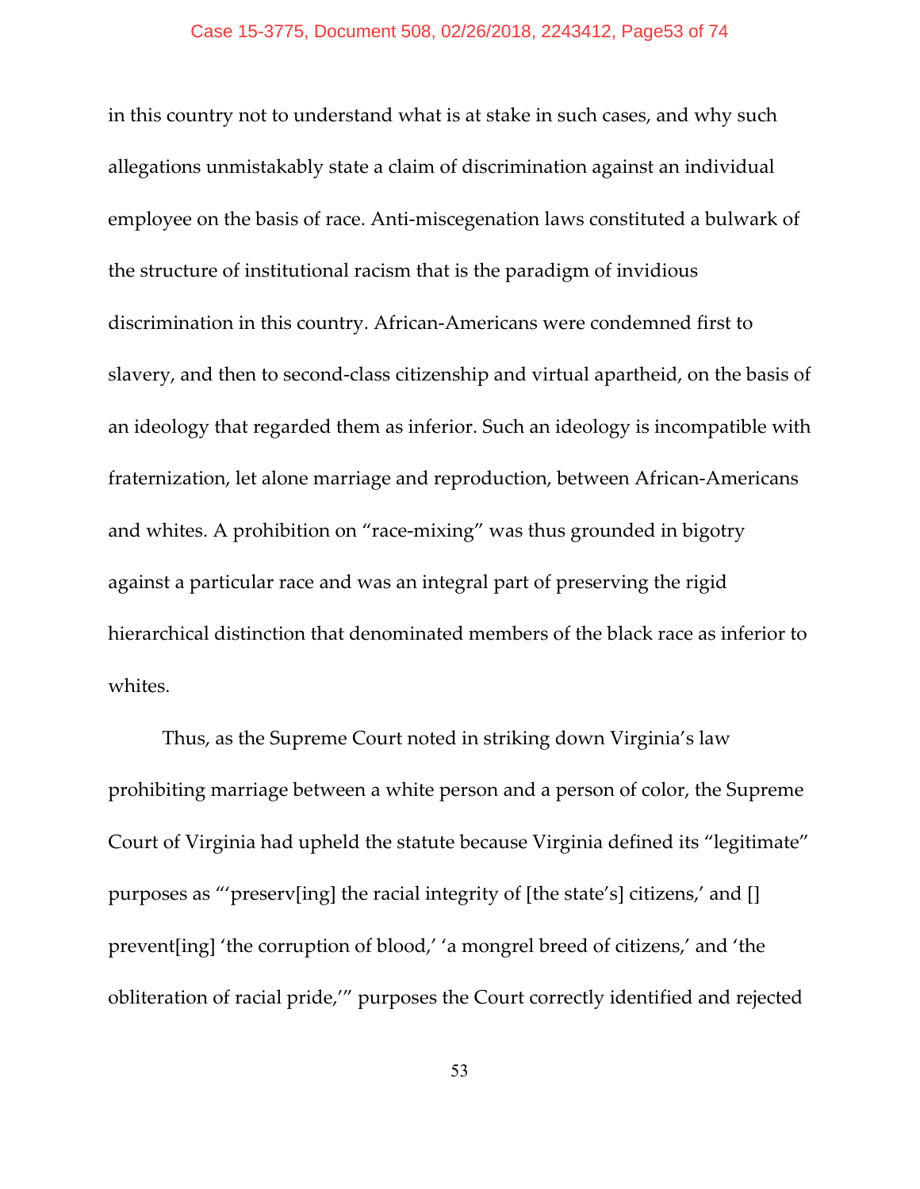in this country not to understand what is at stake in such cases, and why such allegations unmistakably state a claim of discrimination against an individual employee on the basis of race. Anti-miscegenation laws constituted a bulwark of the structure of institutional racism that is the paradigm of invidious discrimination in this country. African-Americans were condemned first to slavery, and then to second-class citizenship and virtual apartheid, on the basis of an ideology that regarded them as inferior. Such an ideology is incompatible with fraternization, let alone marriage and reproduction, between African-Americans and whites. A prohibition on "race-mixing" was thus grounded in bigotry against a particular race and was an integral part of preserving the rigid hierarchical distinction that denominated members of the black race as inferior to whites.

Thus, as the Supreme Court noted in striking down Virginia's law prohibiting marriage between a white person and a person of color, the Supreme Court of Virginia had upheld the statute because Virginia defined its "legitimate" purposes as "'preserv[ing] the racial integrity of [the state's] citizens,' and [] prevent[ing] 'the corruption of blood,' 'a mongrel breed of citizens,' and 'the obliteration of racial pride,'" purposes the Court correctly identified and rejected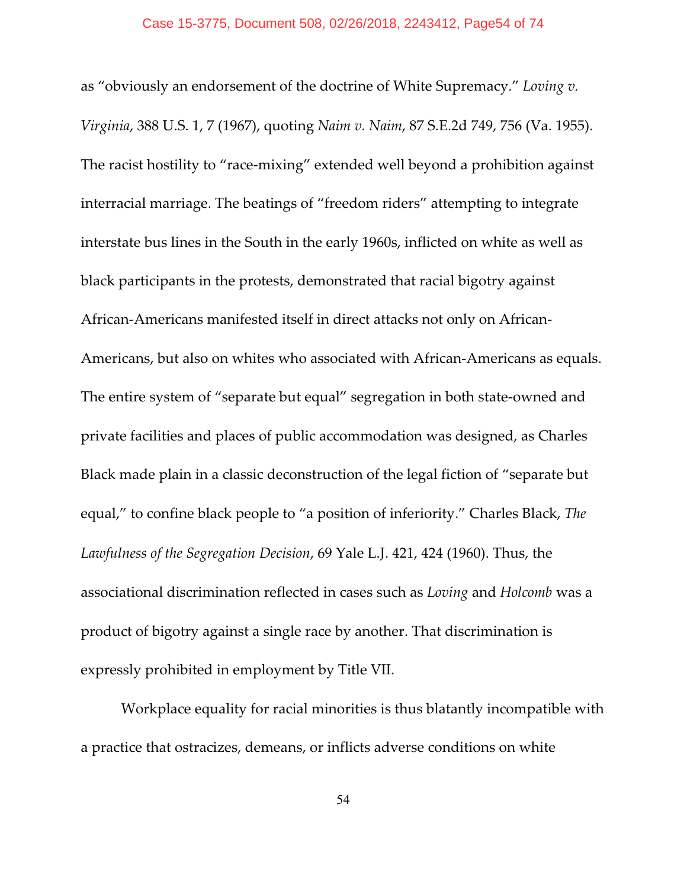as "obviously an endorsement of the doctrine of White Supremacy." *Loving v. Virginia*, 388 U.S. 1, 7 (1967), quoting *Naim v. Naim*, 87 S.E.2d 749, 756 (Va. 1955). The racist hostility to "race-mixing" extended well beyond a prohibition against interracial marriage. The beatings of "freedom riders" attempting to integrate interstate bus lines in the South in the early 1960s, inflicted on white as well as black participants in the protests, demonstrated that racial bigotry against African-Americans manifested itself in direct attacks not only on African-Americans, but also on whites who associated with African-Americans as equals. The entire system of "separate but equal" segregation in both state-owned and private facilities and places of public accommodation was designed, as Charles Black made plain in a classic deconstruction of the legal fiction of "separate but equal," to confine black people to "a position of inferiority." Charles Black, *The Lawfulness of the Segregation Decision*, 69 Yale L.J. 421, 424 (1960). Thus, the associational discrimination reflected in cases such as *Loving* and *Holcomb* was a product of bigotry against a single race by another. That discrimination is expressly prohibited in employment by Title VII.

Workplace equality for racial minorities is thus blatantly incompatible with a practice that ostracizes, demeans, or inflicts adverse conditions on white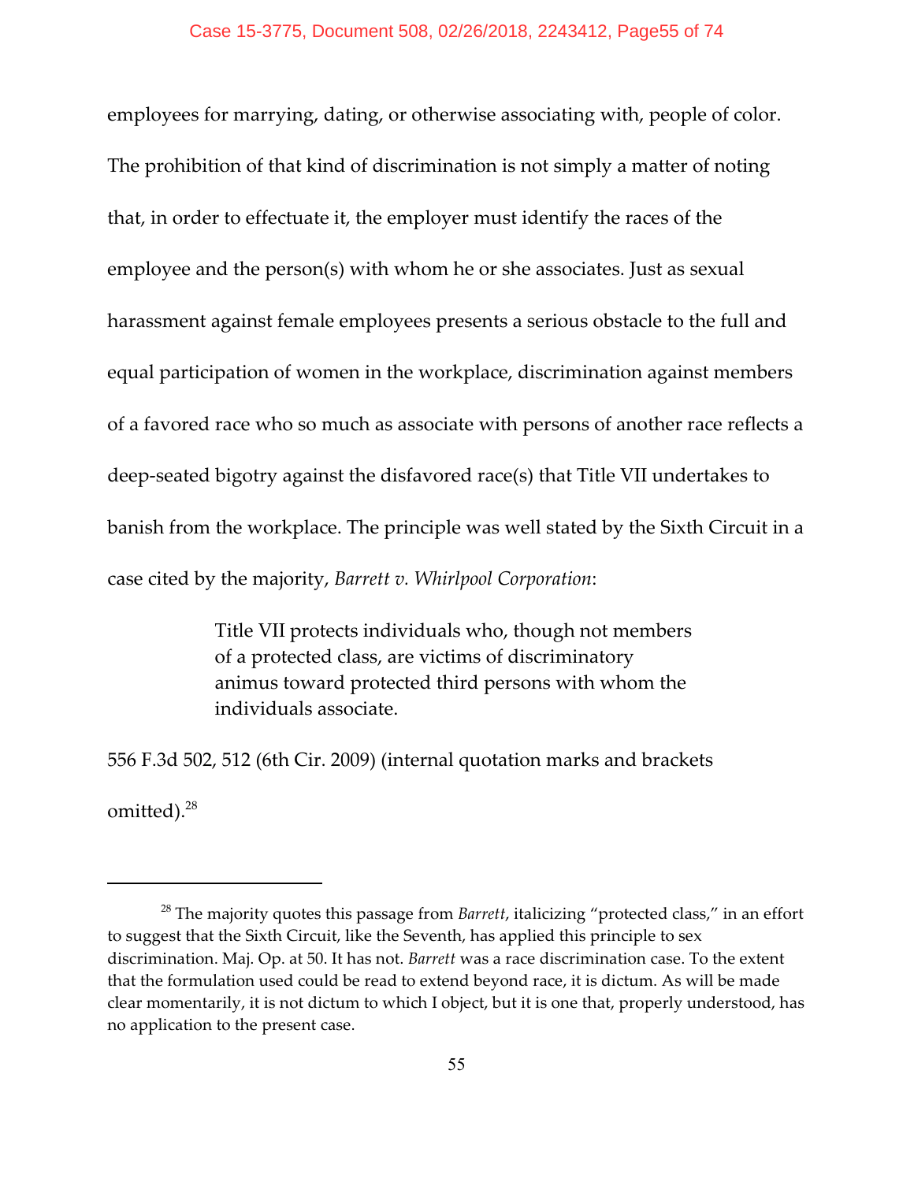employees for marrying, dating, or otherwise associating with, people of color. The prohibition of that kind of discrimination is not simply a matter of noting that, in order to effectuate it, the employer must identify the races of the employee and the person(s) with whom he or she associates. Just as sexual harassment against female employees presents a serious obstacle to the full and equal participation of women in the workplace, discrimination against members of a favored race who so much as associate with persons of another race reflects a deep-seated bigotry against the disfavored race(s) that Title VII undertakes to banish from the workplace. The principle was well stated by the Sixth Circuit in a case cited by the majority, *Barrett v. Whirlpool Corporation*:

> Title VII protects individuals who, though not members of a protected class, are victims of discriminatory animus toward protected third persons with whom the individuals associate.

556 F.3d 502, 512 (6th Cir. 2009) (internal quotation marks and brackets omitted).[28]

---

[28] The majority quotes this passage from *Barrett*, italicizing "protected class," in an effort to suggest that the Sixth Circuit, like the Seventh, has applied this principle to sex discrimination. Maj. Op. at 50. It has not. *Barrett* was a race discrimination case. To the extent that the formulation used could be read to extend beyond race, it is dictum. As will be made clear momentarily, it is not dictum to which I object, but it is one that, properly understood, has no application to the present case.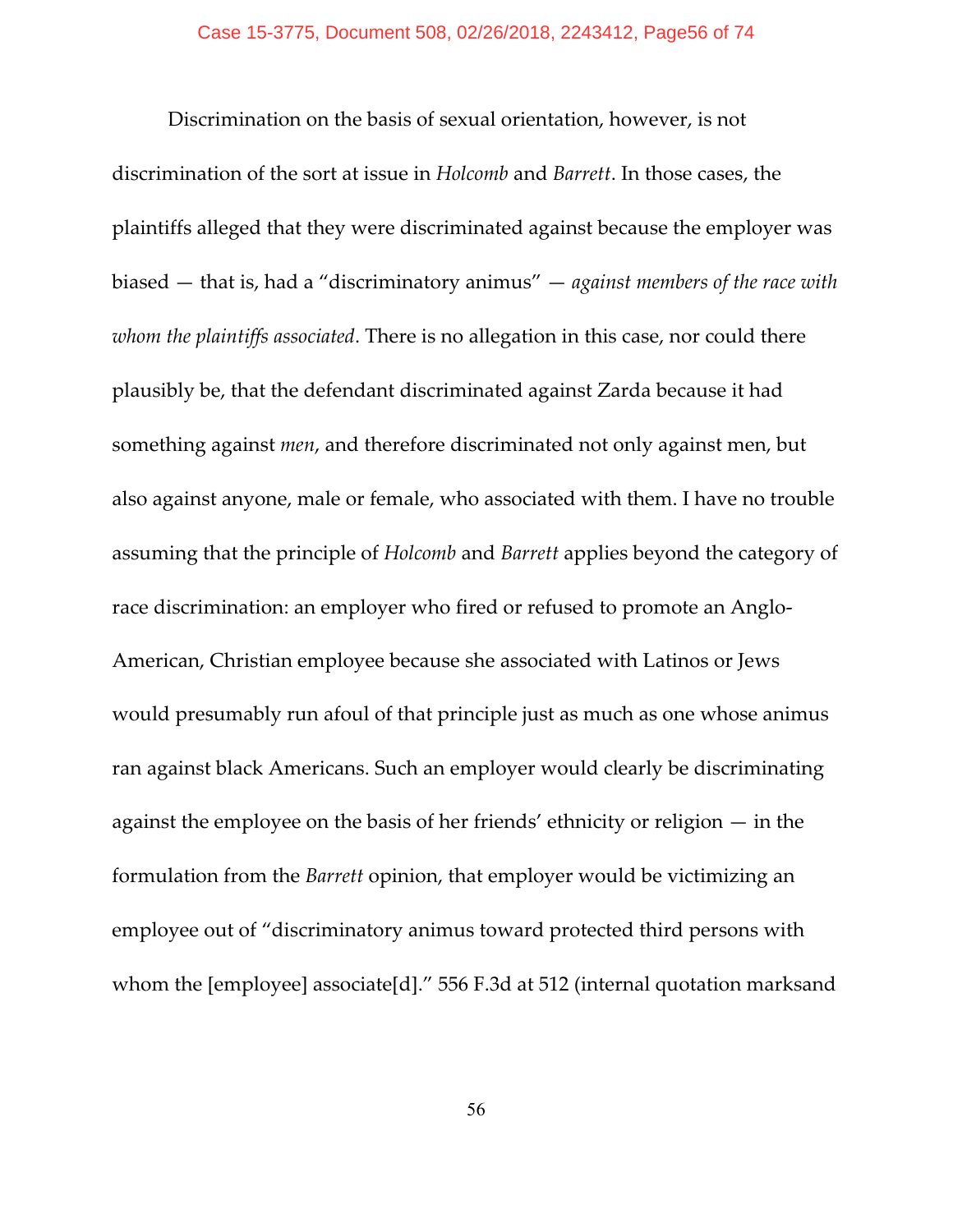Discrimination on the basis of sexual orientation, however, is not discrimination of the sort at issue in *Holcomb* and *Barrett*. In those cases, the plaintiffs alleged that they were discriminated against because the employer was biased — that is, had a "discriminatory animus" — *against members of the race with whom the plaintiffs associated*. There is no allegation in this case, nor could there plausibly be, that the defendant discriminated against Zarda because it had something against *men*, and therefore discriminated not only against men, but also against anyone, male or female, who associated with them. I have no trouble assuming that the principle of *Holcomb* and *Barrett* applies beyond the category of race discrimination: an employer who fired or refused to promote an Anglo-American, Christian employee because she associated with Latinos or Jews would presumably run afoul of that principle just as much as one whose animus ran against black Americans. Such an employer would clearly be discriminating against the employee on the basis of her friends' ethnicity or religion — in the formulation from the *Barrett* opinion, that employer would be victimizing an employee out of "discriminatory animus toward protected third persons with whom the [employee] associate[d]." 556 F.3d at 512 (internal quotation marksand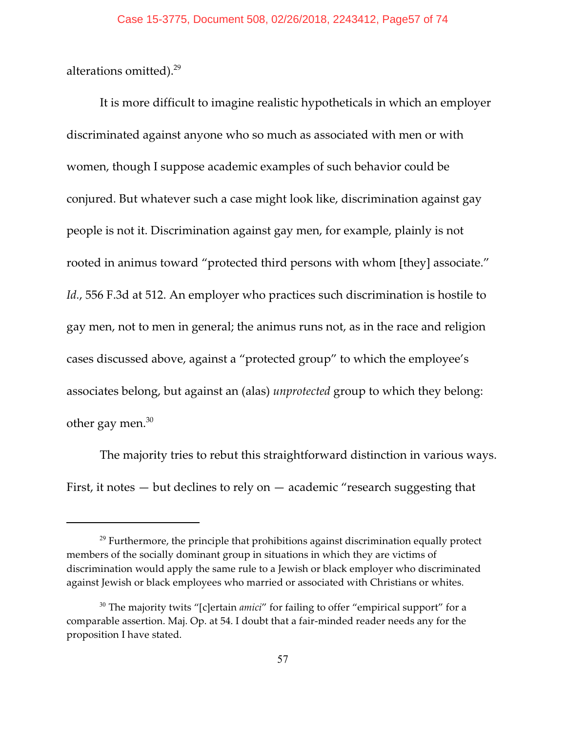alterations omitted).[29]

It is more difficult to imagine realistic hypotheticals in which an employer discriminated against anyone who so much as associated with men or with women, though I suppose academic examples of such behavior could be conjured. But whatever such a case might look like, discrimination against gay people is not it. Discrimination against gay men, for example, plainly is not rooted in animus toward "protected third persons with whom [they] associate." *Id.*, 556 F.3d at 512. An employer who practices such discrimination is hostile to gay men, not to men in general; the animus runs not, as in the race and religion cases discussed above, against a "protected group" to which the employee's associates belong, but against an (alas) *unprotected* group to which they belong: other gay men.[30]

The majority tries to rebut this straightforward distinction in various ways. First, it notes — but declines to rely on — academic "research suggesting that

---

[29] Furthermore, the principle that prohibitions against discrimination equally protect members of the socially dominant group in situations in which they are victims of discrimination would apply the same rule to a Jewish or black employer who discriminated against Jewish or black employees who married or associated with Christians or whites.

[30] The majority twits "[c]ertain *amici*" for failing to offer "empirical support" for a comparable assertion. Maj. Op. at 54. I doubt that a fair-minded reader needs any for the proposition I have stated.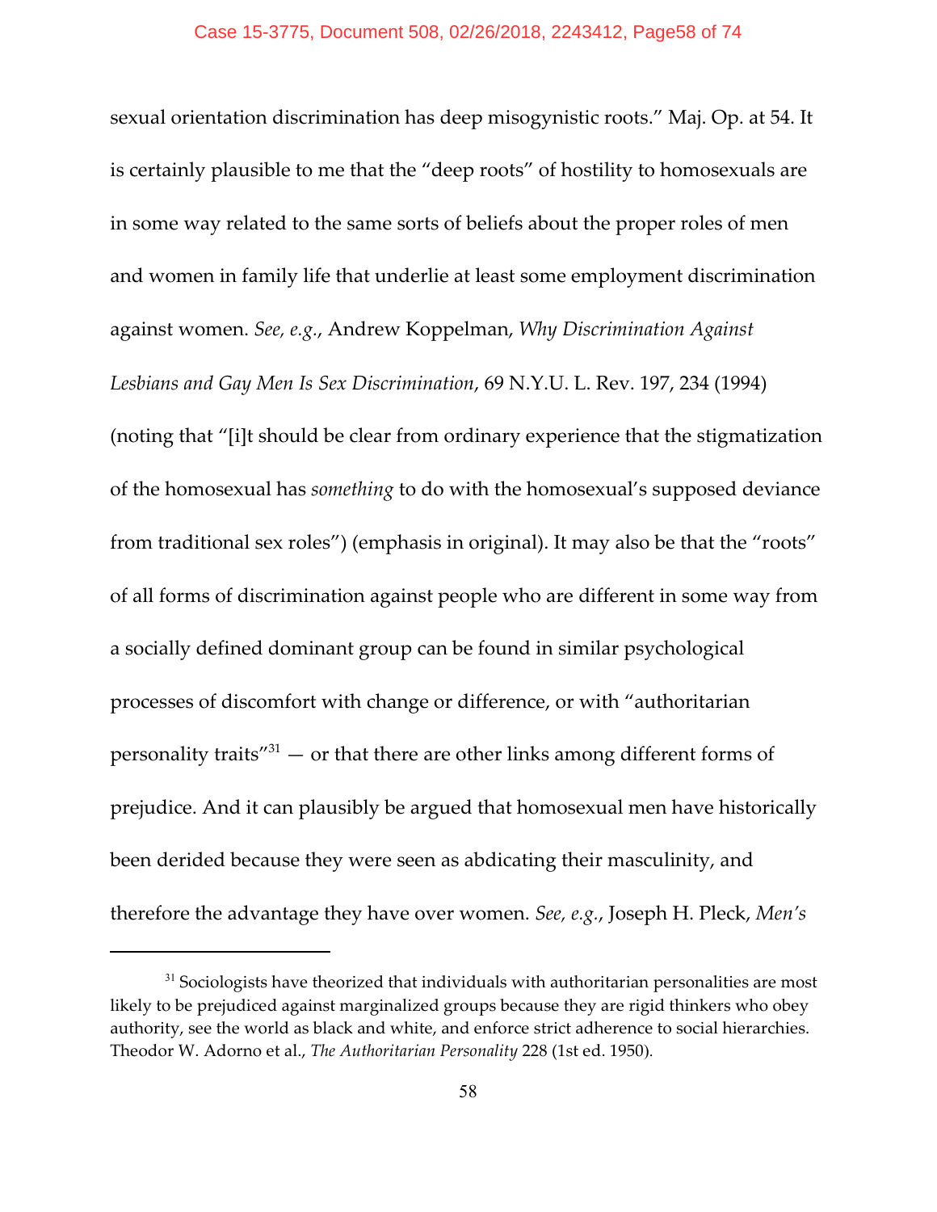sexual orientation discrimination has deep misogynistic roots." Maj. Op. at 54. It is certainly plausible to me that the "deep roots" of hostility to homosexuals are in some way related to the same sorts of beliefs about the proper roles of men and women in family life that underlie at least some employment discrimination against women. *See, e.g.*, Andrew Koppelman, *Why Discrimination Against Lesbians and Gay Men Is Sex Discrimination*, 69 N.Y.U. L. Rev. 197, 234 (1994) (noting that "[i]t should be clear from ordinary experience that the stigmatization of the homosexual has *something* to do with the homosexual's supposed deviance from traditional sex roles") (emphasis in original). It may also be that the "roots" of all forms of discrimination against people who are different in some way from a socially defined dominant group can be found in similar psychological processes of discomfort with change or difference, or with "authoritarian personality traits"[31] — or that there are other links among different forms of prejudice. And it can plausibly be argued that homosexual men have historically been derided because they were seen as abdicating their masculinity, and therefore the advantage they have over women. *See, e.g.*, Joseph H. Pleck, *Men's*

---

[31] Sociologists have theorized that individuals with authoritarian personalities are most likely to be prejudiced against marginalized groups because they are rigid thinkers who obey authority, see the world as black and white, and enforce strict adherence to social hierarchies. Theodor W. Adorno et al., *The Authoritarian Personality* 228 (1st ed. 1950).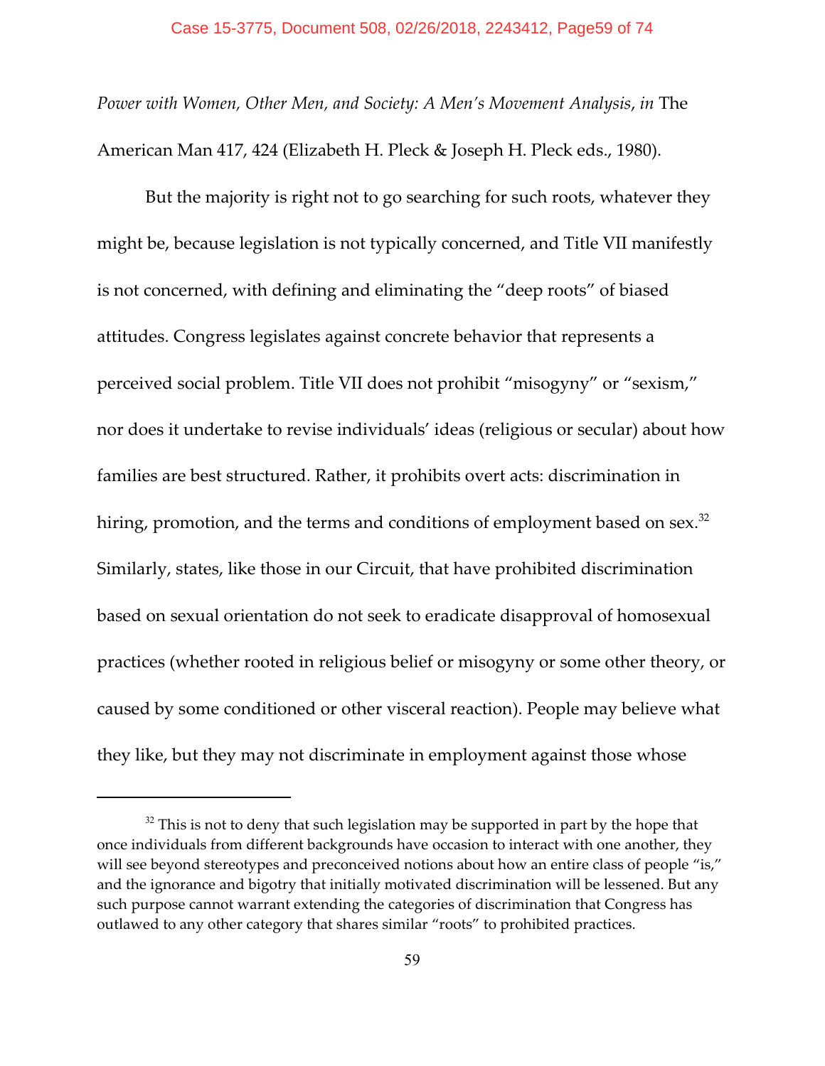*Power with Women, Other Men, and Society: A Men's Movement Analysis*, *in* The American Man 417, 424 (Elizabeth H. Pleck & Joseph H. Pleck eds., 1980).

But the majority is right not to go searching for such roots, whatever they might be, because legislation is not typically concerned, and Title VII manifestly is not concerned, with defining and eliminating the "deep roots" of biased attitudes. Congress legislates against concrete behavior that represents a perceived social problem. Title VII does not prohibit "misogyny" or "sexism," nor does it undertake to revise individuals' ideas (religious or secular) about how families are best structured. Rather, it prohibits overt acts: discrimination in hiring, promotion, and the terms and conditions of employment based on sex.[32] Similarly, states, like those in our Circuit, that have prohibited discrimination based on sexual orientation do not seek to eradicate disapproval of homosexual practices (whether rooted in religious belief or misogyny or some other theory, or caused by some conditioned or other visceral reaction). People may believe what they like, but they may not discriminate in employment against those whose

---

[32] This is not to deny that such legislation may be supported in part by the hope that once individuals from different backgrounds have occasion to interact with one another, they will see beyond stereotypes and preconceived notions about how an entire class of people "is," and the ignorance and bigotry that initially motivated discrimination will be lessened. But any such purpose cannot warrant extending the categories of discrimination that Congress has outlawed to any other category that shares similar "roots" to prohibited practices.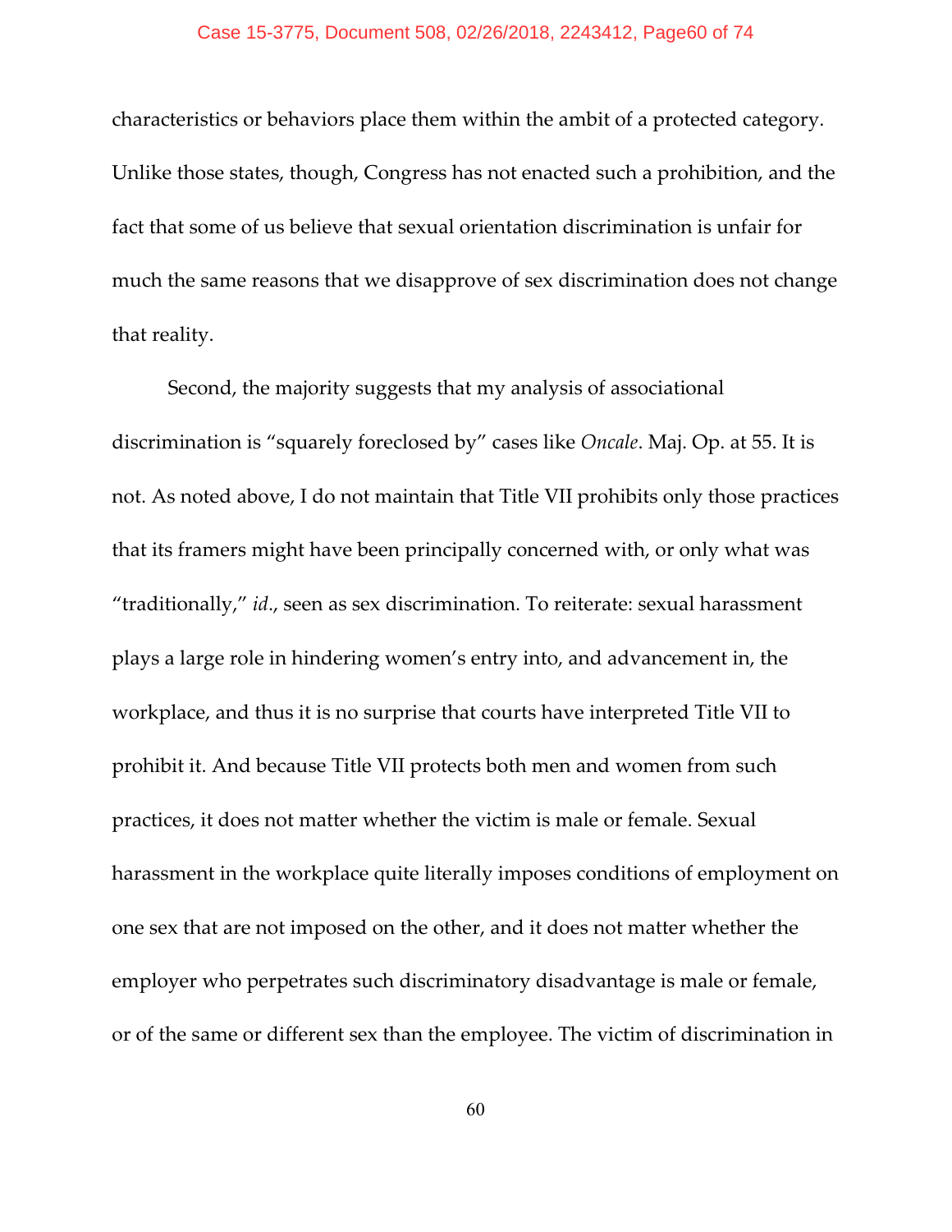characteristics or behaviors place them within the ambit of a protected category. Unlike those states, though, Congress has not enacted such a prohibition, and the fact that some of us believe that sexual orientation discrimination is unfair for much the same reasons that we disapprove of sex discrimination does not change that reality.

Second, the majority suggests that my analysis of associational discrimination is "squarely foreclosed by" cases like *Oncale*. Maj. Op. at 55. It is not. As noted above, I do not maintain that Title VII prohibits only those practices that its framers might have been principally concerned with, or only what was "traditionally," *id*., seen as sex discrimination. To reiterate: sexual harassment plays a large role in hindering women's entry into, and advancement in, the workplace, and thus it is no surprise that courts have interpreted Title VII to prohibit it. And because Title VII protects both men and women from such practices, it does not matter whether the victim is male or female. Sexual harassment in the workplace quite literally imposes conditions of employment on one sex that are not imposed on the other, and it does not matter whether the employer who perpetrates such discriminatory disadvantage is male or female, or of the same or different sex than the employee. The victim of discrimination in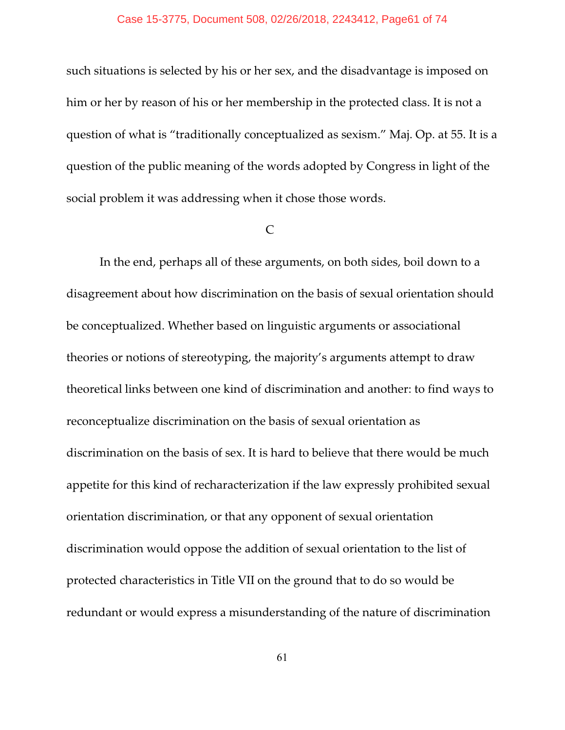such situations is selected by his or her sex, and the disadvantage is imposed on him or her by reason of his or her membership in the protected class. It is not a question of what is "traditionally conceptualized as sexism." Maj. Op. at 55. It is a question of the public meaning of the words adopted by Congress in light of the social problem it was addressing when it chose those words.

C

In the end, perhaps all of these arguments, on both sides, boil down to a disagreement about how discrimination on the basis of sexual orientation should be conceptualized. Whether based on linguistic arguments or associational theories or notions of stereotyping, the majority's arguments attempt to draw theoretical links between one kind of discrimination and another: to find ways to reconceptualize discrimination on the basis of sexual orientation as discrimination on the basis of sex. It is hard to believe that there would be much appetite for this kind of recharacterization if the law expressly prohibited sexual orientation discrimination, or that any opponent of sexual orientation discrimination would oppose the addition of sexual orientation to the list of protected characteristics in Title VII on the ground that to do so would be redundant or would express a misunderstanding of the nature of discrimination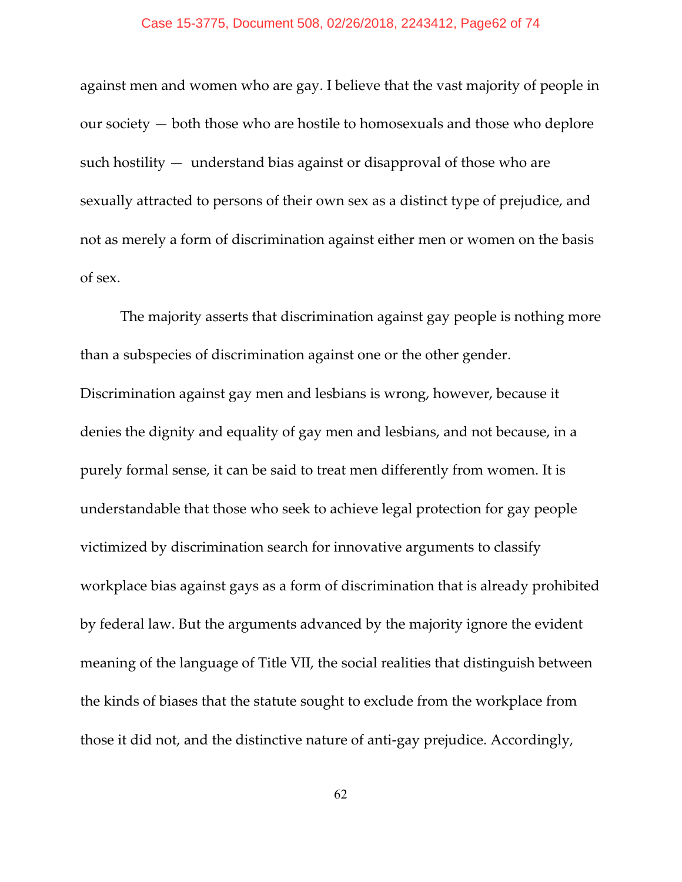against men and women who are gay. I believe that the vast majority of people in our society — both those who are hostile to homosexuals and those who deplore such hostility — understand bias against or disapproval of those who are sexually attracted to persons of their own sex as a distinct type of prejudice, and not as merely a form of discrimination against either men or women on the basis of sex.

The majority asserts that discrimination against gay people is nothing more than a subspecies of discrimination against one or the other gender. Discrimination against gay men and lesbians is wrong, however, because it denies the dignity and equality of gay men and lesbians, and not because, in a purely formal sense, it can be said to treat men differently from women. It is understandable that those who seek to achieve legal protection for gay people victimized by discrimination search for innovative arguments to classify workplace bias against gays as a form of discrimination that is already prohibited by federal law. But the arguments advanced by the majority ignore the evident meaning of the language of Title VII, the social realities that distinguish between the kinds of biases that the statute sought to exclude from the workplace from those it did not, and the distinctive nature of anti-gay prejudice. Accordingly,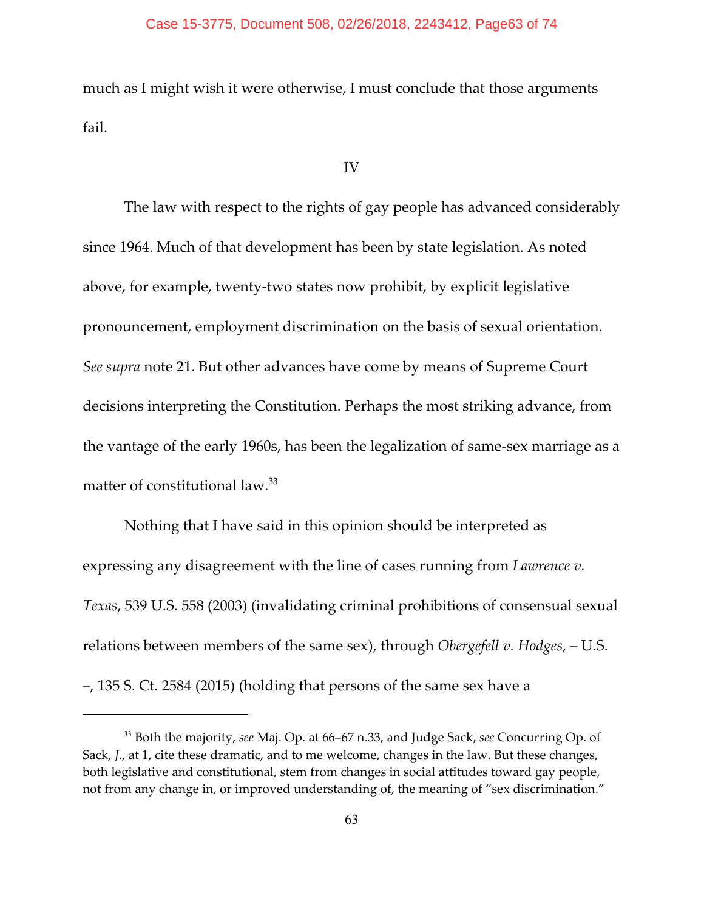much as I might wish it were otherwise, I must conclude that those arguments fail.

IV

The law with respect to the rights of gay people has advanced considerably since 1964. Much of that development has been by state legislation. As noted above, for example, twenty-two states now prohibit, by explicit legislative pronouncement, employment discrimination on the basis of sexual orientation. *See supra* note 21. But other advances have come by means of Supreme Court decisions interpreting the Constitution. Perhaps the most striking advance, from the vantage of the early 1960s, has been the legalization of same-sex marriage as a matter of constitutional law.[33]

Nothing that I have said in this opinion should be interpreted as expressing any disagreement with the line of cases running from *Lawrence v. Texas*, 539 U.S. 558 (2003) (invalidating criminal prohibitions of consensual sexual relations between members of the same sex), through *Obergefell v. Hodges*, – U.S. –, 135 S. Ct. 2584 (2015) (holding that persons of the same sex have a

---

[33] Both the majority, *see* Maj. Op. at 66–67 n.33, and Judge Sack, *see* Concurring Op. of Sack, *J.*, at 1, cite these dramatic, and to me welcome, changes in the law. But these changes, both legislative and constitutional, stem from changes in social attitudes toward gay people, not from any change in, or improved understanding of, the meaning of "sex discrimination."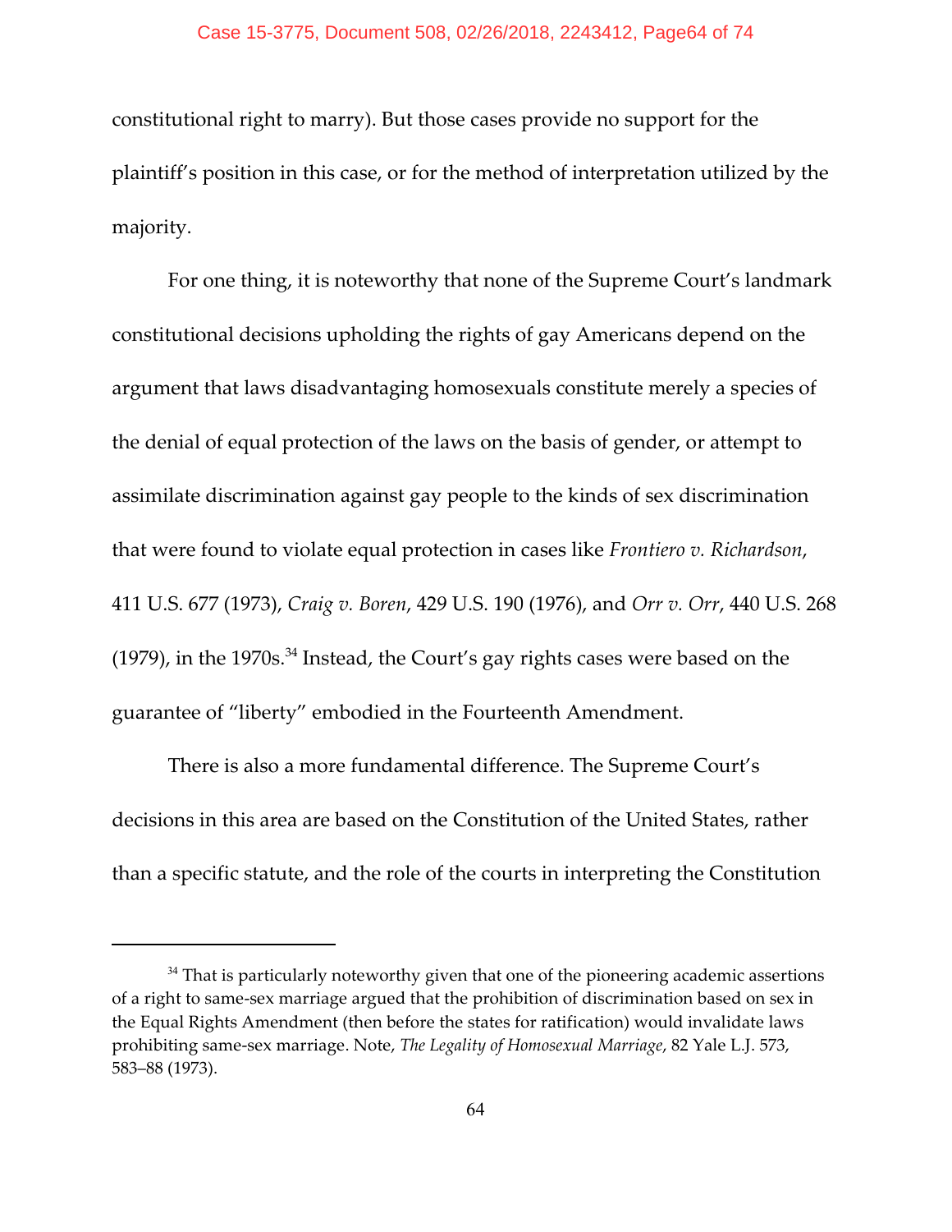constitutional right to marry). But those cases provide no support for the plaintiff's position in this case, or for the method of interpretation utilized by the majority.

For one thing, it is noteworthy that none of the Supreme Court's landmark constitutional decisions upholding the rights of gay Americans depend on the argument that laws disadvantaging homosexuals constitute merely a species of the denial of equal protection of the laws on the basis of gender, or attempt to assimilate discrimination against gay people to the kinds of sex discrimination that were found to violate equal protection in cases like *Frontiero v. Richardson*, 411 U.S. 677 (1973), *Craig v. Boren*, 429 U.S. 190 (1976), and *Orr v. Orr*, 440 U.S. 268 (1979), in the 1970s.[34] Instead, the Court's gay rights cases were based on the guarantee of "liberty" embodied in the Fourteenth Amendment.

There is also a more fundamental difference. The Supreme Court's decisions in this area are based on the Constitution of the United States, rather than a specific statute, and the role of the courts in interpreting the Constitution

---

[34] That is particularly noteworthy given that one of the pioneering academic assertions of a right to same-sex marriage argued that the prohibition of discrimination based on sex in the Equal Rights Amendment (then before the states for ratification) would invalidate laws prohibiting same-sex marriage. Note, *The Legality of Homosexual Marriage*, 82 Yale L.J. 573, 583–88 (1973).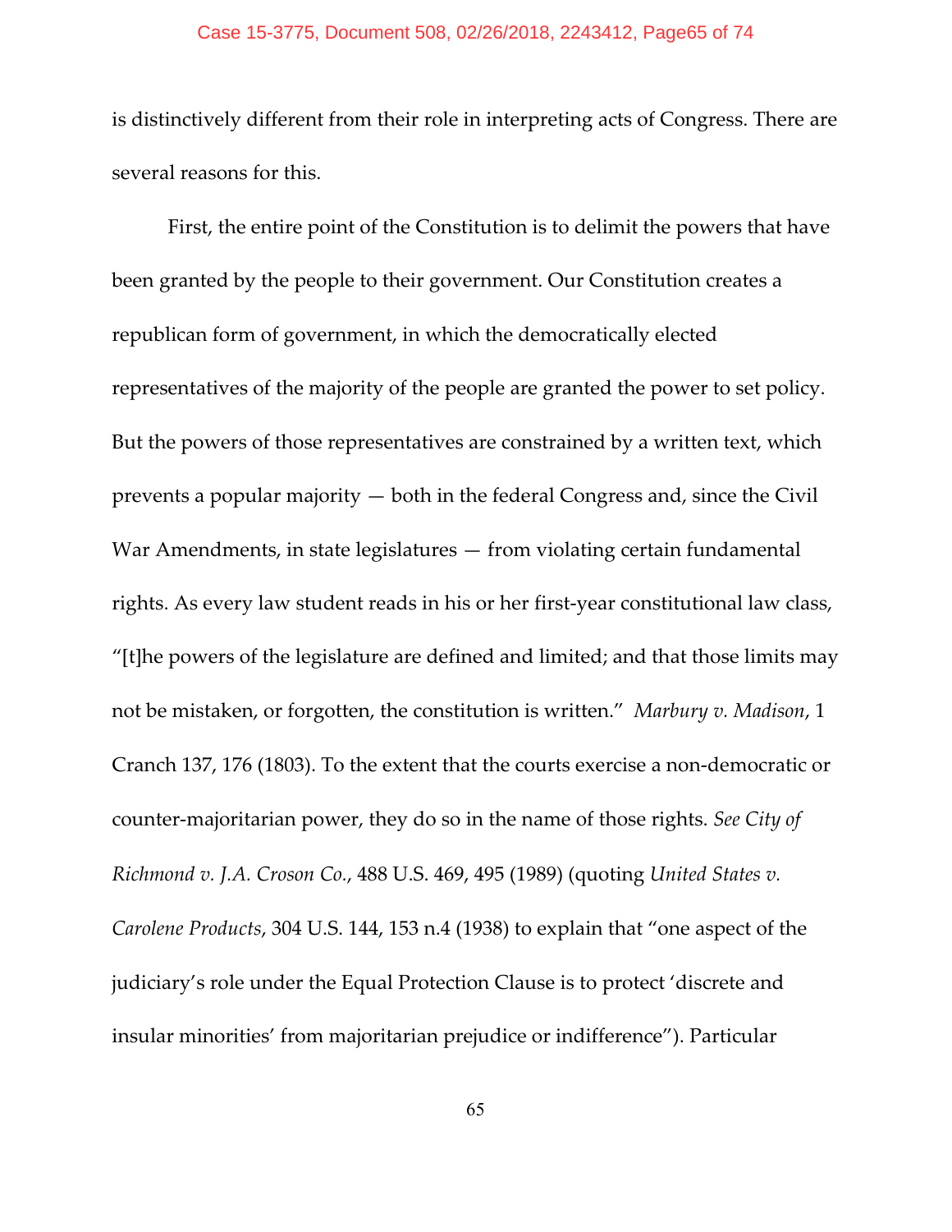is distinctively different from their role in interpreting acts of Congress. There are several reasons for this.

First, the entire point of the Constitution is to delimit the powers that have been granted by the people to their government. Our Constitution creates a republican form of government, in which the democratically elected representatives of the majority of the people are granted the power to set policy. But the powers of those representatives are constrained by a written text, which prevents a popular majority — both in the federal Congress and, since the Civil War Amendments, in state legislatures — from violating certain fundamental rights. As every law student reads in his or her first-year constitutional law class, "[t]he powers of the legislature are defined and limited; and that those limits may not be mistaken, or forgotten, the constitution is written." *Marbury v. Madison*, 1 Cranch 137, 176 (1803). To the extent that the courts exercise a non-democratic or counter-majoritarian power, they do so in the name of those rights. *See City of Richmond v. J.A. Croson Co.*, 488 U.S. 469, 495 (1989) (quoting *United States v. Carolene Products*, 304 U.S. 144, 153 n.4 (1938) to explain that "one aspect of the judiciary's role under the Equal Protection Clause is to protect 'discrete and insular minorities' from majoritarian prejudice or indifference"). Particular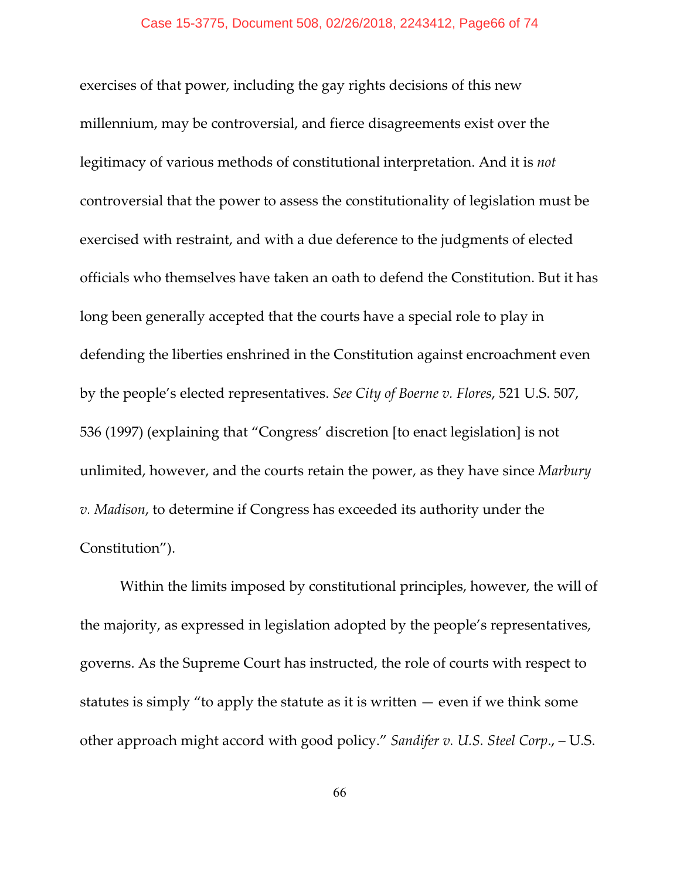exercises of that power, including the gay rights decisions of this new millennium, may be controversial, and fierce disagreements exist over the legitimacy of various methods of constitutional interpretation. And it is *not* controversial that the power to assess the constitutionality of legislation must be exercised with restraint, and with a due deference to the judgments of elected officials who themselves have taken an oath to defend the Constitution. But it has long been generally accepted that the courts have a special role to play in defending the liberties enshrined in the Constitution against encroachment even by the people's elected representatives. *See City of Boerne v. Flores*, 521 U.S. 507, 536 (1997) (explaining that "Congress' discretion [to enact legislation] is not unlimited, however, and the courts retain the power, as they have since *Marbury v. Madison*, to determine if Congress has exceeded its authority under the Constitution").

Within the limits imposed by constitutional principles, however, the will of the majority, as expressed in legislation adopted by the people's representatives, governs. As the Supreme Court has instructed, the role of courts with respect to statutes is simply "to apply the statute as it is written — even if we think some other approach might accord with good policy." *Sandifer v. U.S. Steel Corp*., – U.S.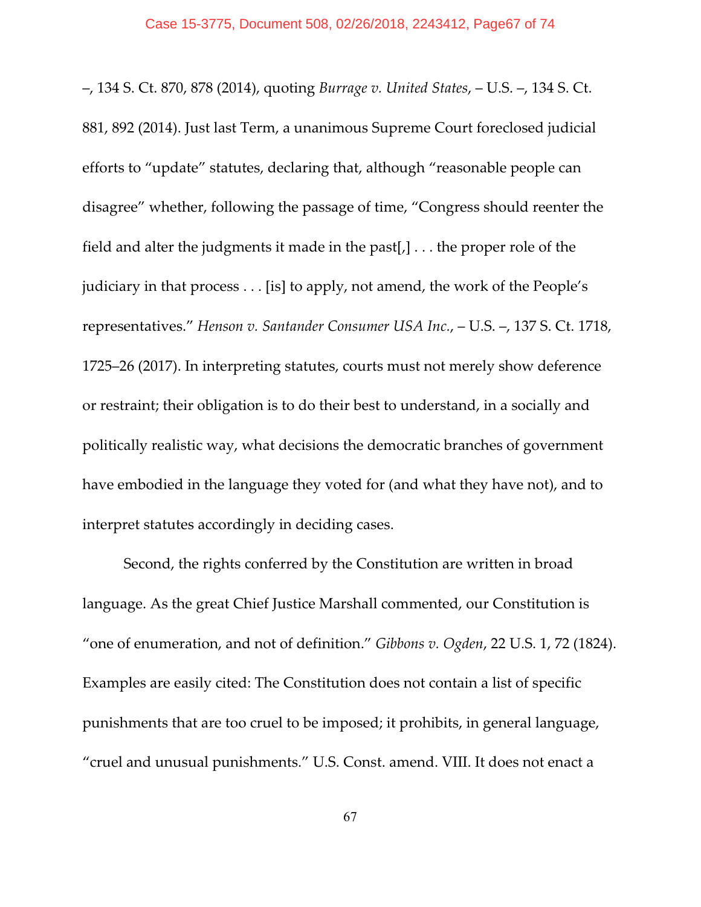–, 134 S. Ct. 870, 878 (2014), quoting *Burrage v. United States*, – U.S. –, 134 S. Ct. 881, 892 (2014). Just last Term, a unanimous Supreme Court foreclosed judicial efforts to "update" statutes, declaring that, although "reasonable people can disagree" whether, following the passage of time, "Congress should reenter the field and alter the judgments it made in the past[,] . . . the proper role of the judiciary in that process . . . [is] to apply, not amend, the work of the People's representatives." *Henson v. Santander Consumer USA Inc.*, – U.S. –, 137 S. Ct. 1718, 1725–26 (2017). In interpreting statutes, courts must not merely show deference or restraint; their obligation is to do their best to understand, in a socially and politically realistic way, what decisions the democratic branches of government have embodied in the language they voted for (and what they have not), and to interpret statutes accordingly in deciding cases.

Second, the rights conferred by the Constitution are written in broad language. As the great Chief Justice Marshall commented, our Constitution is "one of enumeration, and not of definition." *Gibbons v. Ogden*, 22 U.S. 1, 72 (1824). Examples are easily cited: The Constitution does not contain a list of specific punishments that are too cruel to be imposed; it prohibits, in general language, "cruel and unusual punishments." U.S. Const. amend. VIII. It does not enact a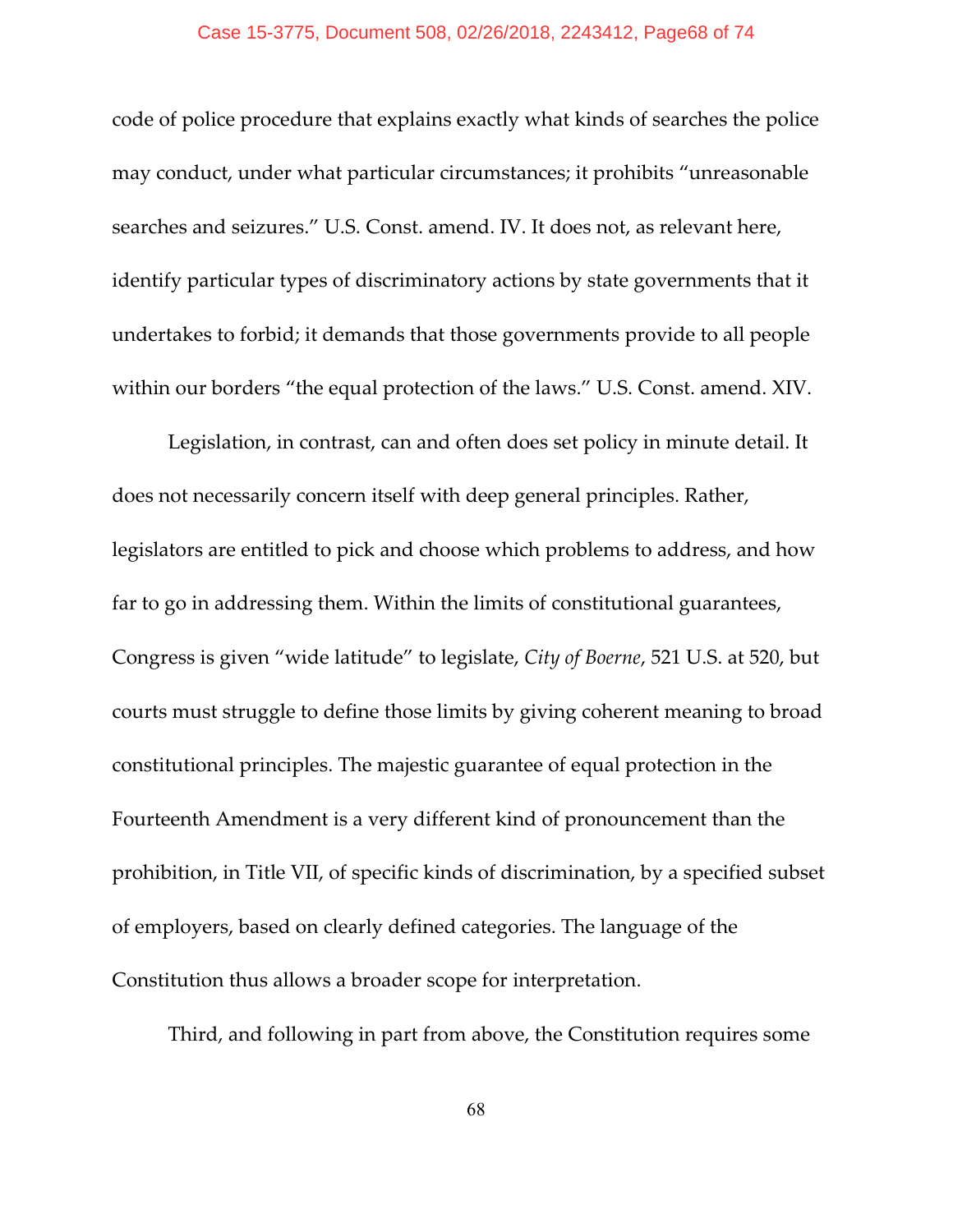code of police procedure that explains exactly what kinds of searches the police may conduct, under what particular circumstances; it prohibits "unreasonable searches and seizures." U.S. Const. amend. IV. It does not, as relevant here, identify particular types of discriminatory actions by state governments that it undertakes to forbid; it demands that those governments provide to all people within our borders "the equal protection of the laws." U.S. Const. amend. XIV.

Legislation, in contrast, can and often does set policy in minute detail. It does not necessarily concern itself with deep general principles. Rather, legislators are entitled to pick and choose which problems to address, and how far to go in addressing them. Within the limits of constitutional guarantees, Congress is given "wide latitude" to legislate, *City of Boerne*, 521 U.S. at 520, but courts must struggle to define those limits by giving coherent meaning to broad constitutional principles. The majestic guarantee of equal protection in the Fourteenth Amendment is a very different kind of pronouncement than the prohibition, in Title VII, of specific kinds of discrimination, by a specified subset of employers, based on clearly defined categories. The language of the Constitution thus allows a broader scope for interpretation.

Third, and following in part from above, the Constitution requires some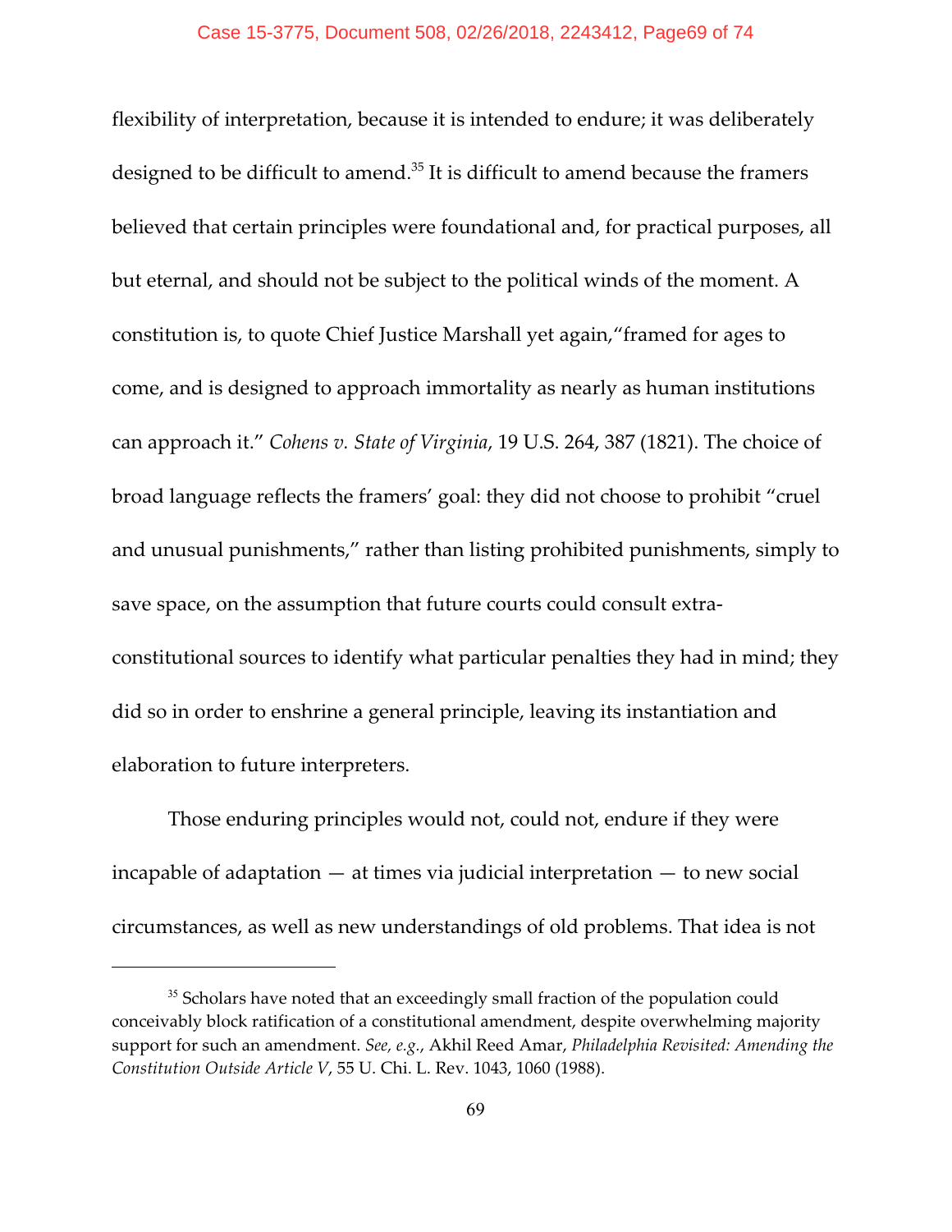flexibility of interpretation, because it is intended to endure; it was deliberately designed to be difficult to amend.[35] It is difficult to amend because the framers believed that certain principles were foundational and, for practical purposes, all but eternal, and should not be subject to the political winds of the moment. A constitution is, to quote Chief Justice Marshall yet again,"framed for ages to come, and is designed to approach immortality as nearly as human institutions can approach it." *Cohens v. State of Virginia*, 19 U.S. 264, 387 (1821). The choice of broad language reflects the framers' goal: they did not choose to prohibit "cruel and unusual punishments," rather than listing prohibited punishments, simply to save space, on the assumption that future courts could consult extra-constitutional sources to identify what particular penalties they had in mind; they did so in order to enshrine a general principle, leaving its instantiation and elaboration to future interpreters.

Those enduring principles would not, could not, endure if they were incapable of adaptation — at times via judicial interpretation — to new social circumstances, as well as new understandings of old problems. That idea is not

---

[35] Scholars have noted that an exceedingly small fraction of the population could conceivably block ratification of a constitutional amendment, despite overwhelming majority support for such an amendment. *See, e.g.*, Akhil Reed Amar, *Philadelphia Revisited: Amending the Constitution Outside Article V*, 55 U. Chi. L. Rev. 1043, 1060 (1988).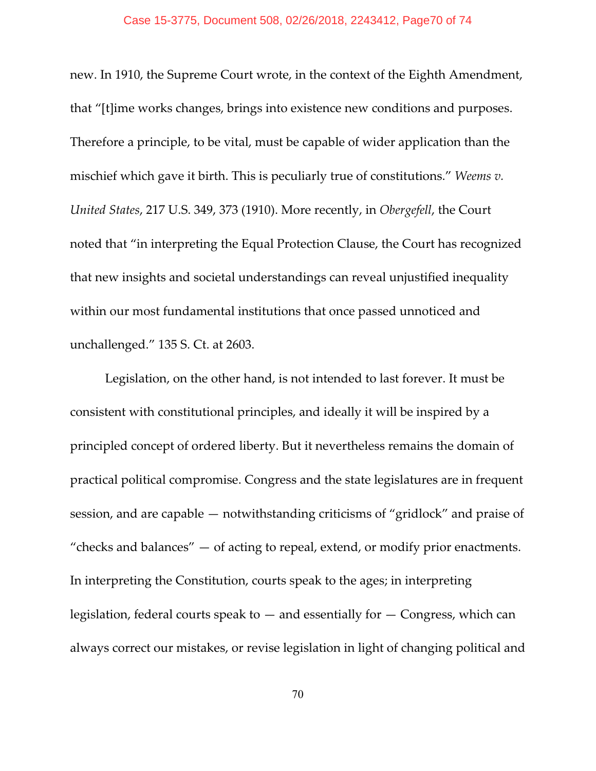new. In 1910, the Supreme Court wrote, in the context of the Eighth Amendment, that "[t]ime works changes, brings into existence new conditions and purposes. Therefore a principle, to be vital, must be capable of wider application than the mischief which gave it birth. This is peculiarly true of constitutions." *Weems v. United States*, 217 U.S. 349, 373 (1910). More recently, in *Obergefell*, the Court noted that "in interpreting the Equal Protection Clause, the Court has recognized that new insights and societal understandings can reveal unjustified inequality within our most fundamental institutions that once passed unnoticed and unchallenged." 135 S. Ct. at 2603.

Legislation, on the other hand, is not intended to last forever. It must be consistent with constitutional principles, and ideally it will be inspired by a principled concept of ordered liberty. But it nevertheless remains the domain of practical political compromise. Congress and the state legislatures are in frequent session, and are capable — notwithstanding criticisms of "gridlock" and praise of "checks and balances" — of acting to repeal, extend, or modify prior enactments. In interpreting the Constitution, courts speak to the ages; in interpreting legislation, federal courts speak to — and essentially for — Congress, which can always correct our mistakes, or revise legislation in light of changing political and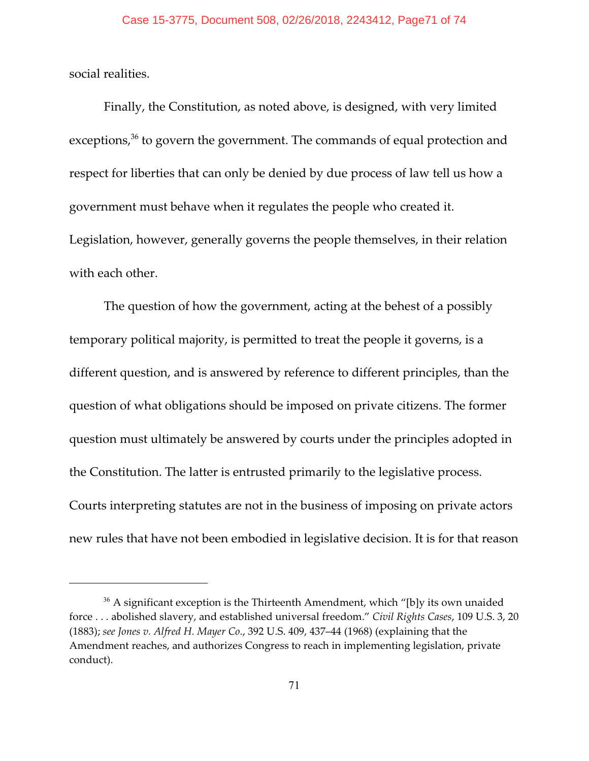social realities.

Finally, the Constitution, as noted above, is designed, with very limited exceptions,[36] to govern the government. The commands of equal protection and respect for liberties that can only be denied by due process of law tell us how a government must behave when it regulates the people who created it. Legislation, however, generally governs the people themselves, in their relation with each other.

The question of how the government, acting at the behest of a possibly temporary political majority, is permitted to treat the people it governs, is a different question, and is answered by reference to different principles, than the question of what obligations should be imposed on private citizens. The former question must ultimately be answered by courts under the principles adopted in the Constitution. The latter is entrusted primarily to the legislative process. Courts interpreting statutes are not in the business of imposing on private actors new rules that have not been embodied in legislative decision. It is for that reason

---

[36] A significant exception is the Thirteenth Amendment, which "[b]y its own unaided force . . . abolished slavery, and established universal freedom." *Civil Rights Cases*, 109 U.S. 3, 20 (1883); *see Jones v. Alfred H. Mayer Co.*, 392 U.S. 409, 437–44 (1968) (explaining that the Amendment reaches, and authorizes Congress to reach in implementing legislation, private conduct).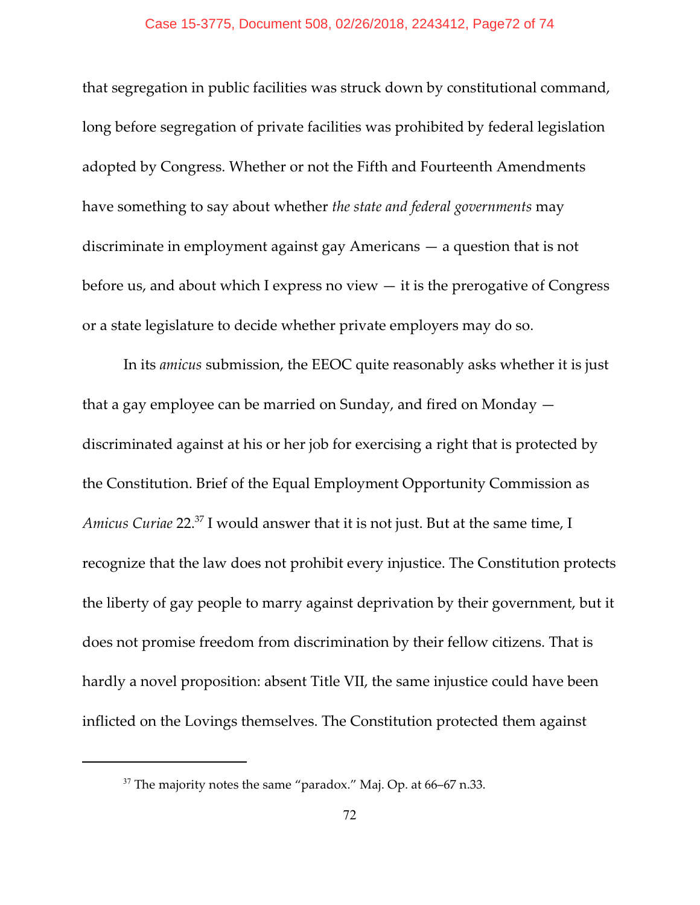that segregation in public facilities was struck down by constitutional command, long before segregation of private facilities was prohibited by federal legislation adopted by Congress. Whether or not the Fifth and Fourteenth Amendments have something to say about whether *the state and federal governments* may discriminate in employment against gay Americans — a question that is not before us, and about which I express no view — it is the prerogative of Congress or a state legislature to decide whether private employers may do so.

In its *amicus* submission, the EEOC quite reasonably asks whether it is just that a gay employee can be married on Sunday, and fired on Monday — discriminated against at his or her job for exercising a right that is protected by the Constitution. Brief of the Equal Employment Opportunity Commission as *Amicus Curiae* 22.[37] I would answer that it is not just. But at the same time, I recognize that the law does not prohibit every injustice. The Constitution protects the liberty of gay people to marry against deprivation by their government, but it does not promise freedom from discrimination by their fellow citizens. That is hardly a novel proposition: absent Title VII, the same injustice could have been inflicted on the Lovings themselves. The Constitution protected them against

---

[37] The majority notes the same "paradox." Maj. Op. at 66–67 n.33.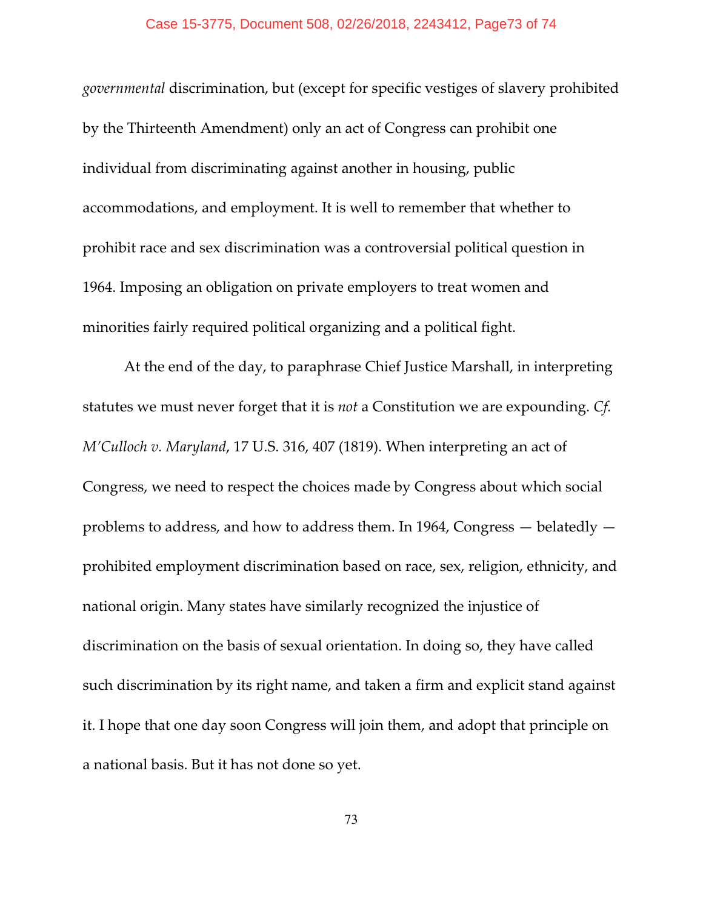*governmental* discrimination, but (except for specific vestiges of slavery prohibited by the Thirteenth Amendment) only an act of Congress can prohibit one individual from discriminating against another in housing, public accommodations, and employment. It is well to remember that whether to prohibit race and sex discrimination was a controversial political question in 1964. Imposing an obligation on private employers to treat women and minorities fairly required political organizing and a political fight.

At the end of the day, to paraphrase Chief Justice Marshall, in interpreting statutes we must never forget that it is *not* a Constitution we are expounding. *Cf. M'Culloch v. Maryland*, 17 U.S. 316, 407 (1819). When interpreting an act of Congress, we need to respect the choices made by Congress about which social problems to address, and how to address them. In 1964, Congress — belatedly — prohibited employment discrimination based on race, sex, religion, ethnicity, and national origin. Many states have similarly recognized the injustice of discrimination on the basis of sexual orientation. In doing so, they have called such discrimination by its right name, and taken a firm and explicit stand against it. I hope that one day soon Congress will join them, and adopt that principle on a national basis. But it has not done so yet.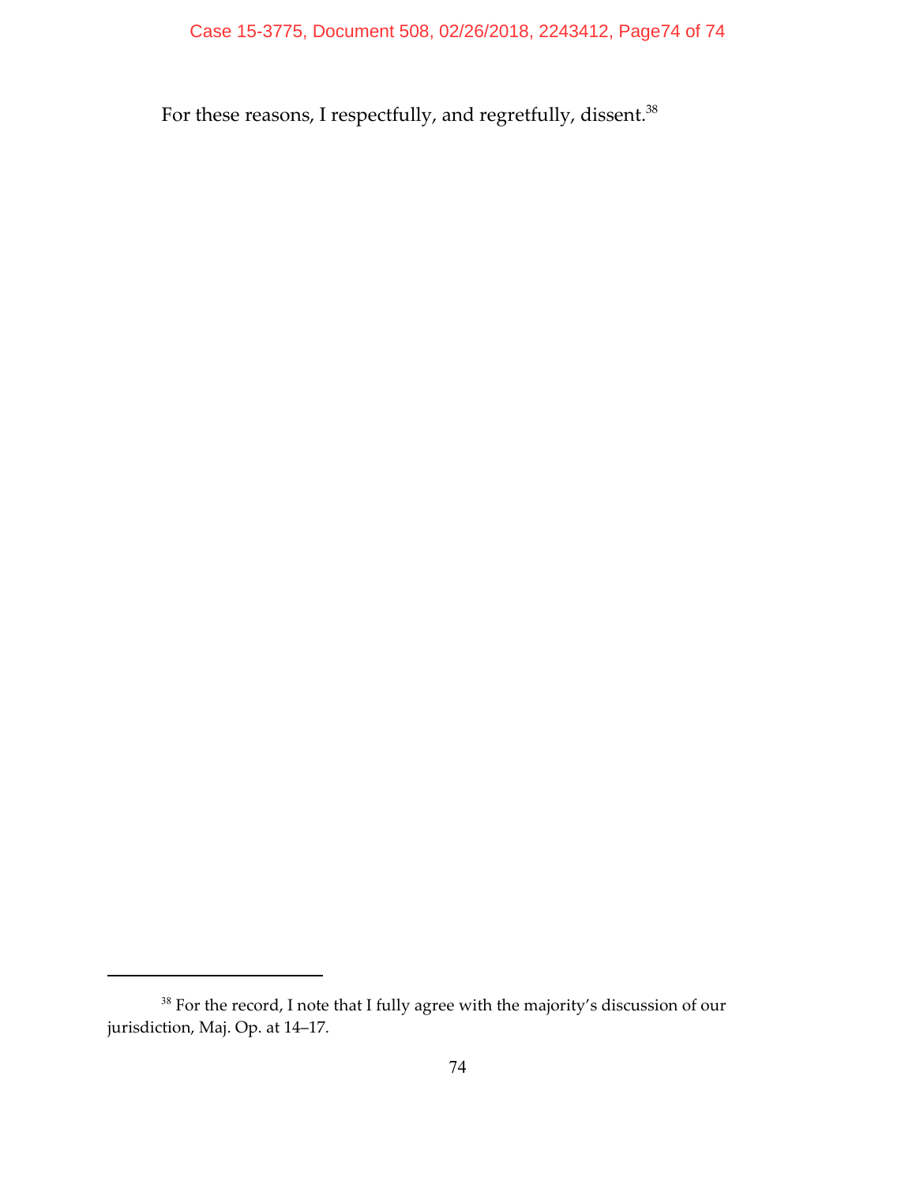For these reasons, I respectfully, and regretfully, dissent.[38]

[38] For the record, I note that I fully agree with the majority's discussion of our jurisdiction, Maj. Op. at 14–17.